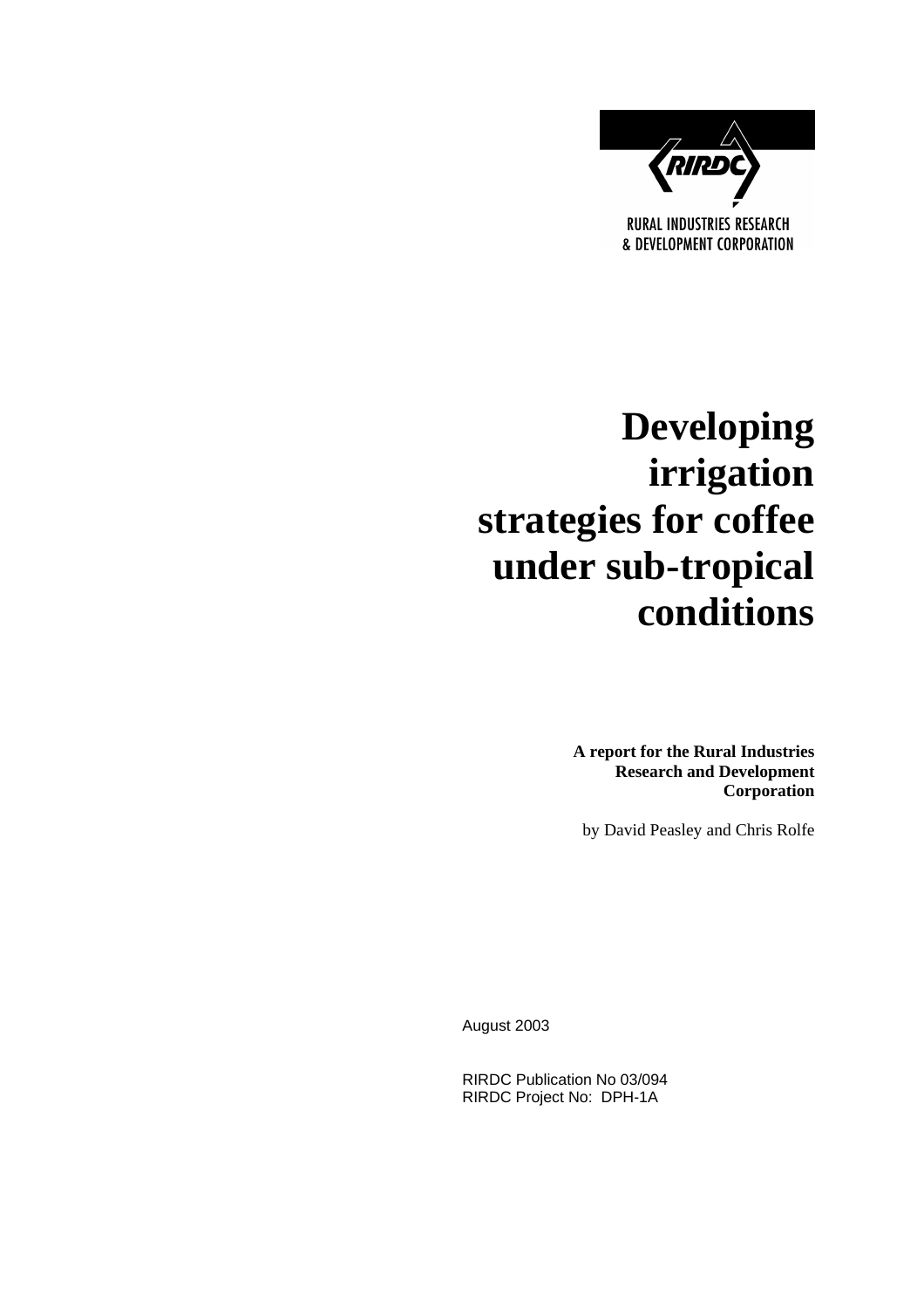RIRDC

RURAL INDUSTRIES RESEARCH & DEVELOPMENT CORPORATION

# Developing irrigation strategies for coffee under sub-tropical conditions

**A report for the Rural Industries Research and Development Corporation**

by David Peasley and Chris Rolfe

August 2003

RIRDC Publication No 03/094
RIRDC Project No: DPH-1A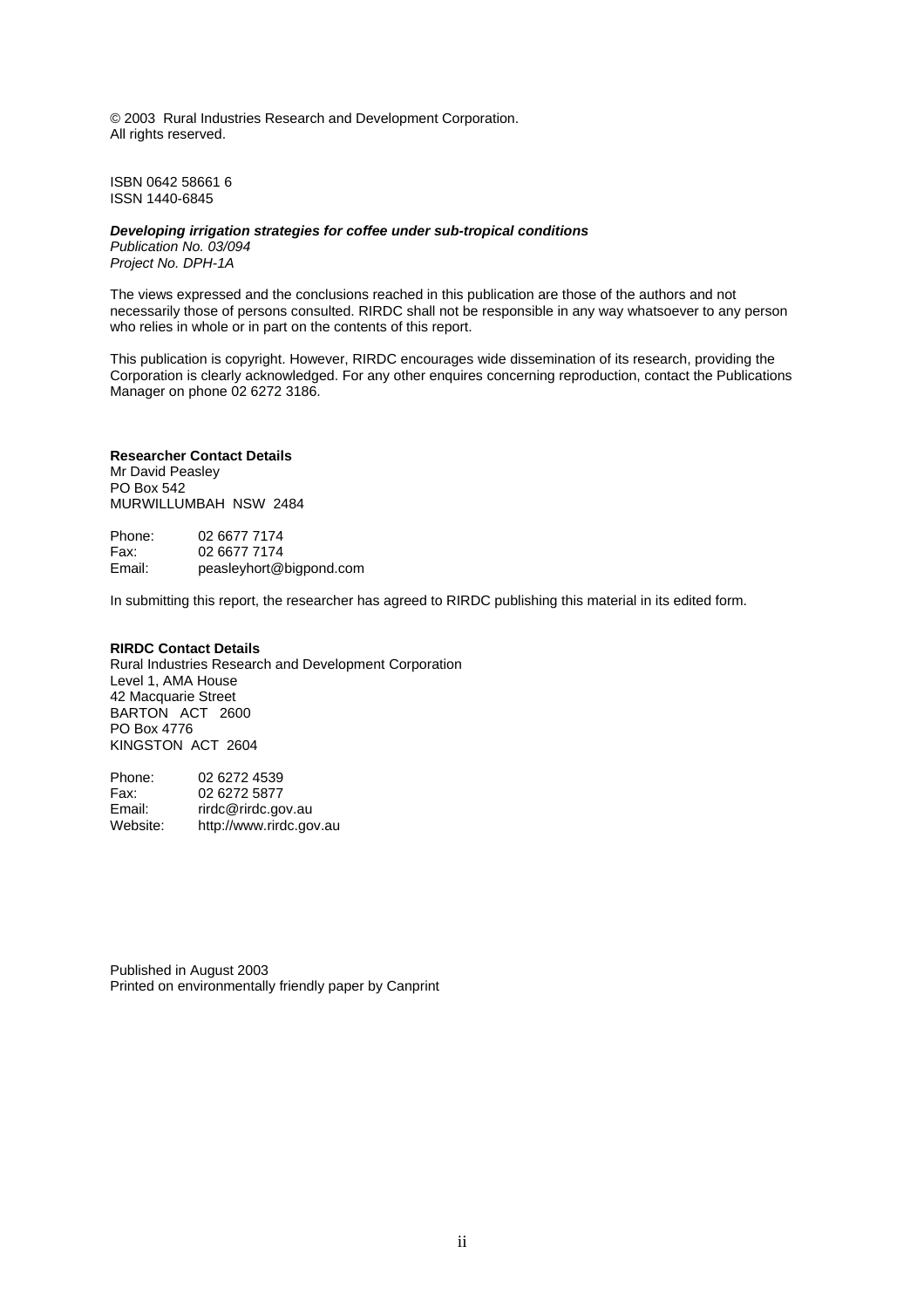© 2003 Rural Industries Research and Development Corporation.
All rights reserved.

ISBN 0642 58661 6
ISSN 1440-6845

***Developing irrigation strategies for coffee under sub-tropical conditions***
*Publication No. 03/094*
*Project No. DPH-1A*

The views expressed and the conclusions reached in this publication are those of the authors and not necessarily those of persons consulted. RIRDC shall not be responsible in any way whatsoever to any person who relies in whole or in part on the contents of this report.

This publication is copyright. However, RIRDC encourages wide dissemination of its research, providing the Corporation is clearly acknowledged. For any other enquires concerning reproduction, contact the Publications Manager on phone 02 6272 3186.

**Researcher Contact Details**
Mr David Peasley
PO Box 542
MURWILLUMBAH NSW 2484

Phone: 02 6677 7174
Fax: 02 6677 7174
Email: peasleyhort@bigpond.com

In submitting this report, the researcher has agreed to RIRDC publishing this material in its edited form.

**RIRDC Contact Details**
Rural Industries Research and Development Corporation
Level 1, AMA House
42 Macquarie Street
BARTON ACT 2600
PO Box 4776
KINGSTON ACT 2604

Phone: 02 6272 4539
Fax: 02 6272 5877
Email: rirdc@rirdc.gov.au
Website: http://www.rirdc.gov.au

Published in August 2003
Printed on environmentally friendly paper by Canprint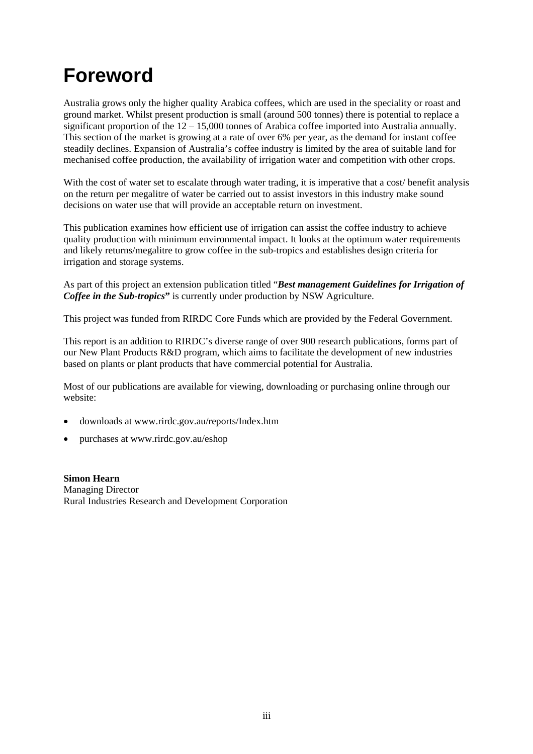# Foreword

Australia grows only the higher quality Arabica coffees, which are used in the speciality or roast and ground market. Whilst present production is small (around 500 tonnes) there is potential to replace a significant proportion of the 12 – 15,000 tonnes of Arabica coffee imported into Australia annually. This section of the market is growing at a rate of over 6% per year, as the demand for instant coffee steadily declines. Expansion of Australia's coffee industry is limited by the area of suitable land for mechanised coffee production, the availability of irrigation water and competition with other crops.

With the cost of water set to escalate through water trading, it is imperative that a cost/ benefit analysis on the return per megalitre of water be carried out to assist investors in this industry make sound decisions on water use that will provide an acceptable return on investment.

This publication examines how efficient use of irrigation can assist the coffee industry to achieve quality production with minimum environmental impact. It looks at the optimum water requirements and likely returns/megalitre to grow coffee in the sub-tropics and establishes design criteria for irrigation and storage systems.

As part of this project an extension publication titled "***Best management Guidelines for Irrigation of Coffee in the Sub-tropics***" is currently under production by NSW Agriculture.

This project was funded from RIRDC Core Funds which are provided by the Federal Government.

This report is an addition to RIRDC's diverse range of over 900 research publications, forms part of our New Plant Products R&D program, which aims to facilitate the development of new industries based on plants or plant products that have commercial potential for Australia.

Most of our publications are available for viewing, downloading or purchasing online through our website:

- downloads at www.rirdc.gov.au/reports/Index.htm
- purchases at www.rirdc.gov.au/eshop

**Simon Hearn**
Managing Director
Rural Industries Research and Development Corporation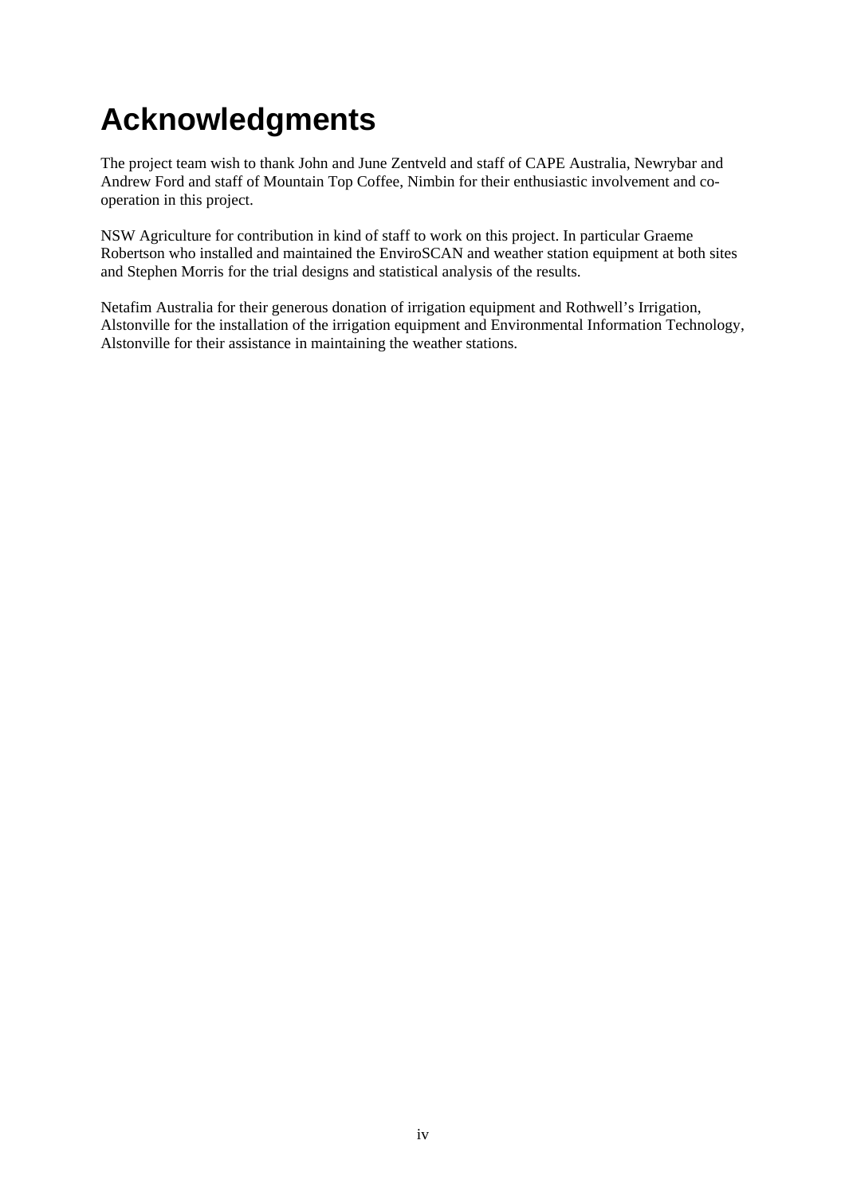# Acknowledgments

The project team wish to thank John and June Zentveld and staff of CAPE Australia, Newrybar and Andrew Ford and staff of Mountain Top Coffee, Nimbin for their enthusiastic involvement and co-operation in this project.

NSW Agriculture for contribution in kind of staff to work on this project. In particular Graeme Robertson who installed and maintained the EnviroSCAN and weather station equipment at both sites and Stephen Morris for the trial designs and statistical analysis of the results.

Netafim Australia for their generous donation of irrigation equipment and Rothwell's Irrigation, Alstonville for the installation of the irrigation equipment and Environmental Information Technology, Alstonville for their assistance in maintaining the weather stations.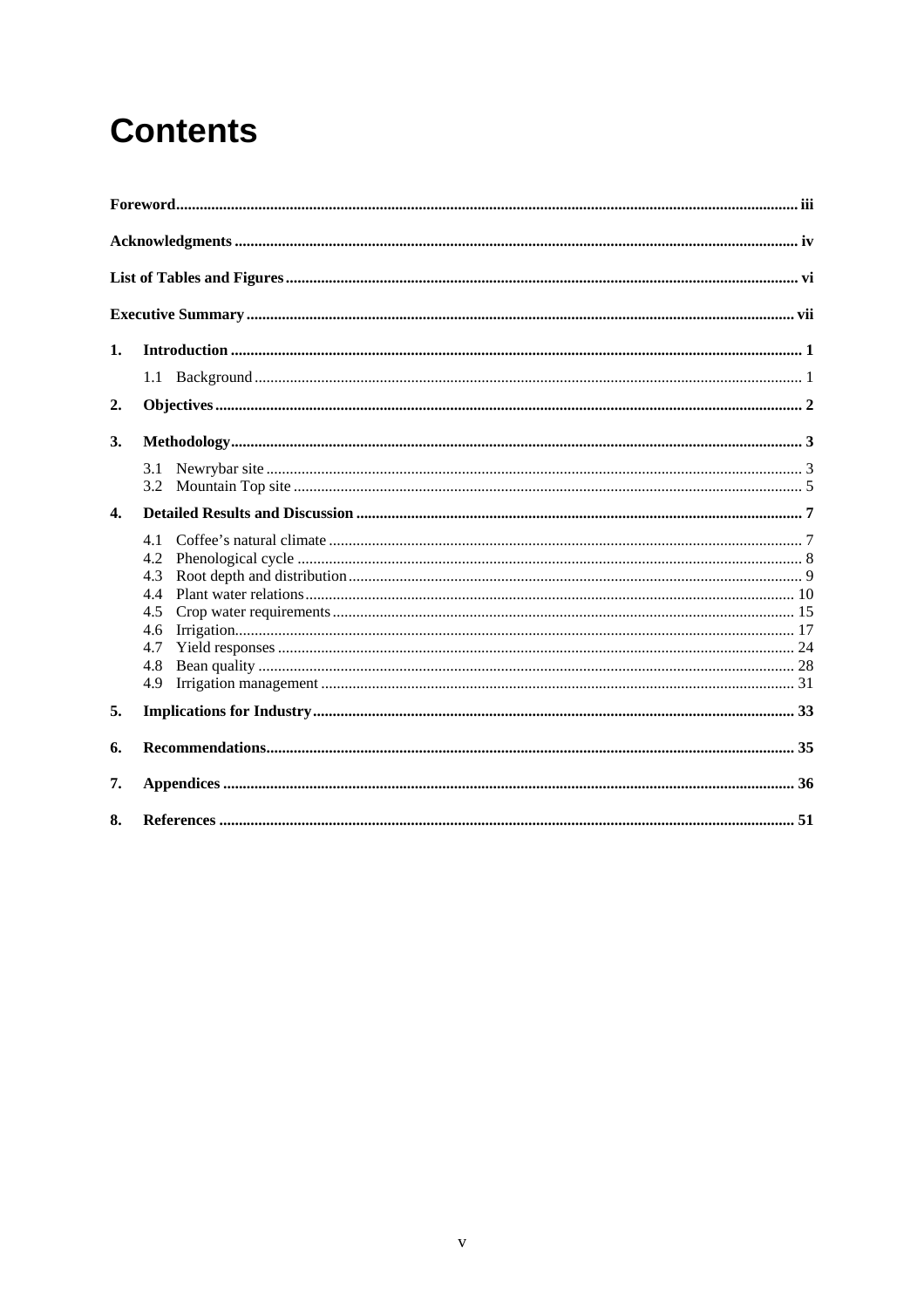# Contents

**Foreword** .......... iii

**Acknowledgments** .......... iv

**List of Tables and Figures** .......... vi

**Executive Summary** .......... vii

**1. Introduction** .......... 1

- 1.1 Background .......... 1

**2. Objectives** .......... 2

**3. Methodology** .......... 3

- 3.1 Newrybar site .......... 3
- 3.2 Mountain Top site .......... 5

**4. Detailed Results and Discussion** .......... 7

- 4.1 Coffee's natural climate .......... 7
- 4.2 Phenological cycle .......... 8
- 4.3 Root depth and distribution .......... 9
- 4.4 Plant water relations .......... 10
- 4.5 Crop water requirements .......... 15
- 4.6 Irrigation .......... 17
- 4.7 Yield responses .......... 24
- 4.8 Bean quality .......... 28
- 4.9 Irrigation management .......... 31

**5. Implications for Industry** .......... 33

**6. Recommendations** .......... 35

**7. Appendices** .......... 36

**8. References** .......... 51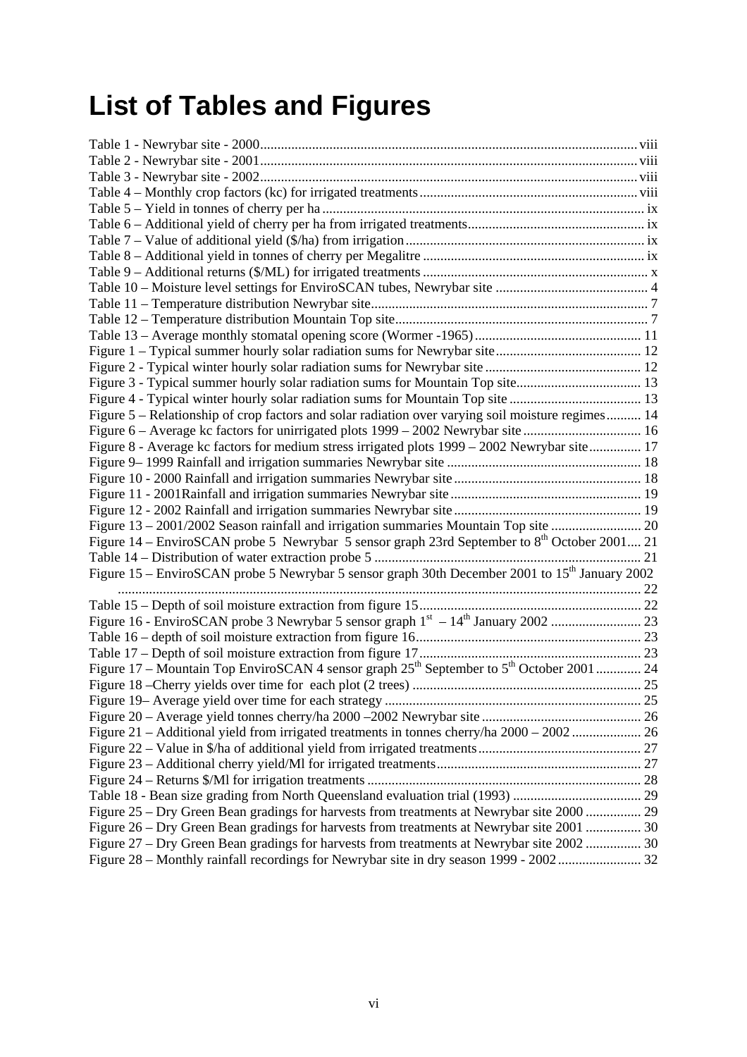# List of Tables and Figures

Table 1 - Newrybar site - 2000 .......... viii
Table 2 - Newrybar site - 2001 .......... viii
Table 3 - Newrybar site - 2002 .......... viii
Table 4 – Monthly crop factors (kc) for irrigated treatments .......... viii
Table 5 – Yield in tonnes of cherry per ha .......... ix
Table 6 – Additional yield of cherry per ha from irrigated treatments .......... ix
Table 7 – Value of additional yield ($/ha) from irrigation .......... ix
Table 8 – Additional yield in tonnes of cherry per Megalitre .......... ix
Table 9 – Additional returns ($/ML) for irrigated treatments .......... x
Table 10 – Moisture level settings for EnviroSCAN tubes, Newrybar site .......... 4
Table 11 – Temperature distribution Newrybar site .......... 7
Table 12 – Temperature distribution Mountain Top site .......... 7
Table 13 – Average monthly stomatal opening score (Wormer -1965) .......... 11
Figure 1 – Typical summer hourly solar radiation sums for Newrybar site .......... 12
Figure 2 - Typical winter hourly solar radiation sums for Newrybar site .......... 12
Figure 3 - Typical summer hourly solar radiation sums for Mountain Top site .......... 13
Figure 4 - Typical winter hourly solar radiation sums for Mountain Top site .......... 13
Figure 5 – Relationship of crop factors and solar radiation over varying soil moisture regimes .......... 14
Figure 6 – Average kc factors for unirrigated plots 1999 – 2002 Newrybar site .......... 16
Figure 8 - Average kc factors for medium stress irrigated plots 1999 – 2002 Newrybar site .......... 17
Figure 9– 1999 Rainfall and irrigation summaries Newrybar site .......... 18
Figure 10 - 2000 Rainfall and irrigation summaries Newrybar site .......... 18
Figure 11 - 2001Rainfall and irrigation summaries Newrybar site .......... 19
Figure 12 - 2002 Rainfall and irrigation summaries Newrybar site .......... 19
Figure 13 – 2001/2002 Season rainfall and irrigation summaries Mountain Top site .......... 20
Figure 14 – EnviroSCAN probe 5 Newrybar 5 sensor graph 23rd September to 8th October 2001 .......... 21
Table 14 – Distribution of water extraction probe 5 .......... 21
Figure 15 – EnviroSCAN probe 5 Newrybar 5 sensor graph 30th December 2001 to 15th January 2002 .......... 22
Table 15 – Depth of soil moisture extraction from figure 15 .......... 22
Figure 16 - EnviroSCAN probe 3 Newrybar 5 sensor graph 1st – 14th January 2002 .......... 23
Table 16 – depth of soil moisture extraction from figure 16 .......... 23
Table 17 – Depth of soil moisture extraction from figure 17 .......... 23
Figure 17 – Mountain Top EnviroSCAN 4 sensor graph 25th September to 5th October 2001 .......... 24
Figure 18 –Cherry yields over time for each plot (2 trees) .......... 25
Figure 19– Average yield over time for each strategy .......... 25
Figure 20 – Average yield tonnes cherry/ha 2000 –2002 Newrybar site .......... 26
Figure 21 – Additional yield from irrigated treatments in tonnes cherry/ha 2000 – 2002 .......... 26
Figure 22 – Value in $/ha of additional yield from irrigated treatments .......... 27
Figure 23 – Additional cherry yield/Ml for irrigated treatments .......... 27
Figure 24 – Returns $/Ml for irrigation treatments .......... 28
Table 18 - Bean size grading from North Queensland evaluation trial (1993) .......... 29
Figure 25 – Dry Green Bean gradings for harvests from treatments at Newrybar site 2000 .......... 29
Figure 26 – Dry Green Bean gradings for harvests from treatments at Newrybar site 2001 .......... 30
Figure 27 – Dry Green Bean gradings for harvests from treatments at Newrybar site 2002 .......... 30
Figure 28 – Monthly rainfall recordings for Newrybar site in dry season 1999 - 2002 .......... 32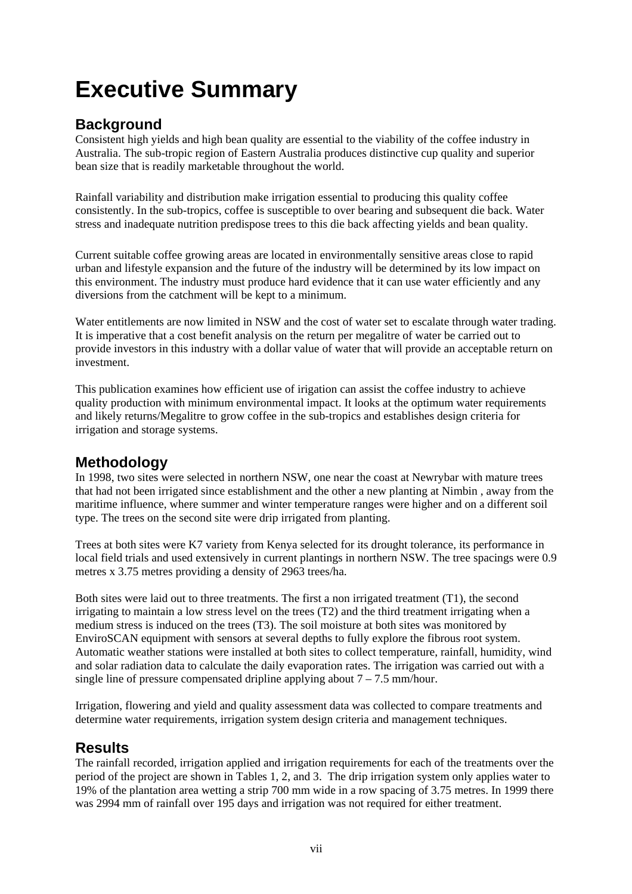# Executive Summary

## Background

Consistent high yields and high bean quality are essential to the viability of the coffee industry in Australia. The sub-tropic region of Eastern Australia produces distinctive cup quality and superior bean size that is readily marketable throughout the world.

Rainfall variability and distribution make irrigation essential to producing this quality coffee consistently. In the sub-tropics, coffee is susceptible to over bearing and subsequent die back. Water stress and inadequate nutrition predispose trees to this die back affecting yields and bean quality.

Current suitable coffee growing areas are located in environmentally sensitive areas close to rapid urban and lifestyle expansion and the future of the industry will be determined by its low impact on this environment. The industry must produce hard evidence that it can use water efficiently and any diversions from the catchment will be kept to a minimum.

Water entitlements are now limited in NSW and the cost of water set to escalate through water trading. It is imperative that a cost benefit analysis on the return per megalitre of water be carried out to provide investors in this industry with a dollar value of water that will provide an acceptable return on investment.

This publication examines how efficient use of irigation can assist the coffee industry to achieve quality production with minimum environmental impact. It looks at the optimum water requirements and likely returns/Megalitre to grow coffee in the sub-tropics and establishes design criteria for irrigation and storage systems.

## Methodology

In 1998, two sites were selected in northern NSW, one near the coast at Newrybar with mature trees that had not been irrigated since establishment and the other a new planting at Nimbin , away from the maritime influence, where summer and winter temperature ranges were higher and on a different soil type. The trees on the second site were drip irrigated from planting.

Trees at both sites were K7 variety from Kenya selected for its drought tolerance, its performance in local field trials and used extensively in current plantings in northern NSW. The tree spacings were 0.9 metres x 3.75 metres providing a density of 2963 trees/ha.

Both sites were laid out to three treatments. The first a non irrigated treatment (T1), the second irrigating to maintain a low stress level on the trees (T2) and the third treatment irrigating when a medium stress is induced on the trees (T3). The soil moisture at both sites was monitored by EnviroSCAN equipment with sensors at several depths to fully explore the fibrous root system. Automatic weather stations were installed at both sites to collect temperature, rainfall, humidity, wind and solar radiation data to calculate the daily evaporation rates. The irrigation was carried out with a single line of pressure compensated dripline applying about 7 – 7.5 mm/hour.

Irrigation, flowering and yield and quality assessment data was collected to compare treatments and determine water requirements, irrigation system design criteria and management techniques.

## Results

The rainfall recorded, irrigation applied and irrigation requirements for each of the treatments over the period of the project are shown in Tables 1, 2, and 3. The drip irrigation system only applies water to 19% of the plantation area wetting a strip 700 mm wide in a row spacing of 3.75 metres. In 1999 there was 2994 mm of rainfall over 195 days and irrigation was not required for either treatment.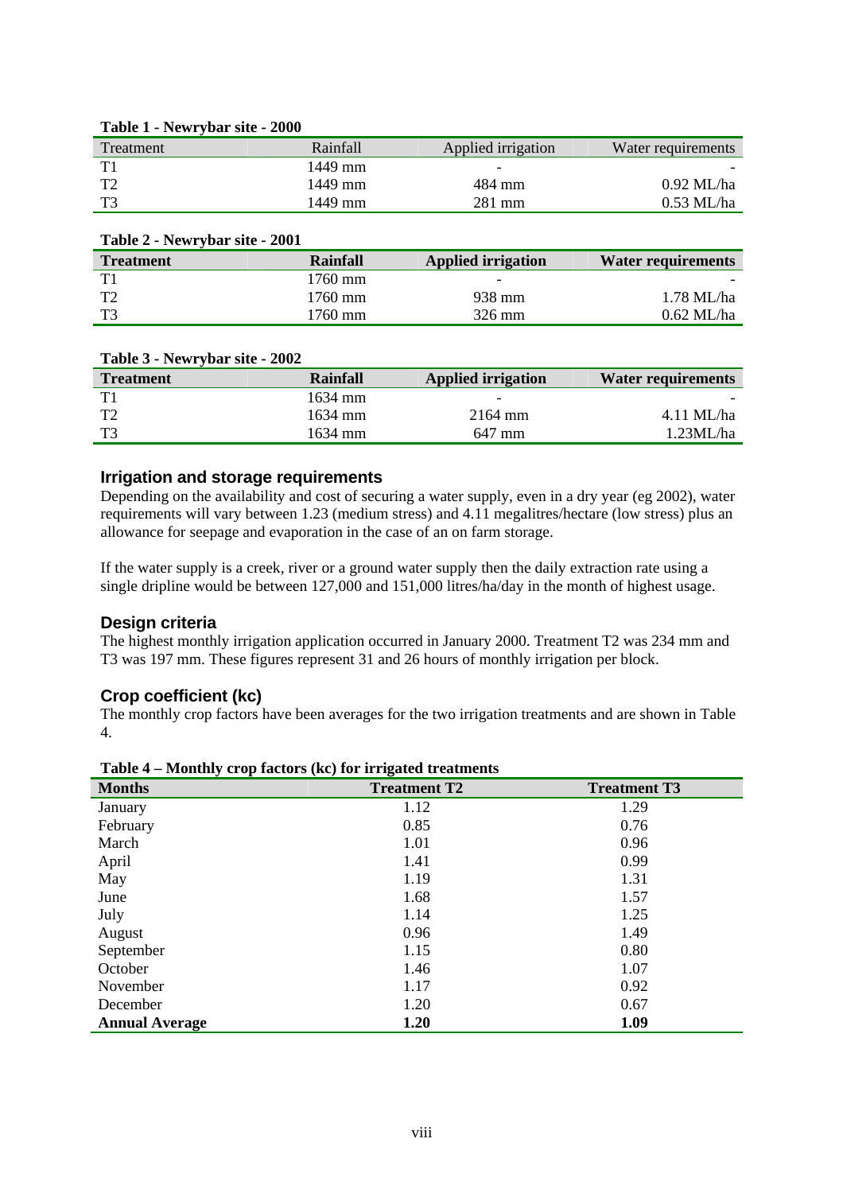**Table 1 - Newrybar site - 2000**

| Treatment | Rainfall | Applied irrigation | Water requirements |
|---|---|---|---|
| T1 | 1449 mm | - | - |
| T2 | 1449 mm | 484 mm | 0.92 ML/ha |
| T3 | 1449 mm | 281 mm | 0.53 ML/ha |

**Table 2 - Newrybar site - 2001**

| Treatment | Rainfall | Applied irrigation | Water requirements |
|---|---|---|---|
| T1 | 1760 mm | - | - |
| T2 | 1760 mm | 938 mm | 1.78 ML/ha |
| T3 | 1760 mm | 326 mm | 0.62 ML/ha |

**Table 3 - Newrybar site - 2002**

| Treatment | Rainfall | Applied irrigation | Water requirements |
|---|---|---|---|
| T1 | 1634 mm | - | - |
| T2 | 1634 mm | 2164 mm | 4.11 ML/ha |
| T3 | 1634 mm | 647 mm | 1.23ML/ha |

## Irrigation and storage requirements

Depending on the availability and cost of securing a water supply, even in a dry year (eg 2002), water requirements will vary between 1.23 (medium stress) and 4.11 megalitres/hectare (low stress) plus an allowance for seepage and evaporation in the case of an on farm storage.

If the water supply is a creek, river or a ground water supply then the daily extraction rate using a single dripline would be between 127,000 and 151,000 litres/ha/day in the month of highest usage.

## Design criteria

The highest monthly irrigation application occurred in January 2000. Treatment T2 was 234 mm and T3 was 197 mm. These figures represent 31 and 26 hours of monthly irrigation per block.

## Crop coefficient (kc)

The monthly crop factors have been averages for the two irrigation treatments and are shown in Table 4.

**Table 4 – Monthly crop factors (kc) for irrigated treatments**

| Months | Treatment T2 | Treatment T3 |
|---|---|---|
| January | 1.12 | 1.29 |
| February | 0.85 | 0.76 |
| March | 1.01 | 0.96 |
| April | 1.41 | 0.99 |
| May | 1.19 | 1.31 |
| June | 1.68 | 1.57 |
| July | 1.14 | 1.25 |
| August | 0.96 | 1.49 |
| September | 1.15 | 0.80 |
| October | 1.46 | 1.07 |
| November | 1.17 | 0.92 |
| December | 1.20 | 0.67 |
| **Annual Average** | **1.20** | **1.09** |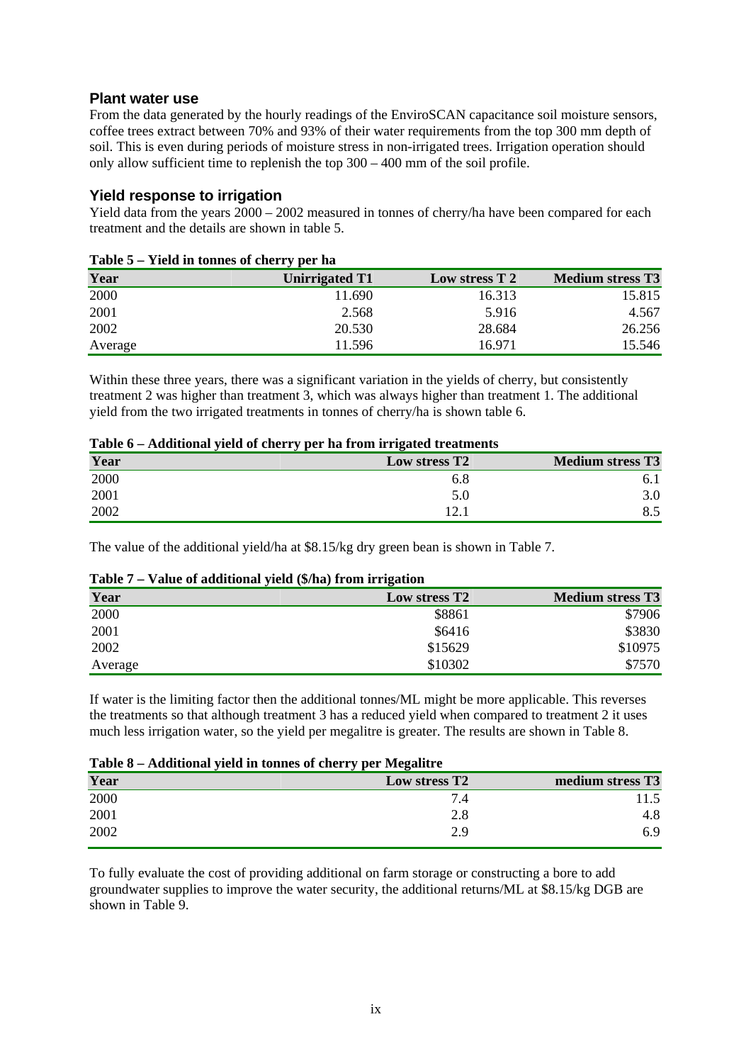## Plant water use

From the data generated by the hourly readings of the EnviroSCAN capacitance soil moisture sensors, coffee trees extract between 70% and 93% of their water requirements from the top 300 mm depth of soil. This is even during periods of moisture stress in non-irrigated trees. Irrigation operation should only allow sufficient time to replenish the top 300 – 400 mm of the soil profile.

## Yield response to irrigation

Yield data from the years 2000 – 2002 measured in tonnes of cherry/ha have been compared for each treatment and the details are shown in table 5.

**Table 5 – Yield in tonnes of cherry per ha**

| Year | Unirrigated T1 | Low stress T 2 | Medium stress T3 |
|---|---|---|---|
| 2000 | 11.690 | 16.313 | 15.815 |
| 2001 | 2.568 | 5.916 | 4.567 |
| 2002 | 20.530 | 28.684 | 26.256 |
| Average | 11.596 | 16.971 | 15.546 |

Within these three years, there was a significant variation in the yields of cherry, but consistently treatment 2 was higher than treatment 3, which was always higher than treatment 1. The additional yield from the two irrigated treatments in tonnes of cherry/ha is shown table 6.

**Table 6 – Additional yield of cherry per ha from irrigated treatments**

| Year | Low stress T2 | Medium stress T3 |
|---|---|---|
| 2000 | 6.8 | 6.1 |
| 2001 | 5.0 | 3.0 |
| 2002 | 12.1 | 8.5 |

The value of the additional yield/ha at $8.15/kg dry green bean is shown in Table 7.

**Table 7 – Value of additional yield ($/ha) from irrigation**

| Year | Low stress T2 | Medium stress T3 |
|---|---|---|
| 2000 | $8861 | $7906 |
| 2001 | $6416 | $3830 |
| 2002 | $15629 | $10975 |
| Average | $10302 | $7570 |

If water is the limiting factor then the additional tonnes/ML might be more applicable. This reverses the treatments so that although treatment 3 has a reduced yield when compared to treatment 2 it uses much less irrigation water, so the yield per megalitre is greater. The results are shown in Table 8.

**Table 8 – Additional yield in tonnes of cherry per Megalitre**

| Year | Low stress T2 | medium stress T3 |
|---|---|---|
| 2000 | 7.4 | 11.5 |
| 2001 | 2.8 | 4.8 |
| 2002 | 2.9 | 6.9 |

To fully evaluate the cost of providing additional on farm storage or constructing a bore to add groundwater supplies to improve the water security, the additional returns/ML at $8.15/kg DGB are shown in Table 9.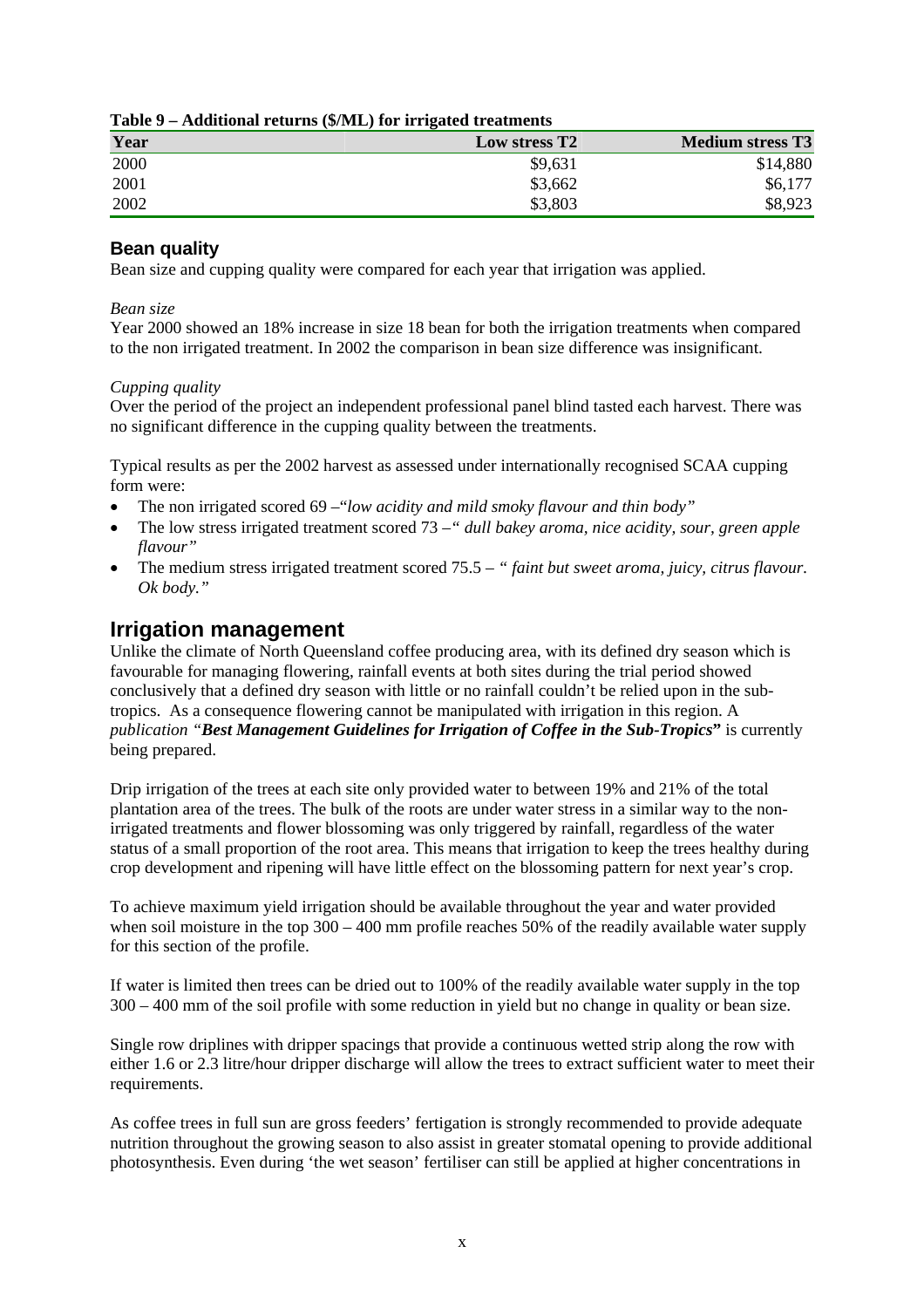**Table 9 – Additional returns ($/ML) for irrigated treatments**

| Year | Low stress T2 | Medium stress T3 |
|---|---|---|
| 2000 | $9,631 | $14,880 |
| 2001 | $3,662 | $6,177 |
| 2002 | $3,803 | $8,923 |

### Bean quality

Bean size and cupping quality were compared for each year that irrigation was applied.

*Bean size*

Year 2000 showed an 18% increase in size 18 bean for both the irrigation treatments when compared to the non irrigated treatment. In 2002 the comparison in bean size difference was insignificant.

*Cupping quality*

Over the period of the project an independent professional panel blind tasted each harvest. There was no significant difference in the cupping quality between the treatments.

Typical results as per the 2002 harvest as assessed under internationally recognised SCAA cupping form were:

- The non irrigated scored 69 –"*low acidity and mild smoky flavour and thin body"*
- The low stress irrigated treatment scored 73 –*" dull bakey aroma, nice acidity, sour, green apple flavour"*
- The medium stress irrigated treatment scored 75.5 – *" faint but sweet aroma, juicy, citrus flavour. Ok body."*

## Irrigation management

Unlike the climate of North Queensland coffee producing area, with its defined dry season which is favourable for managing flowering, rainfall events at both sites during the trial period showed conclusively that a defined dry season with little or no rainfall couldn't be relied upon in the sub-tropics. As a consequence flowering cannot be manipulated with irrigation in this region. A *publication "**Best Management Guidelines for Irrigation of Coffee in the Sub-Tropics**"* is currently being prepared.

Drip irrigation of the trees at each site only provided water to between 19% and 21% of the total plantation area of the trees. The bulk of the roots are under water stress in a similar way to the non-irrigated treatments and flower blossoming was only triggered by rainfall, regardless of the water status of a small proportion of the root area. This means that irrigation to keep the trees healthy during crop development and ripening will have little effect on the blossoming pattern for next year's crop.

To achieve maximum yield irrigation should be available throughout the year and water provided when soil moisture in the top 300 – 400 mm profile reaches 50% of the readily available water supply for this section of the profile.

If water is limited then trees can be dried out to 100% of the readily available water supply in the top 300 – 400 mm of the soil profile with some reduction in yield but no change in quality or bean size.

Single row driplines with dripper spacings that provide a continuous wetted strip along the row with either 1.6 or 2.3 litre/hour dripper discharge will allow the trees to extract sufficient water to meet their requirements.

As coffee trees in full sun are gross feeders' fertigation is strongly recommended to provide adequate nutrition throughout the growing season to also assist in greater stomatal opening to provide additional photosynthesis. Even during 'the wet season' fertiliser can still be applied at higher concentrations in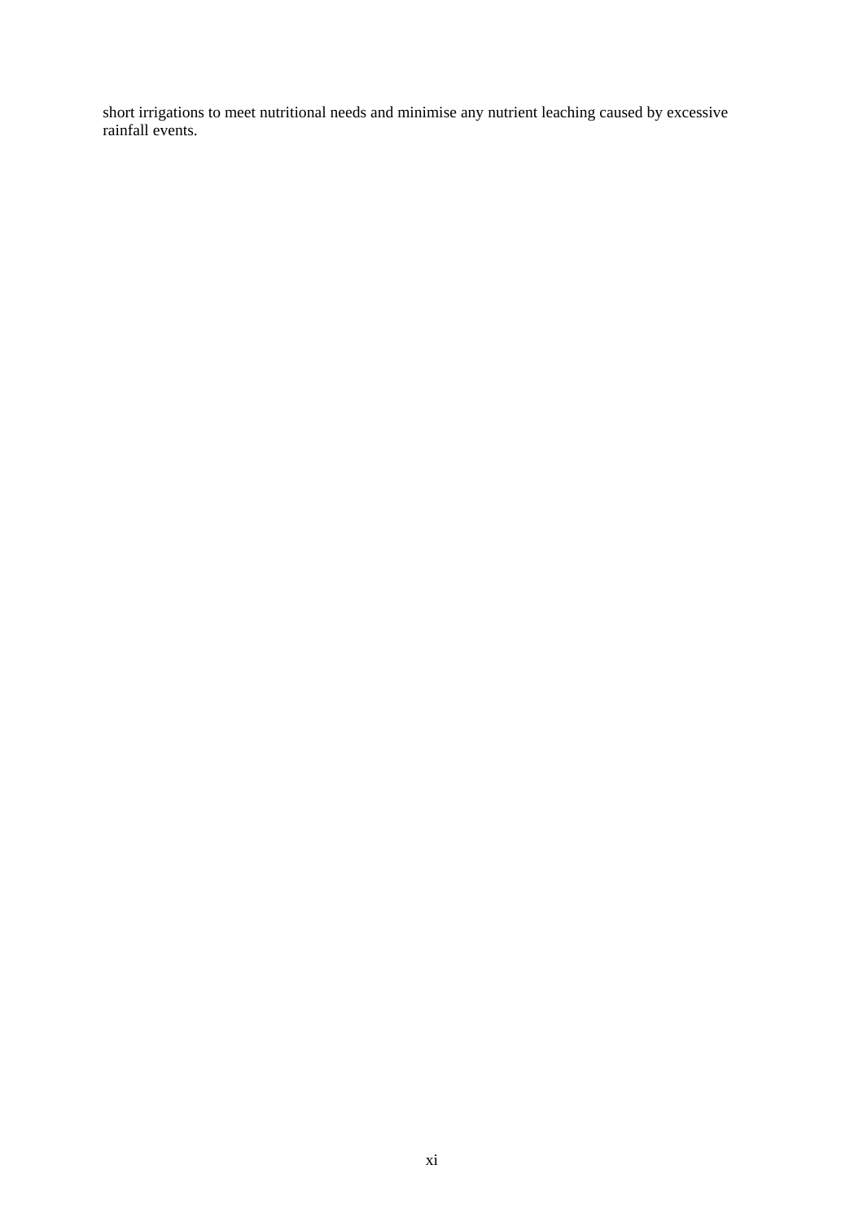short irrigations to meet nutritional needs and minimise any nutrient leaching caused by excessive rainfall events.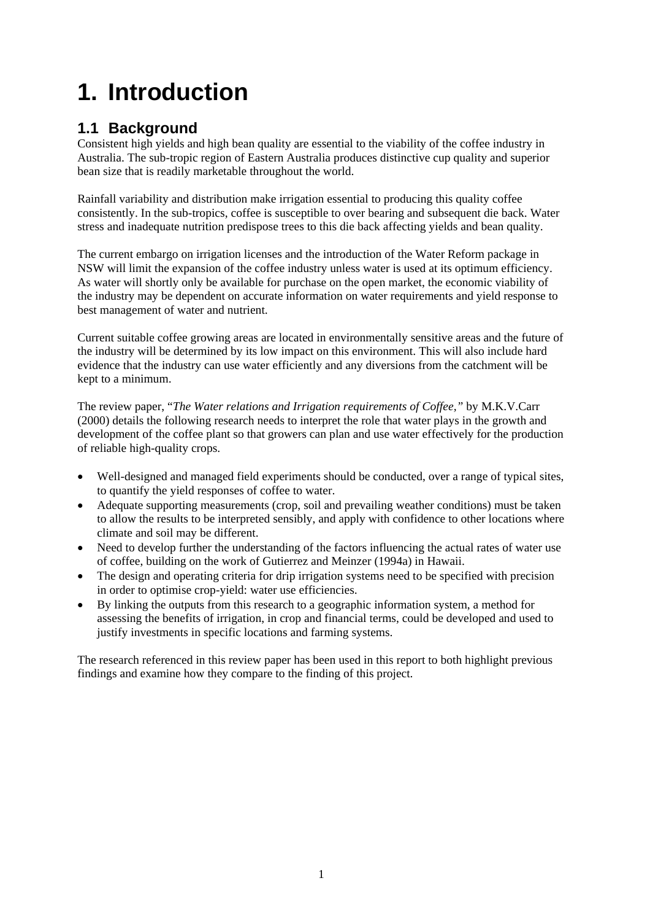# 1. Introduction

## 1.1 Background

Consistent high yields and high bean quality are essential to the viability of the coffee industry in Australia. The sub-tropic region of Eastern Australia produces distinctive cup quality and superior bean size that is readily marketable throughout the world.

Rainfall variability and distribution make irrigation essential to producing this quality coffee consistently. In the sub-tropics, coffee is susceptible to over bearing and subsequent die back. Water stress and inadequate nutrition predispose trees to this die back affecting yields and bean quality.

The current embargo on irrigation licenses and the introduction of the Water Reform package in NSW will limit the expansion of the coffee industry unless water is used at its optimum efficiency. As water will shortly only be available for purchase on the open market, the economic viability of the industry may be dependent on accurate information on water requirements and yield response to best management of water and nutrient.

Current suitable coffee growing areas are located in environmentally sensitive areas and the future of the industry will be determined by its low impact on this environment. This will also include hard evidence that the industry can use water efficiently and any diversions from the catchment will be kept to a minimum.

The review paper, "*The Water relations and Irrigation requirements of Coffee*," by M.K.V.Carr (2000) details the following research needs to interpret the role that water plays in the growth and development of the coffee plant so that growers can plan and use water effectively for the production of reliable high-quality crops.

- Well-designed and managed field experiments should be conducted, over a range of typical sites, to quantify the yield responses of coffee to water.
- Adequate supporting measurements (crop, soil and prevailing weather conditions) must be taken to allow the results to be interpreted sensibly, and apply with confidence to other locations where climate and soil may be different.
- Need to develop further the understanding of the factors influencing the actual rates of water use of coffee, building on the work of Gutierrez and Meinzer (1994a) in Hawaii.
- The design and operating criteria for drip irrigation systems need to be specified with precision in order to optimise crop-yield: water use efficiencies.
- By linking the outputs from this research to a geographic information system, a method for assessing the benefits of irrigation, in crop and financial terms, could be developed and used to justify investments in specific locations and farming systems.

The research referenced in this review paper has been used in this report to both highlight previous findings and examine how they compare to the finding of this project.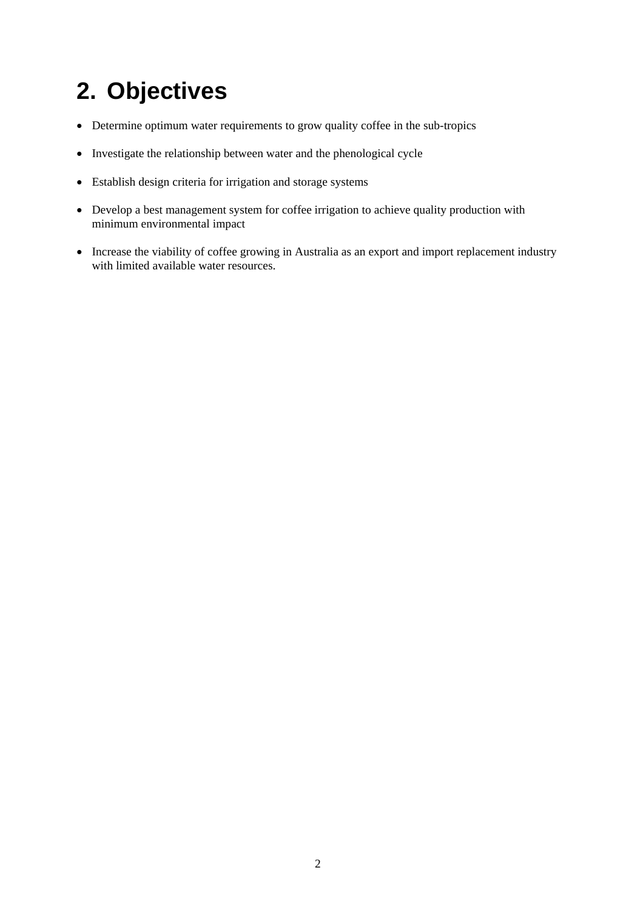# 2. Objectives

- Determine optimum water requirements to grow quality coffee in the sub-tropics
- Investigate the relationship between water and the phenological cycle
- Establish design criteria for irrigation and storage systems
- Develop a best management system for coffee irrigation to achieve quality production with minimum environmental impact
- Increase the viability of coffee growing in Australia as an export and import replacement industry with limited available water resources.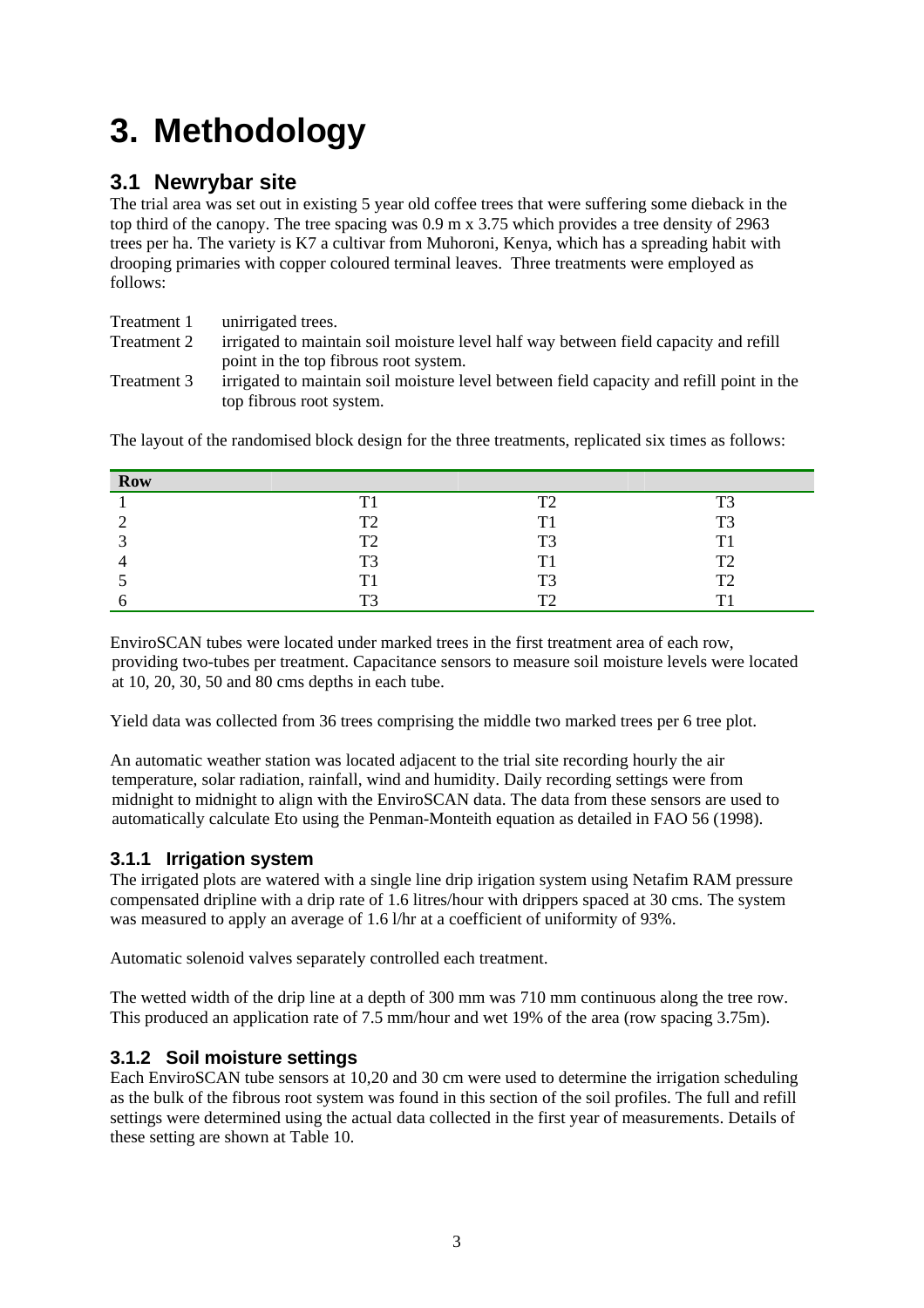# 3. Methodology

## 3.1 Newrybar site

The trial area was set out in existing 5 year old coffee trees that were suffering some dieback in the top third of the canopy. The tree spacing was 0.9 m x 3.75 which provides a tree density of 2963 trees per ha. The variety is K7 a cultivar from Muhoroni, Kenya, which has a spreading habit with drooping primaries with copper coloured terminal leaves. Three treatments were employed as follows:

Treatment 1 unirrigated trees.

Treatment 2 irrigated to maintain soil moisture level half way between field capacity and refill point in the top fibrous root system.

Treatment 3 irrigated to maintain soil moisture level between field capacity and refill point in the top fibrous root system.

The layout of the randomised block design for the three treatments, replicated six times as follows:

| Row | | | |
|---|---|---|---|
| 1 | T1 | T2 | T3 |
| 2 | T2 | T1 | T3 |
| 3 | T2 | T3 | T1 |
| 4 | T3 | T1 | T2 |
| 5 | T1 | T3 | T2 |
| 6 | T3 | T2 | T1 |

EnviroSCAN tubes were located under marked trees in the first treatment area of each row, providing two-tubes per treatment. Capacitance sensors to measure soil moisture levels were located at 10, 20, 30, 50 and 80 cms depths in each tube.

Yield data was collected from 36 trees comprising the middle two marked trees per 6 tree plot.

An automatic weather station was located adjacent to the trial site recording hourly the air temperature, solar radiation, rainfall, wind and humidity. Daily recording settings were from midnight to midnight to align with the EnviroSCAN data. The data from these sensors are used to automatically calculate Eto using the Penman-Monteith equation as detailed in FAO 56 (1998).

### 3.1.1 Irrigation system

The irrigated plots are watered with a single line drip irigation system using Netafim RAM pressure compensated dripline with a drip rate of 1.6 litres/hour with drippers spaced at 30 cms. The system was measured to apply an average of 1.6 l/hr at a coefficient of uniformity of 93%.

Automatic solenoid valves separately controlled each treatment.

The wetted width of the drip line at a depth of 300 mm was 710 mm continuous along the tree row. This produced an application rate of 7.5 mm/hour and wet 19% of the area (row spacing 3.75m).

### 3.1.2 Soil moisture settings

Each EnviroSCAN tube sensors at 10,20 and 30 cm were used to determine the irrigation scheduling as the bulk of the fibrous root system was found in this section of the soil profiles. The full and refill settings were determined using the actual data collected in the first year of measurements. Details of these setting are shown at Table 10.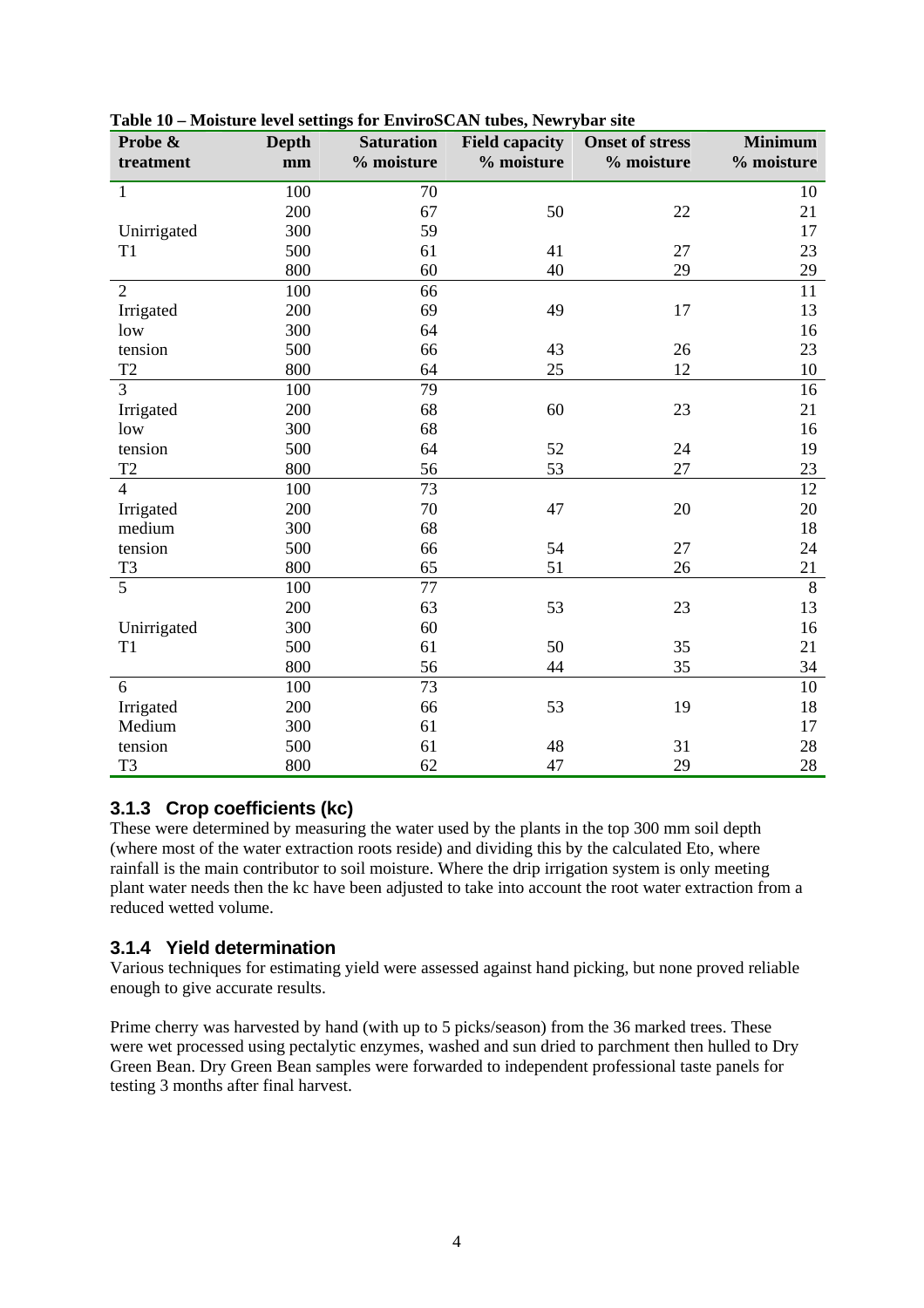**Table 10 – Moisture level settings for EnviroSCAN tubes, Newrybar site**

| Probe & treatment | Depth mm | Saturation % moisture | Field capacity % moisture | Onset of stress % moisture | Minimum % moisture |
|---|---|---|---|---|---|
| 1 | 100 | 70 | | | 10 |
| | 200 | 67 | 50 | 22 | 21 |
| Unirrigated | 300 | 59 | | | 17 |
| T1 | 500 | 61 | 41 | 27 | 23 |
| | 800 | 60 | 40 | 29 | 29 |
| 2 | 100 | 66 | | | 11 |
| Irrigated | 200 | 69 | 49 | 17 | 13 |
| low | 300 | 64 | | | 16 |
| tension | 500 | 66 | 43 | 26 | 23 |
| T2 | 800 | 64 | 25 | 12 | 10 |
| 3 | 100 | 79 | | | 16 |
| Irrigated | 200 | 68 | 60 | 23 | 21 |
| low | 300 | 68 | | | 16 |
| tension | 500 | 64 | 52 | 24 | 19 |
| T2 | 800 | 56 | 53 | 27 | 23 |
| 4 | 100 | 73 | | | 12 |
| Irrigated | 200 | 70 | 47 | 20 | 20 |
| medium | 300 | 68 | | | 18 |
| tension | 500 | 66 | 54 | 27 | 24 |
| T3 | 800 | 65 | 51 | 26 | 21 |
| 5 | 100 | 77 | | | 8 |
| | 200 | 63 | 53 | 23 | 13 |
| Unirrigated | 300 | 60 | | | 16 |
| T1 | 500 | 61 | 50 | 35 | 21 |
| | 800 | 56 | 44 | 35 | 34 |
| 6 | 100 | 73 | | | 10 |
| Irrigated | 200 | 66 | 53 | 19 | 18 |
| Medium | 300 | 61 | | | 17 |
| tension | 500 | 61 | 48 | 31 | 28 |
| T3 | 800 | 62 | 47 | 29 | 28 |

### 3.1.3 Crop coefficients (kc)

These were determined by measuring the water used by the plants in the top 300 mm soil depth (where most of the water extraction roots reside) and dividing this by the calculated Eto, where rainfall is the main contributor to soil moisture. Where the drip irrigation system is only meeting plant water needs then the kc have been adjusted to take into account the root water extraction from a reduced wetted volume.

### 3.1.4 Yield determination

Various techniques for estimating yield were assessed against hand picking, but none proved reliable enough to give accurate results.

Prime cherry was harvested by hand (with up to 5 picks/season) from the 36 marked trees. These were wet processed using pectalytic enzymes, washed and sun dried to parchment then hulled to Dry Green Bean. Dry Green Bean samples were forwarded to independent professional taste panels for testing 3 months after final harvest.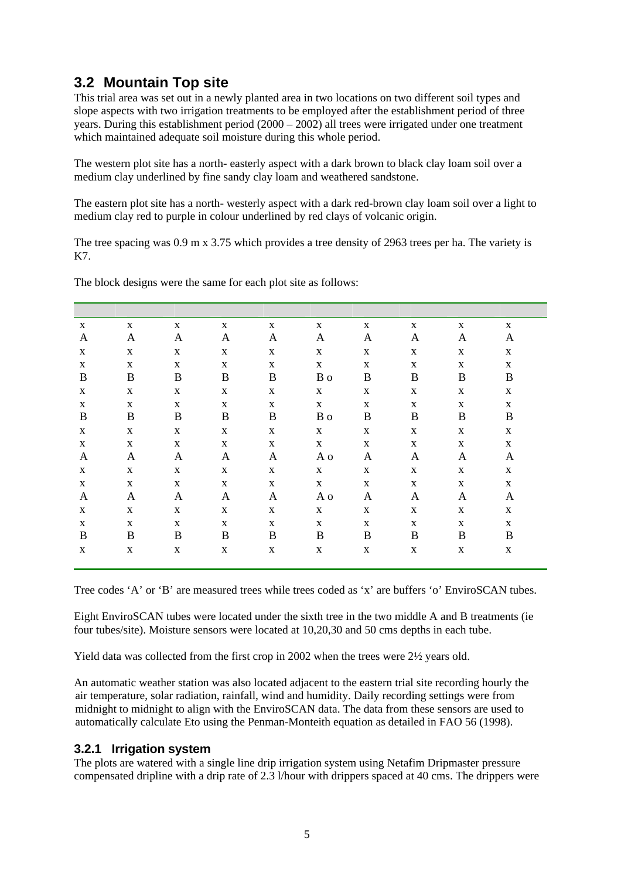## 3.2 Mountain Top site

This trial area was set out in a newly planted area in two locations on two different soil types and slope aspects with two irrigation treatments to be employed after the establishment period of three years. During this establishment period (2000 – 2002) all trees were irrigated under one treatment which maintained adequate soil moisture during this whole period.

The western plot site has a north- easterly aspect with a dark brown to black clay loam soil over a medium clay underlined by fine sandy clay loam and weathered sandstone.

The eastern plot site has a north- westerly aspect with a dark red-brown clay loam soil over a light to medium clay red to purple in colour underlined by red clays of volcanic origin.

The tree spacing was 0.9 m x 3.75 which provides a tree density of 2963 trees per ha. The variety is K7.

The block designs were the same for each plot site as follows:

| | | | | | | | | | |
|---|---|---|---|---|---|---|---|---|---|
| x | x | x | x | x | x | x | x | x | x |
| A | A | A | A | A | A | A | A | A | A |
| x | x | x | x | x | x | x | x | x | x |
| x | x | x | x | x | x | x | x | x | x |
| B | B | B | B | B | B o | B | B | B | B |
| x | x | x | x | x | x | x | x | x | x |
| x | x | x | x | x | x | x | x | x | x |
| B | B | B | B | B | B o | B | B | B | B |
| x | x | x | x | x | x | x | x | x | x |
| x | x | x | x | x | x | x | x | x | x |
| A | A | A | A | A | A o | A | A | A | A |
| x | x | x | x | x | x | x | x | x | x |
| x | x | x | x | x | x | x | x | x | x |
| A | A | A | A | A | A o | A | A | A | A |
| x | x | x | x | x | x | x | x | x | x |
| x | x | x | x | x | x | x | x | x | x |
| B | B | B | B | B | B | B | B | B | B |
| x | x | x | x | x | x | x | x | x | x |

Tree codes 'A' or 'B' are measured trees while trees coded as 'x' are buffers 'o' EnviroSCAN tubes.

Eight EnviroSCAN tubes were located under the sixth tree in the two middle A and B treatments (ie four tubes/site). Moisture sensors were located at 10,20,30 and 50 cms depths in each tube.

Yield data was collected from the first crop in 2002 when the trees were 2½ years old.

An automatic weather station was also located adjacent to the eastern trial site recording hourly the air temperature, solar radiation, rainfall, wind and humidity. Daily recording settings were from midnight to midnight to align with the EnviroSCAN data. The data from these sensors are used to automatically calculate Eto using the Penman-Monteith equation as detailed in FAO 56 (1998).

### 3.2.1 Irrigation system

The plots are watered with a single line drip irrigation system using Netafim Dripmaster pressure compensated dripline with a drip rate of 2.3 l/hour with drippers spaced at 40 cms. The drippers were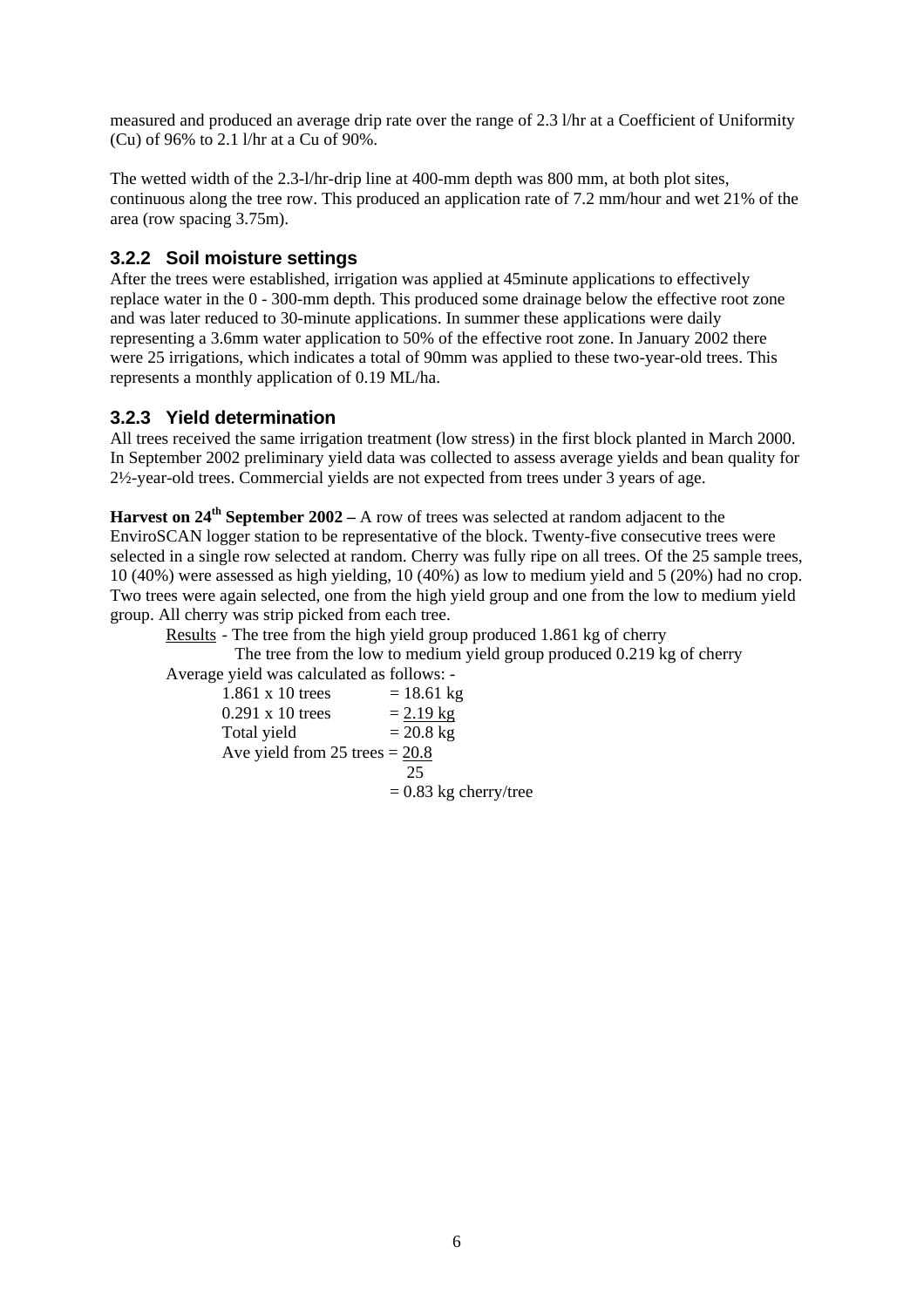measured and produced an average drip rate over the range of 2.3 l/hr at a Coefficient of Uniformity (Cu) of 96% to 2.1 l/hr at a Cu of 90%.

The wetted width of the 2.3-l/hr-drip line at 400-mm depth was 800 mm, at both plot sites, continuous along the tree row. This produced an application rate of 7.2 mm/hour and wet 21% of the area (row spacing 3.75m).

### 3.2.2 Soil moisture settings

After the trees were established, irrigation was applied at 45minute applications to effectively replace water in the 0 - 300-mm depth. This produced some drainage below the effective root zone and was later reduced to 30-minute applications. In summer these applications were daily representing a 3.6mm water application to 50% of the effective root zone. In January 2002 there were 25 irrigations, which indicates a total of 90mm was applied to these two-year-old trees. This represents a monthly application of 0.19 ML/ha.

### 3.2.3 Yield determination

All trees received the same irrigation treatment (low stress) in the first block planted in March 2000. In September 2002 preliminary yield data was collected to assess average yields and bean quality for 2½-year-old trees. Commercial yields are not expected from trees under 3 years of age.

**Harvest on 24th September 2002 –** A row of trees was selected at random adjacent to the EnviroSCAN logger station to be representative of the block. Twenty-five consecutive trees were selected in a single row selected at random. Cherry was fully ripe on all trees. Of the 25 sample trees, 10 (40%) were assessed as high yielding, 10 (40%) as low to medium yield and 5 (20%) had no crop. Two trees were again selected, one from the high yield group and one from the low to medium yield group. All cherry was strip picked from each tree.

Results - The tree from the high yield group produced 1.861 kg of cherry

The tree from the low to medium yield group produced 0.219 kg of cherry

Average yield was calculated as follows: -

1.861 x 10 trees = 18.61 kg

0.291 x 10 trees = 2.19 kg

Total yield = 20.8 kg

Ave yield from 25 trees = $\frac{20.8}{25}$

= 0.83 kg cherry/tree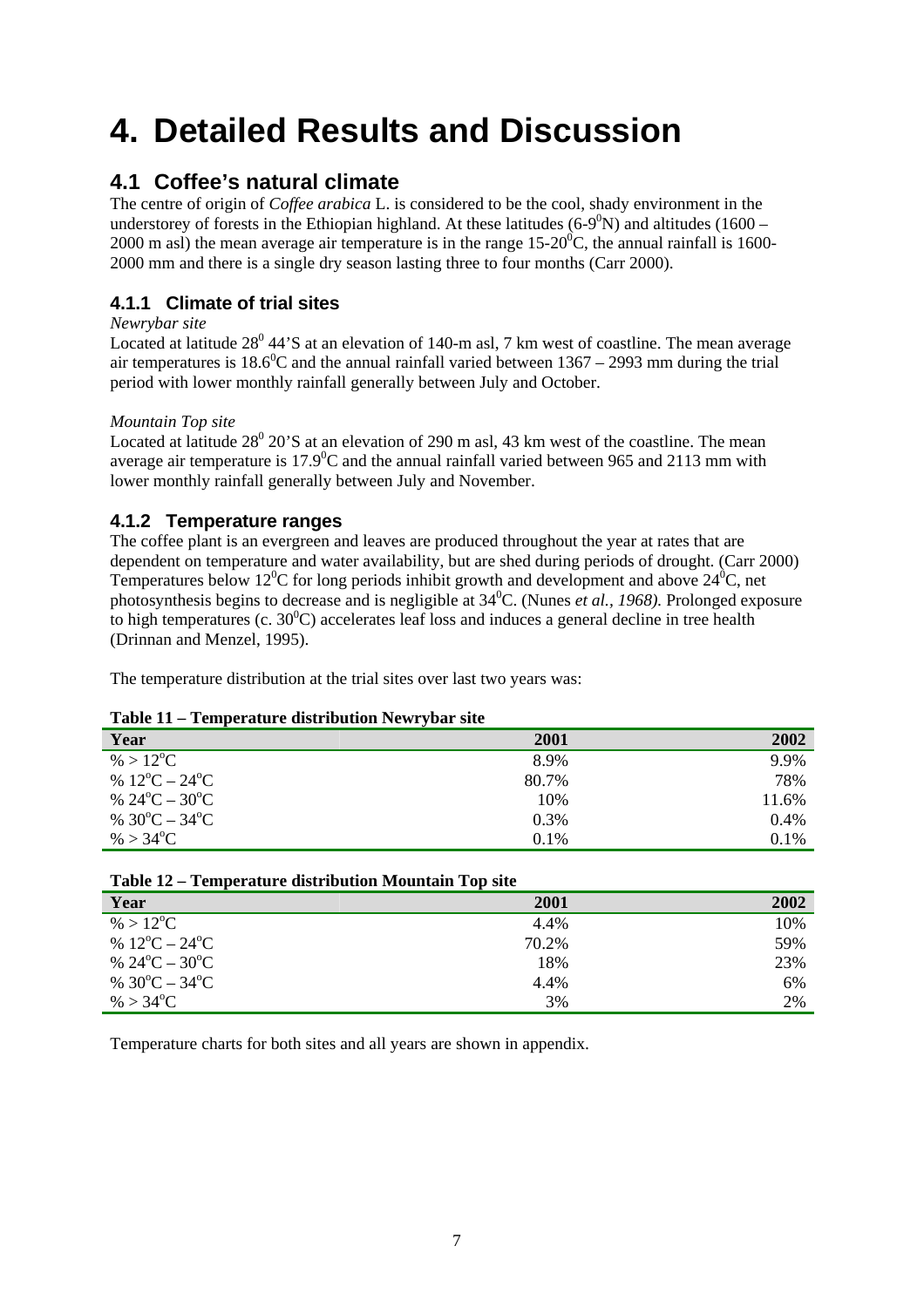# 4. Detailed Results and Discussion

## 4.1 Coffee's natural climate

The centre of origin of *Coffee arabica* L. is considered to be the cool, shady environment in the understorey of forests in the Ethiopian highland. At these latitudes (6-9$^0$N) and altitudes (1600 – 2000 m asl) the mean average air temperature is in the range 15-20$^0$C, the annual rainfall is 1600-2000 mm and there is a single dry season lasting three to four months (Carr 2000).

### 4.1.1 Climate of trial sites

*Newrybar site*

Located at latitude 28$^0$ 44'S at an elevation of 140-m asl, 7 km west of coastline. The mean average air temperatures is 18.6$^0$C and the annual rainfall varied between 1367 – 2993 mm during the trial period with lower monthly rainfall generally between July and October.

*Mountain Top site*

Located at latitude 28$^0$ 20'S at an elevation of 290 m asl, 43 km west of the coastline. The mean average air temperature is 17.9$^0$C and the annual rainfall varied between 965 and 2113 mm with lower monthly rainfall generally between July and November.

### 4.1.2 Temperature ranges

The coffee plant is an evergreen and leaves are produced throughout the year at rates that are dependent on temperature and water availability, but are shed during periods of drought. (Carr 2000) Temperatures below 12$^0$C for long periods inhibit growth and development and above 24$^0$C, net photosynthesis begins to decrease and is negligible at 34$^0$C. (Nunes *et al., 1968).* Prolonged exposure to high temperatures (c. 30$^0$C) accelerates leaf loss and induces a general decline in tree health (Drinnan and Menzel, 1995).

The temperature distribution at the trial sites over last two years was:

**Table 11 – Temperature distribution Newrybar site**

| Year | 2001 | 2002 |
|---|---|---|
| % > 12°C | 8.9% | 9.9% |
| % 12°C – 24°C | 80.7% | 78% |
| % 24°C – 30°C | 10% | 11.6% |
| % 30°C – 34°C | 0.3% | 0.4% |
| % > 34°C | 0.1% | 0.1% |

**Table 12 – Temperature distribution Mountain Top site**

| Year | 2001 | 2002 |
|---|---|---|
| % > 12°C | 4.4% | 10% |
| % 12°C – 24°C | 70.2% | 59% |
| % 24°C – 30°C | 18% | 23% |
| % 30°C – 34°C | 4.4% | 6% |
| % > 34°C | 3% | 2% |

Temperature charts for both sites and all years are shown in appendix.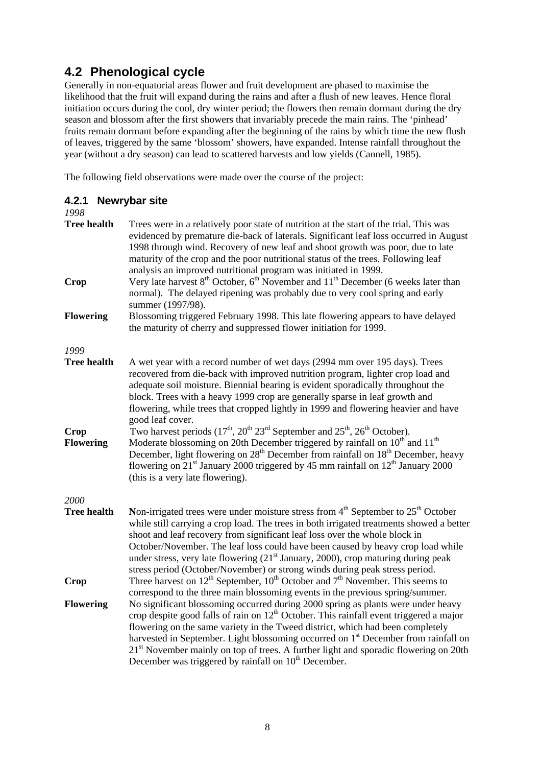## 4.2 Phenological cycle

Generally in non-equatorial areas flower and fruit development are phased to maximise the likelihood that the fruit will expand during the rains and after a flush of new leaves. Hence floral initiation occurs during the cool, dry winter period; the flowers then remain dormant during the dry season and blossom after the first showers that invariably precede the main rains. The 'pinhead' fruits remain dormant before expanding after the beginning of the rains by which time the new flush of leaves, triggered by the same 'blossom' showers, have expanded. Intense rainfall throughout the year (without a dry season) can lead to scattered harvests and low yields (Cannell, 1985).

The following field observations were made over the course of the project:

### 4.2.1 Newrybar site

*1998*

**Tree health** Trees were in a relatively poor state of nutrition at the start of the trial. This was evidenced by premature die-back of laterals. Significant leaf loss occurred in August 1998 through wind. Recovery of new leaf and shoot growth was poor, due to late maturity of the crop and the poor nutritional status of the trees. Following leaf analysis an improved nutritional program was initiated in 1999.

**Crop** Very late harvest 8th October, 6th November and 11th December (6 weeks later than normal). The delayed ripening was probably due to very cool spring and early summer (1997/98).

**Flowering** Blossoming triggered February 1998. This late flowering appears to have delayed the maturity of cherry and suppressed flower initiation for 1999.

*1999*

**Tree health** A wet year with a record number of wet days (2994 mm over 195 days). Trees recovered from die-back with improved nutrition program, lighter crop load and adequate soil moisture. Biennial bearing is evident sporadically throughout the block. Trees with a heavy 1999 crop are generally sparse in leaf growth and flowering, while trees that cropped lightly in 1999 and flowering heavier and have good leaf cover.

**Crop** Two harvest periods (17th, 20th 23rd September and 25th, 26th October).

**Flowering** Moderate blossoming on 20th December triggered by rainfall on 10th and 11th December, light flowering on 28th December from rainfall on 18th December, heavy flowering on 21st January 2000 triggered by 45 mm rainfall on 12th January 2000 (this is a very late flowering).

*2000*

**Tree health** **N**on-irrigated trees were under moisture stress from 4th September to 25th October while still carrying a crop load. The trees in both irrigated treatments showed a better shoot and leaf recovery from significant leaf loss over the whole block in October/November. The leaf loss could have been caused by heavy crop load while under stress, very late flowering (21st January, 2000), crop maturing during peak stress period (October/November) or strong winds during peak stress period.

**Crop** Three harvest on 12th September, 10th October and 7th November. This seems to correspond to the three main blossoming events in the previous spring/summer.

**Flowering** No significant blossoming occurred during 2000 spring as plants were under heavy crop despite good falls of rain on 12th October. This rainfall event triggered a major flowering on the same variety in the Tweed district, which had been completely harvested in September. Light blossoming occurred on 1st December from rainfall on 21st November mainly on top of trees. A further light and sporadic flowering on 20th December was triggered by rainfall on 10th December.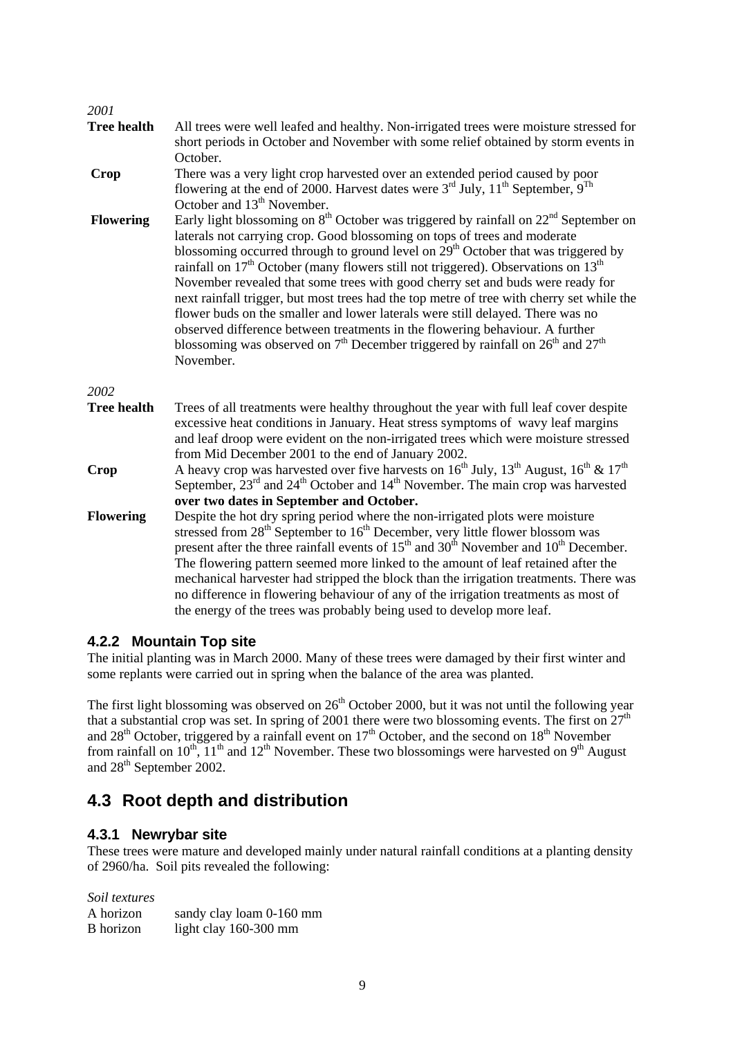*2001*

| | |
|---|---|
| **Tree health** | All trees were well leafed and healthy. Non-irrigated trees were moisture stressed for short periods in October and November with some relief obtained by storm events in October. |
| **Crop** | There was a very light crop harvested over an extended period caused by poor flowering at the end of 2000. Harvest dates were 3rd July, 11th September, 9Th October and 13th November. |
| **Flowering** | Early light blossoming on 8th October was triggered by rainfall on 22nd September on laterals not carrying crop. Good blossoming on tops of trees and moderate blossoming occurred through to ground level on 29th October that was triggered by rainfall on 17th October (many flowers still not triggered). Observations on 13th November revealed that some trees with good cherry set and buds were ready for next rainfall trigger, but most trees had the top metre of tree with cherry set while the flower buds on the smaller and lower laterals were still delayed. There was no observed difference between treatments in the flowering behaviour. A further blossoming was observed on 7th December triggered by rainfall on 26th and 27th November. |

*2002*

| | |
|---|---|
| **Tree health** | Trees of all treatments were healthy throughout the year with full leaf cover despite excessive heat conditions in January. Heat stress symptoms of wavy leaf margins and leaf droop were evident on the non-irrigated trees which were moisture stressed from Mid December 2001 to the end of January 2002. |
| **Crop** | A heavy crop was harvested over five harvests on 16th July, 13th August, 16th & 17th September, 23rd and 24th October and 14th November. The main crop was harvested **over two dates in September and October.** |
| **Flowering** | Despite the hot dry spring period where the non-irrigated plots were moisture stressed from 28th September to 16th December, very little flower blossom was present after the three rainfall events of 15th and 30th November and 10th December. The flowering pattern seemed more linked to the amount of leaf retained after the mechanical harvester had stripped the block than the irrigation treatments. There was no difference in flowering behaviour of any of the irrigation treatments as most of the energy of the trees was probably being used to develop more leaf. |

### 4.2.2 Mountain Top site

The initial planting was in March 2000. Many of these trees were damaged by their first winter and some replants were carried out in spring when the balance of the area was planted.

The first light blossoming was observed on 26th October 2000, but it was not until the following year that a substantial crop was set. In spring of 2001 there were two blossoming events. The first on 27th and 28th October, triggered by a rainfall event on 17th October, and the second on 18th November from rainfall on 10th, 11th and 12th November. These two blossomings were harvested on 9th August and 28th September 2002.

## 4.3 Root depth and distribution

### 4.3.1 Newrybar site

These trees were mature and developed mainly under natural rainfall conditions at a planting density of 2960/ha. Soil pits revealed the following:

*Soil textures*

| | |
|---|---|
| A horizon | sandy clay loam 0-160 mm |
| B horizon | light clay 160-300 mm |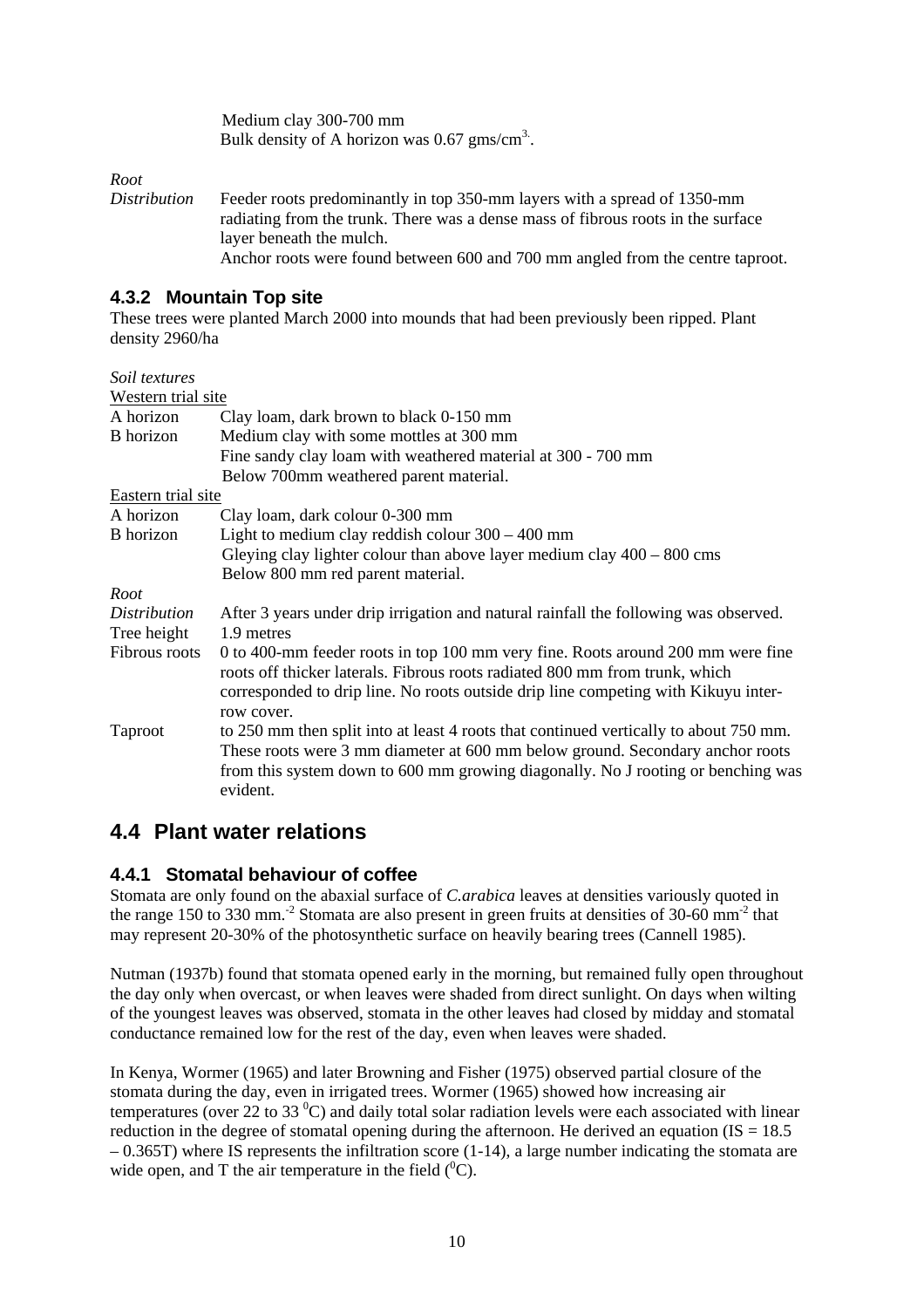Medium clay 300-700 mm
Bulk density of A horizon was 0.67 gms/cm$^{3}$.

*Root Distribution* — Feeder roots predominantly in top 350-mm layers with a spread of 1350-mm radiating from the trunk. There was a dense mass of fibrous roots in the surface layer beneath the mulch.
Anchor roots were found between 600 and 700 mm angled from the centre taproot.

### 4.3.2 Mountain Top site

These trees were planted March 2000 into mounds that had been previously been ripped. Plant density 2960/ha

*Soil textures*

Western trial site

| | |
|---|---|
| A horizon | Clay loam, dark brown to black 0-150 mm |
| B horizon | Medium clay with some mottles at 300 mm |
| | Fine sandy clay loam with weathered material at 300 - 700 mm |
| | Below 700mm weathered parent material. |

Eastern trial site

| | |
|---|---|
| A horizon | Clay loam, dark colour 0-300 mm |
| B horizon | Light to medium clay reddish colour 300 – 400 mm |
| | Gleying clay lighter colour than above layer medium clay 400 – 800 cms |
| | Below 800 mm red parent material. |

*Root Distribution* — After 3 years under drip irrigation and natural rainfall the following was observed.

| | |
|---|---|
| Tree height | 1.9 metres |
| Fibrous roots | 0 to 400-mm feeder roots in top 100 mm very fine. Roots around 200 mm were fine roots off thicker laterals. Fibrous roots radiated 800 mm from trunk, which corresponded to drip line. No roots outside drip line competing with Kikuyu inter-row cover. |
| Taproot | to 250 mm then split into at least 4 roots that continued vertically to about 750 mm. These roots were 3 mm diameter at 600 mm below ground. Secondary anchor roots from this system down to 600 mm growing diagonally. No J rooting or benching was evident. |

## 4.4 Plant water relations

### 4.4.1 Stomatal behaviour of coffee

Stomata are only found on the abaxial surface of *C.arabica* leaves at densities variously quoted in the range 150 to 330 mm.$^{-2}$ Stomata are also present in green fruits at densities of 30-60 mm$^{-2}$ that may represent 20-30% of the photosynthetic surface on heavily bearing trees (Cannell 1985).

Nutman (1937b) found that stomata opened early in the morning, but remained fully open throughout the day only when overcast, or when leaves were shaded from direct sunlight. On days when wilting of the youngest leaves was observed, stomata in the other leaves had closed by midday and stomatal conductance remained low for the rest of the day, even when leaves were shaded.

In Kenya, Wormer (1965) and later Browning and Fisher (1975) observed partial closure of the stomata during the day, even in irrigated trees. Wormer (1965) showed how increasing air temperatures (over 22 to 33 $^{0}$C) and daily total solar radiation levels were each associated with linear reduction in the degree of stomatal opening during the afternoon. He derived an equation ($IS = 18.5 – 0.365T$) where IS represents the infiltration score (1-14), a large number indicating the stomata are wide open, and T the air temperature in the field ($^{0}$C).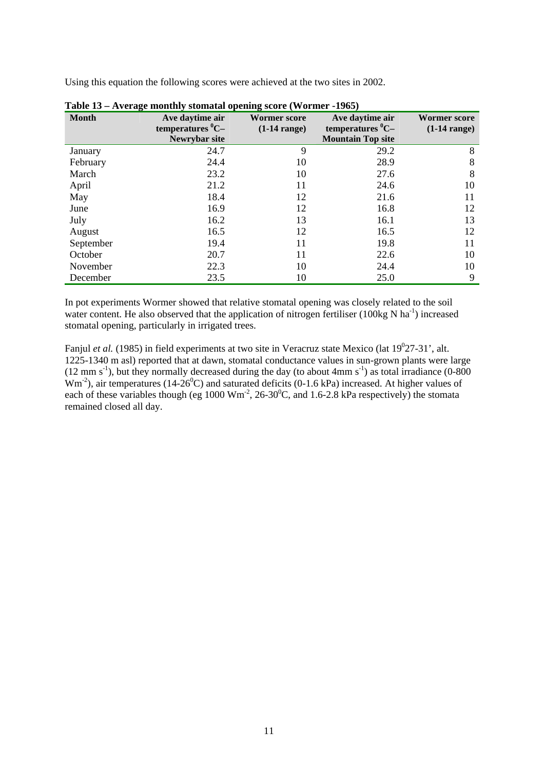Using this equation the following scores were achieved at the two sites in 2002.

**Table 13 – Average monthly stomatal opening score (Wormer -1965)**

| Month | Ave daytime air temperatures $^0$C– Newrybar site | Wormer score (1-14 range) | Ave daytime air temperatures $^0$C– Mountain Top site | Wormer score (1-14 range) |
|---|---|---|---|---|
| January | 24.7 | 9 | 29.2 | 8 |
| February | 24.4 | 10 | 28.9 | 8 |
| March | 23.2 | 10 | 27.6 | 8 |
| April | 21.2 | 11 | 24.6 | 10 |
| May | 18.4 | 12 | 21.6 | 11 |
| June | 16.9 | 12 | 16.8 | 12 |
| July | 16.2 | 13 | 16.1 | 13 |
| August | 16.5 | 12 | 16.5 | 12 |
| September | 19.4 | 11 | 19.8 | 11 |
| October | 20.7 | 11 | 22.6 | 10 |
| November | 22.3 | 10 | 24.4 | 10 |
| December | 23.5 | 10 | 25.0 | 9 |

In pot experiments Wormer showed that relative stomatal opening was closely related to the soil water content. He also observed that the application of nitrogen fertiliser (100kg N ha$^{-1}$) increased stomatal opening, particularly in irrigated trees.

Fanjul *et al.* (1985) in field experiments at two site in Veracruz state Mexico (lat 19$^0$27-31', alt. 1225-1340 m asl) reported that at dawn, stomatal conductance values in sun-grown plants were large (12 mm s$^{-1}$), but they normally decreased during the day (to about 4mm s$^{-1}$) as total irradiance (0-800 Wm$^{-2}$), air temperatures (14-26$^0$C) and saturated deficits (0-1.6 kPa) increased. At higher values of each of these variables though (eg 1000 Wm$^{-2}$, 26-30$^0$C, and 1.6-2.8 kPa respectively) the stomata remained closed all day.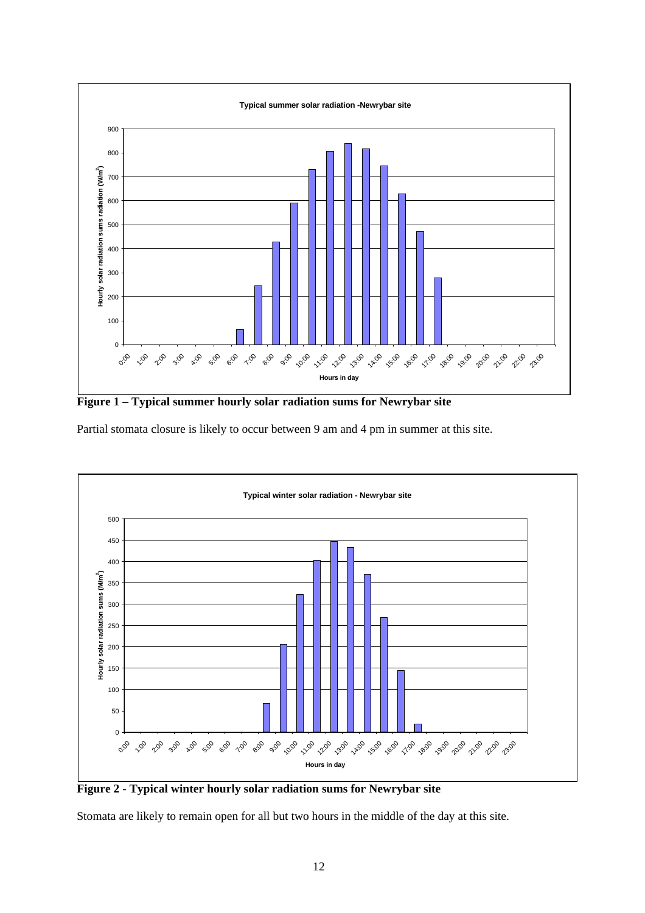**Figure 1 – Typical summer hourly solar radiation sums for Newrybar site**

Partial stomata closure is likely to occur between 9 am and 4 pm in summer at this site.

**Figure 2 - Typical winter hourly solar radiation sums for Newrybar site**

Stomata are likely to remain open for all but two hours in the middle of the day at this site.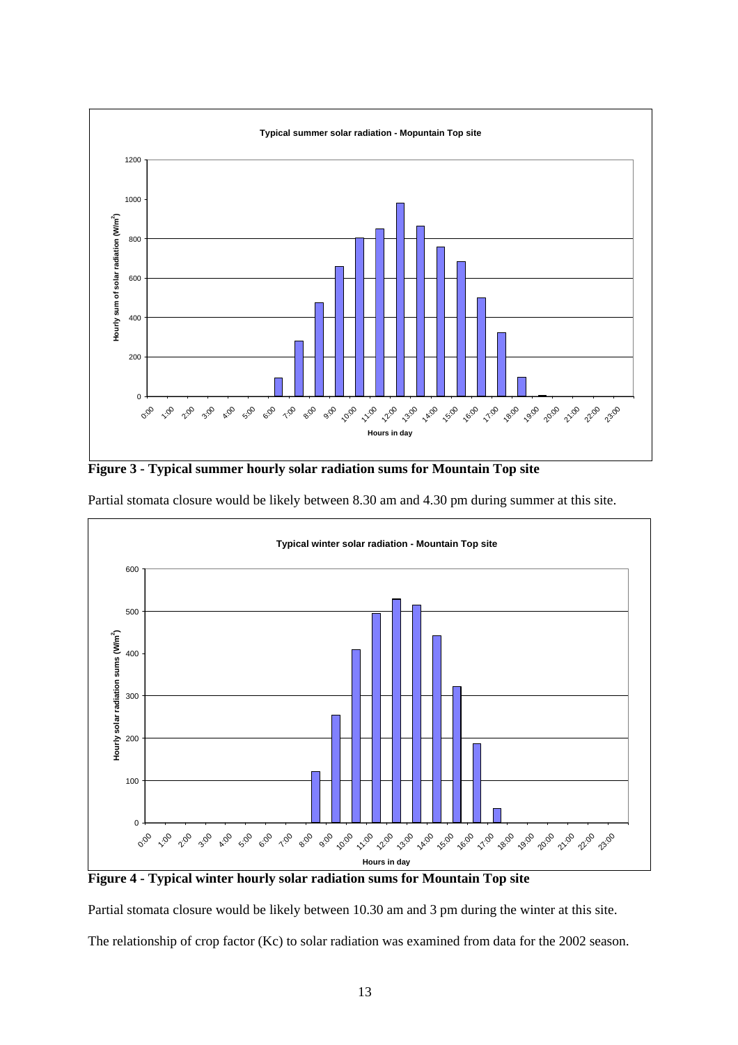**Figure 3 - Typical summer hourly solar radiation sums for Mountain Top site**

Partial stomata closure would be likely between 8.30 am and 4.30 pm during summer at this site.

**Figure 4 - Typical winter hourly solar radiation sums for Mountain Top site**

Partial stomata closure would be likely between 10.30 am and 3 pm during the winter at this site.

The relationship of crop factor (Kc) to solar radiation was examined from data for the 2002 season.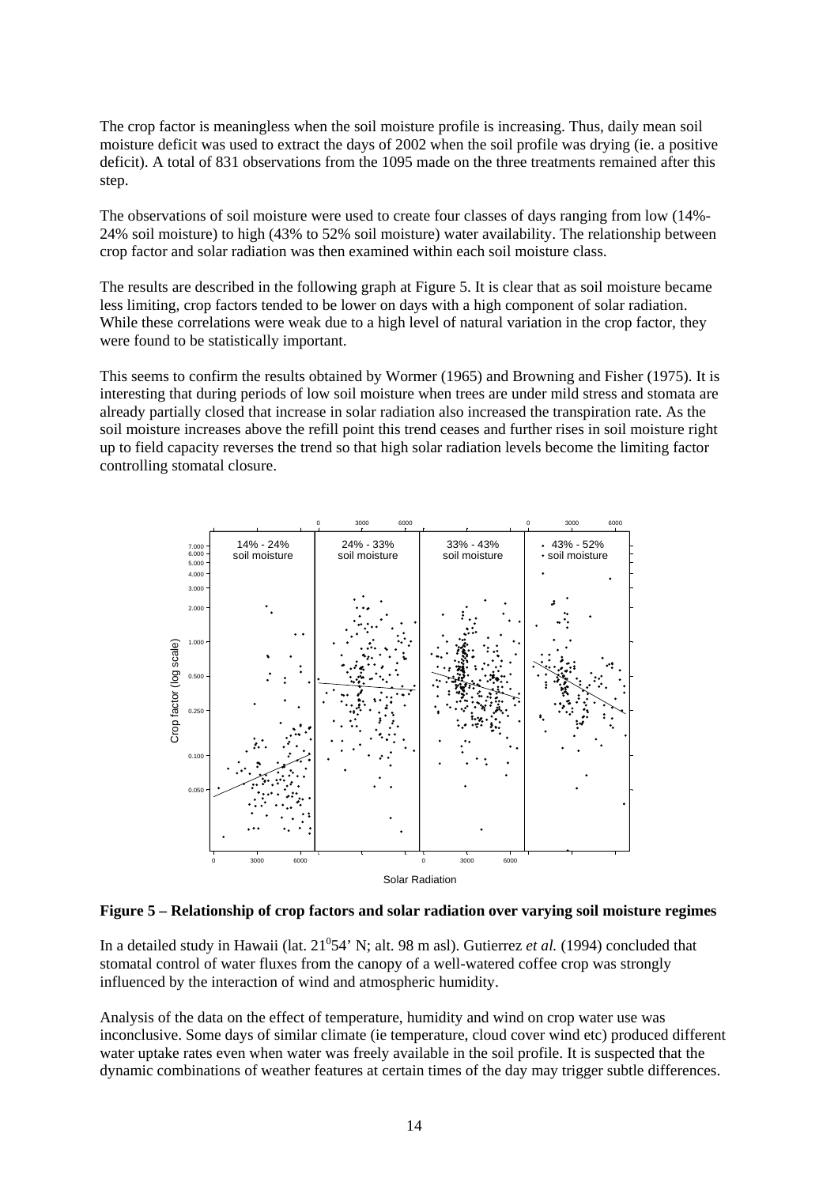The crop factor is meaningless when the soil moisture profile is increasing. Thus, daily mean soil moisture deficit was used to extract the days of 2002 when the soil profile was drying (ie. a positive deficit). A total of 831 observations from the 1095 made on the three treatments remained after this step.

The observations of soil moisture were used to create four classes of days ranging from low (14%-24% soil moisture) to high (43% to 52% soil moisture) water availability. The relationship between crop factor and solar radiation was then examined within each soil moisture class.

The results are described in the following graph at Figure 5. It is clear that as soil moisture became less limiting, crop factors tended to be lower on days with a high component of solar radiation. While these correlations were weak due to a high level of natural variation in the crop factor, they were found to be statistically important.

This seems to confirm the results obtained by Wormer (1965) and Browning and Fisher (1975). It is interesting that during periods of low soil moisture when trees are under mild stress and stomata are already partially closed that increase in solar radiation also increased the transpiration rate. As the soil moisture increases above the refill point this trend ceases and further rises in soil moisture right up to field capacity reverses the trend so that high solar radiation levels become the limiting factor controlling stomatal closure.

**Figure 5 – Relationship of crop factors and solar radiation over varying soil moisture regimes**

In a detailed study in Hawaii (lat. 21°54' N; alt. 98 m asl). Gutierrez *et al.* (1994) concluded that stomatal control of water fluxes from the canopy of a well-watered coffee crop was strongly influenced by the interaction of wind and atmospheric humidity.

Analysis of the data on the effect of temperature, humidity and wind on crop water use was inconclusive. Some days of similar climate (ie temperature, cloud cover wind etc) produced different water uptake rates even when water was freely available in the soil profile. It is suspected that the dynamic combinations of weather features at certain times of the day may trigger subtle differences.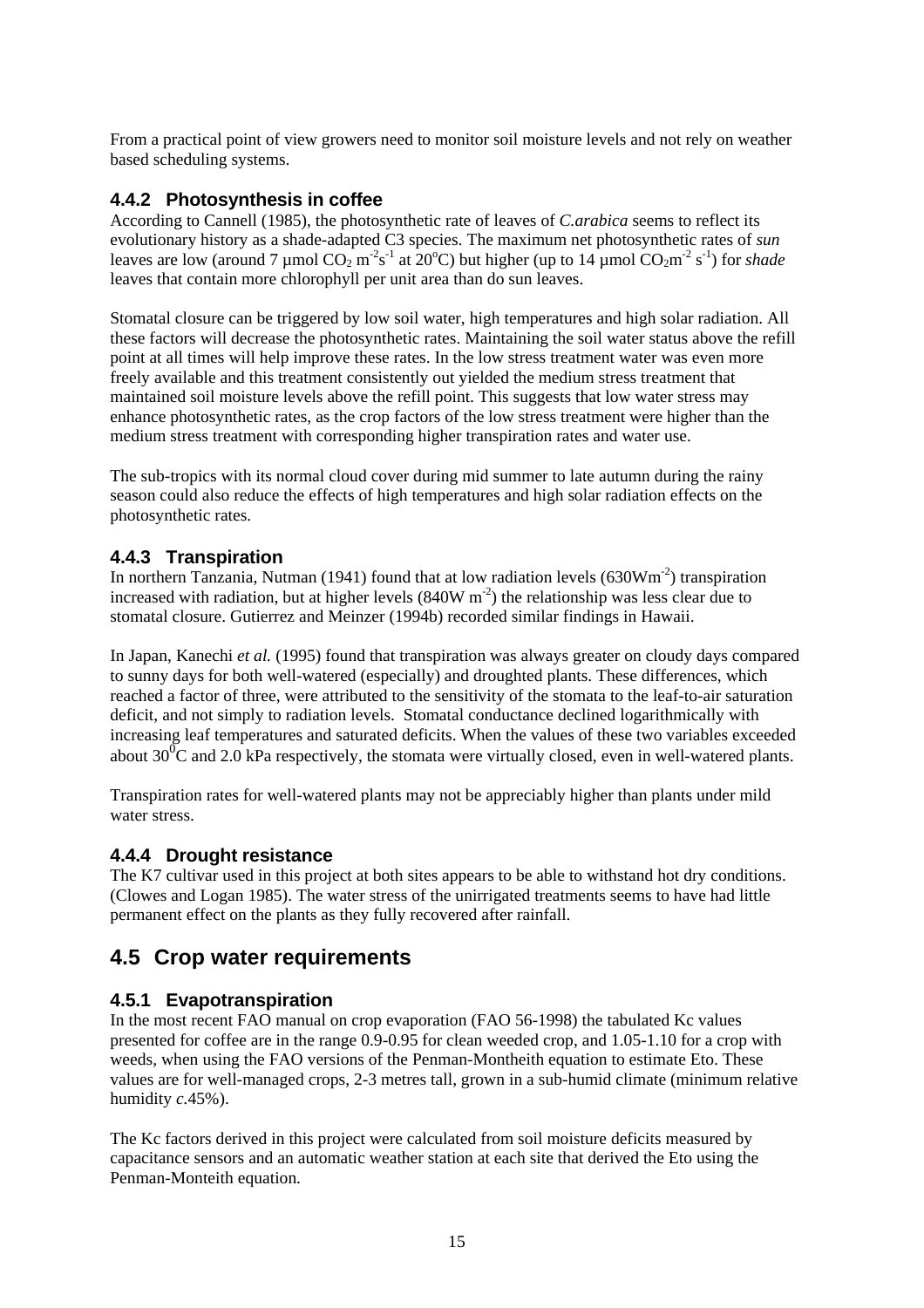From a practical point of view growers need to monitor soil moisture levels and not rely on weather based scheduling systems.

### 4.4.2 Photosynthesis in coffee

According to Cannell (1985), the photosynthetic rate of leaves of *C.arabica* seems to reflect its evolutionary history as a shade-adapted C3 species. The maximum net photosynthetic rates of *sun* leaves are low (around 7 µmol $CO_2$ $m^{-2}s^{-1}$ at 20°C) but higher (up to 14 µmol $CO_2m^{-2}$ $s^{-1}$) for *shade* leaves that contain more chlorophyll per unit area than do sun leaves.

Stomatal closure can be triggered by low soil water, high temperatures and high solar radiation. All these factors will decrease the photosynthetic rates. Maintaining the soil water status above the refill point at all times will help improve these rates. In the low stress treatment water was even more freely available and this treatment consistently out yielded the medium stress treatment that maintained soil moisture levels above the refill point. This suggests that low water stress may enhance photosynthetic rates, as the crop factors of the low stress treatment were higher than the medium stress treatment with corresponding higher transpiration rates and water use.

The sub-tropics with its normal cloud cover during mid summer to late autumn during the rainy season could also reduce the effects of high temperatures and high solar radiation effects on the photosynthetic rates.

### 4.4.3 Transpiration

In northern Tanzania, Nutman (1941) found that at low radiation levels ($630Wm^{-2}$) transpiration increased with radiation, but at higher levels ($840W$ $m^{-2}$) the relationship was less clear due to stomatal closure. Gutierrez and Meinzer (1994b) recorded similar findings in Hawaii.

In Japan, Kanechi *et al.* (1995) found that transpiration was always greater on cloudy days compared to sunny days for both well-watered (especially) and droughted plants. These differences, which reached a factor of three, were attributed to the sensitivity of the stomata to the leaf-to-air saturation deficit, and not simply to radiation levels. Stomatal conductance declined logarithmically with increasing leaf temperatures and saturated deficits. When the values of these two variables exceeded about $30^0$C and 2.0 kPa respectively, the stomata were virtually closed, even in well-watered plants.

Transpiration rates for well-watered plants may not be appreciably higher than plants under mild water stress.

### 4.4.4 Drought resistance

The K7 cultivar used in this project at both sites appears to be able to withstand hot dry conditions. (Clowes and Logan 1985). The water stress of the unirrigated treatments seems to have had little permanent effect on the plants as they fully recovered after rainfall.

## 4.5 Crop water requirements

### 4.5.1 Evapotranspiration

In the most recent FAO manual on crop evaporation (FAO 56-1998) the tabulated Kc values presented for coffee are in the range 0.9-0.95 for clean weeded crop, and 1.05-1.10 for a crop with weeds, when using the FAO versions of the Penman-Montheith equation to estimate Eto. These values are for well-managed crops, 2-3 metres tall, grown in a sub-humid climate (minimum relative humidity *c*.45%).

The Kc factors derived in this project were calculated from soil moisture deficits measured by capacitance sensors and an automatic weather station at each site that derived the Eto using the Penman-Monteith equation.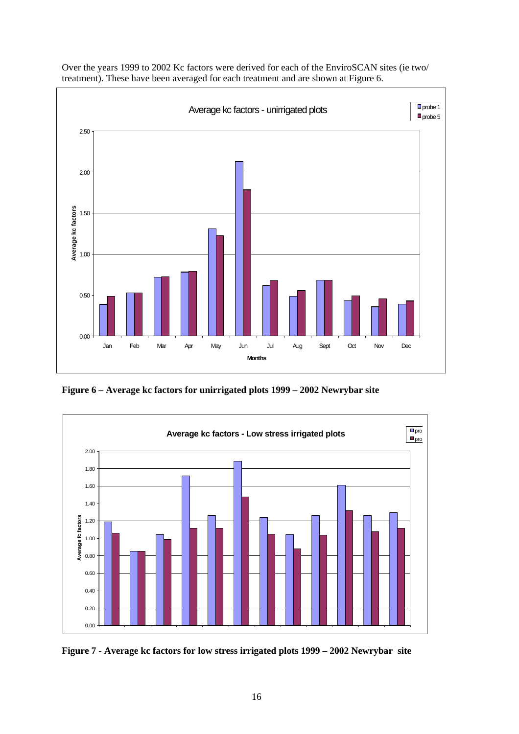Over the years 1999 to 2002 Kc factors were derived for each of the EnviroSCAN sites (ie two/ treatment). These have been averaged for each treatment and are shown at Figure 6.

**Figure 6 – Average kc factors for unirrigated plots 1999 – 2002 Newrybar site**

**Figure 7** - **Average kc factors for low stress irrigated plots 1999 – 2002 Newrybar site**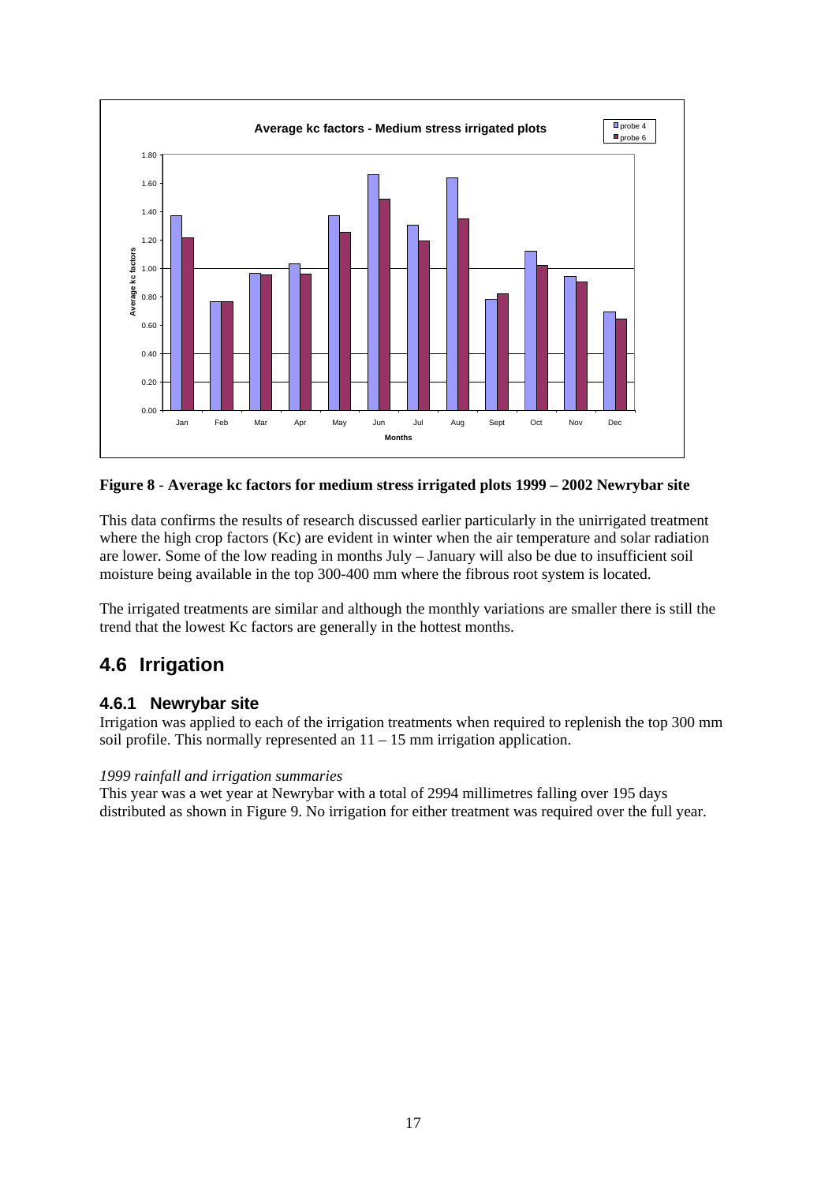**Figure 8 - Average kc factors for medium stress irrigated plots 1999 – 2002 Newrybar site**

This data confirms the results of research discussed earlier particularly in the unirrigated treatment where the high crop factors (Kc) are evident in winter when the air temperature and solar radiation are lower. Some of the low reading in months July – January will also be due to insufficient soil moisture being available in the top 300-400 mm where the fibrous root system is located.

The irrigated treatments are similar and although the monthly variations are smaller there is still the trend that the lowest Kc factors are generally in the hottest months.

## 4.6 Irrigation

### 4.6.1 Newrybar site

Irrigation was applied to each of the irrigation treatments when required to replenish the top 300 mm soil profile. This normally represented an 11 – 15 mm irrigation application.

*1999 rainfall and irrigation summaries*

This year was a wet year at Newrybar with a total of 2994 millimetres falling over 195 days distributed as shown in Figure 9. No irrigation for either treatment was required over the full year.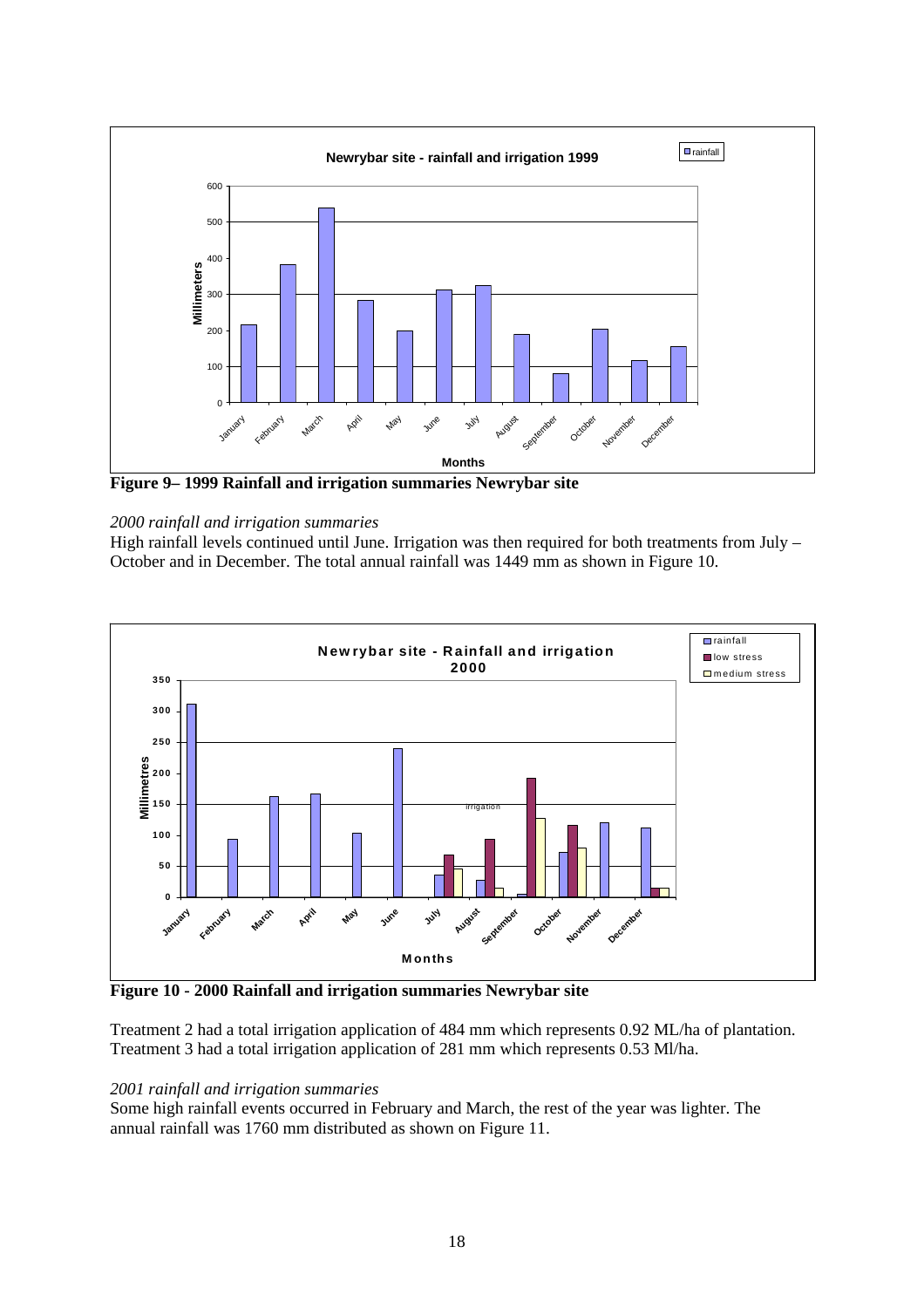Figure 9– 1999 Rainfall and irrigation summaries Newrybar site

*2000 rainfall and irrigation summaries*

High rainfall levels continued until June. Irrigation was then required for both treatments from July – October and in December. The total annual rainfall was 1449 mm as shown in Figure 10.

**Figure 10 - 2000 Rainfall and irrigation summaries Newrybar site**

Treatment 2 had a total irrigation application of 484 mm which represents 0.92 ML/ha of plantation. Treatment 3 had a total irrigation application of 281 mm which represents 0.53 Ml/ha.

*2001 rainfall and irrigation summaries*

Some high rainfall events occurred in February and March, the rest of the year was lighter. The annual rainfall was 1760 mm distributed as shown on Figure 11.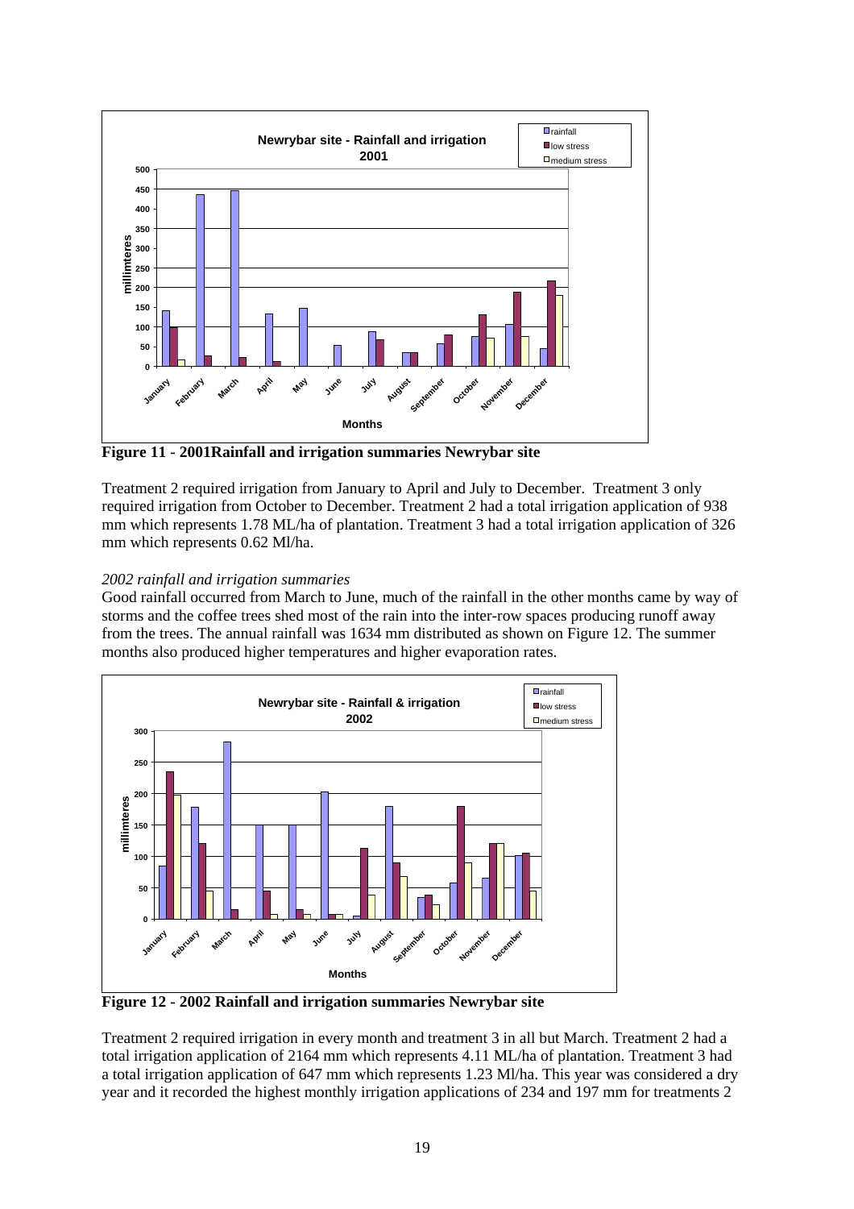**Figure 11 - 2001Rainfall and irrigation summaries Newrybar site**

Treatment 2 required irrigation from January to April and July to December. Treatment 3 only required irrigation from October to December. Treatment 2 had a total irrigation application of 938 mm which represents 1.78 ML/ha of plantation. Treatment 3 had a total irrigation application of 326 mm which represents 0.62 Ml/ha.

*2002 rainfall and irrigation summaries*

Good rainfall occurred from March to June, much of the rainfall in the other months came by way of storms and the coffee trees shed most of the rain into the inter-row spaces producing runoff away from the trees. The annual rainfall was 1634 mm distributed as shown on Figure 12. The summer months also produced higher temperatures and higher evaporation rates.

**Figure 12 - 2002 Rainfall and irrigation summaries Newrybar site**

Treatment 2 required irrigation in every month and treatment 3 in all but March. Treatment 2 had a total irrigation application of 2164 mm which represents 4.11 ML/ha of plantation. Treatment 3 had a total irrigation application of 647 mm which represents 1.23 Ml/ha. This year was considered a dry year and it recorded the highest monthly irrigation applications of 234 and 197 mm for treatments 2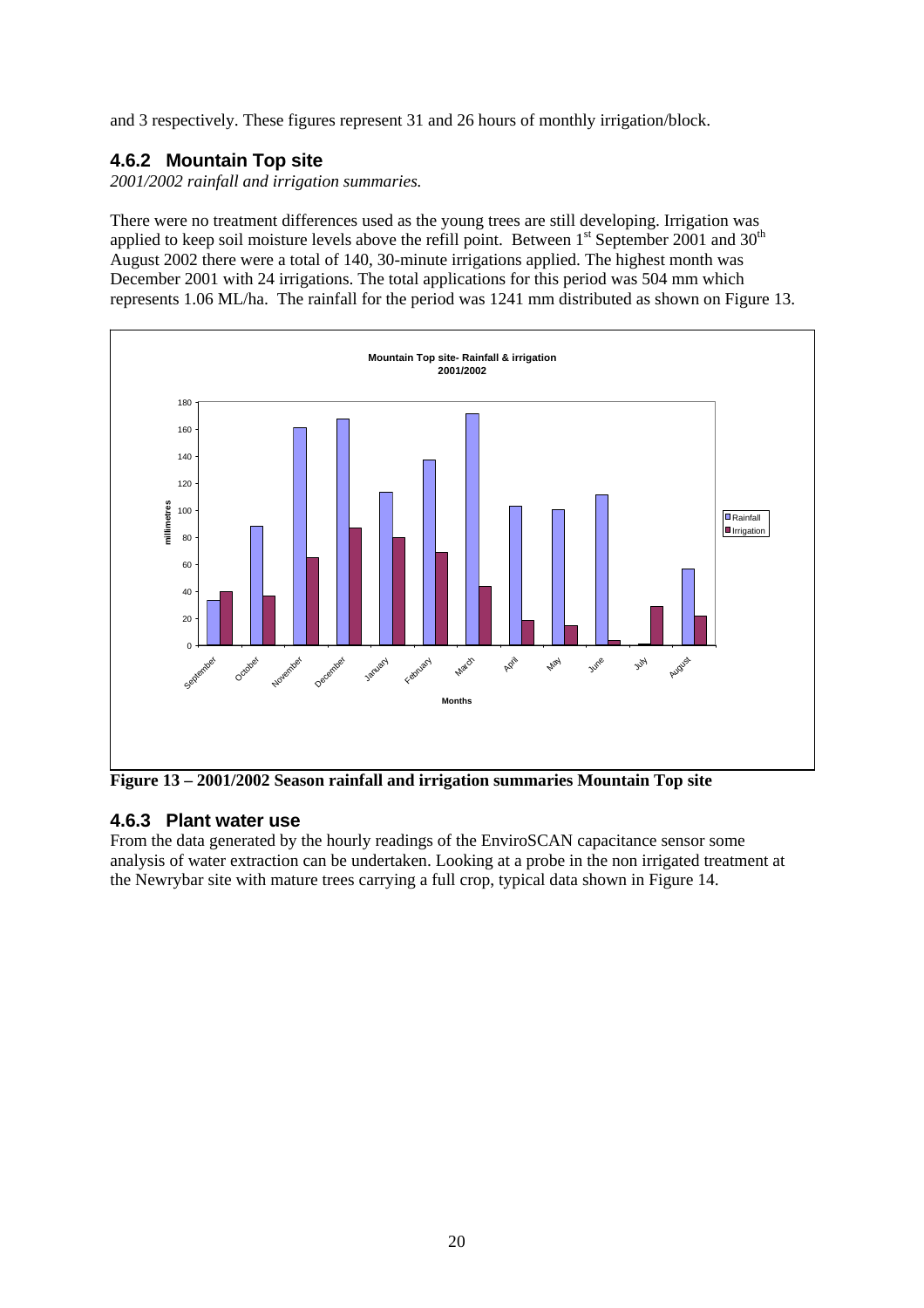and 3 respectively. These figures represent 31 and 26 hours of monthly irrigation/block.

### 4.6.2 Mountain Top site

*2001/2002 rainfall and irrigation summaries.*

There were no treatment differences used as the young trees are still developing. Irrigation was applied to keep soil moisture levels above the refill point. Between 1st September 2001 and 30th August 2002 there were a total of 140, 30-minute irrigations applied. The highest month was December 2001 with 24 irrigations. The total applications for this period was 504 mm which represents 1.06 ML/ha. The rainfall for the period was 1241 mm distributed as shown on Figure 13.

**Figure 13 – 2001/2002 Season rainfall and irrigation summaries Mountain Top site**

### 4.6.3 Plant water use

From the data generated by the hourly readings of the EnviroSCAN capacitance sensor some analysis of water extraction can be undertaken. Looking at a probe in the non irrigated treatment at the Newrybar site with mature trees carrying a full crop, typical data shown in Figure 14.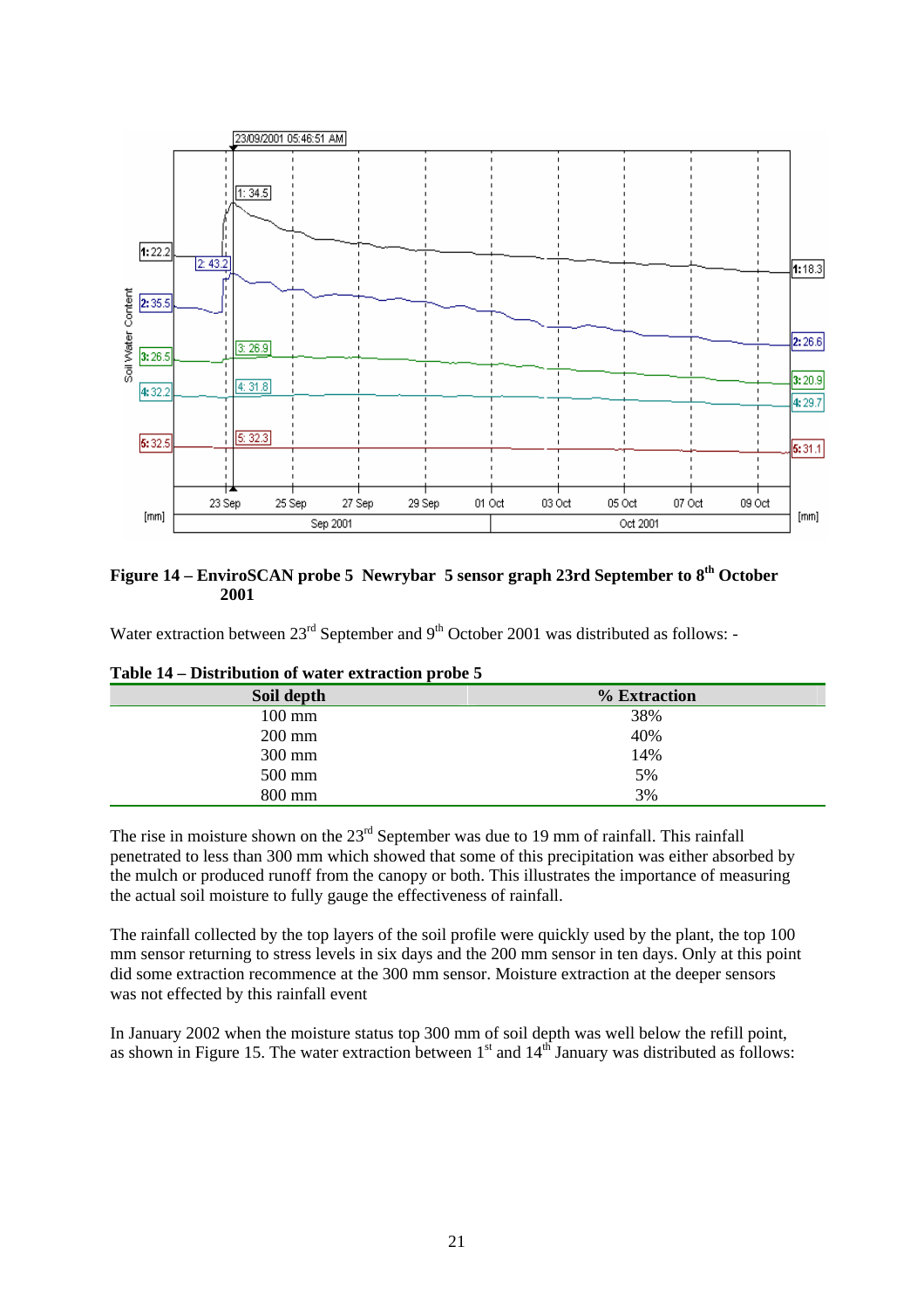**Figure 14 – EnviroSCAN probe 5 Newrybar 5 sensor graph 23rd September to 8th October 2001**

Water extraction between 23rd September and 9th October 2001 was distributed as follows: -

**Table 14 – Distribution of water extraction probe 5**

| Soil depth | % Extraction |
|---|---|
| 100 mm | 38% |
| 200 mm | 40% |
| 300 mm | 14% |
| 500 mm | 5% |
| 800 mm | 3% |

The rise in moisture shown on the 23rd September was due to 19 mm of rainfall. This rainfall penetrated to less than 300 mm which showed that some of this precipitation was either absorbed by the mulch or produced runoff from the canopy or both. This illustrates the importance of measuring the actual soil moisture to fully gauge the effectiveness of rainfall.

The rainfall collected by the top layers of the soil profile were quickly used by the plant, the top 100 mm sensor returning to stress levels in six days and the 200 mm sensor in ten days. Only at this point did some extraction recommence at the 300 mm sensor. Moisture extraction at the deeper sensors was not effected by this rainfall event

In January 2002 when the moisture status top 300 mm of soil depth was well below the refill point, as shown in Figure 15. The water extraction between 1st and 14th January was distributed as follows: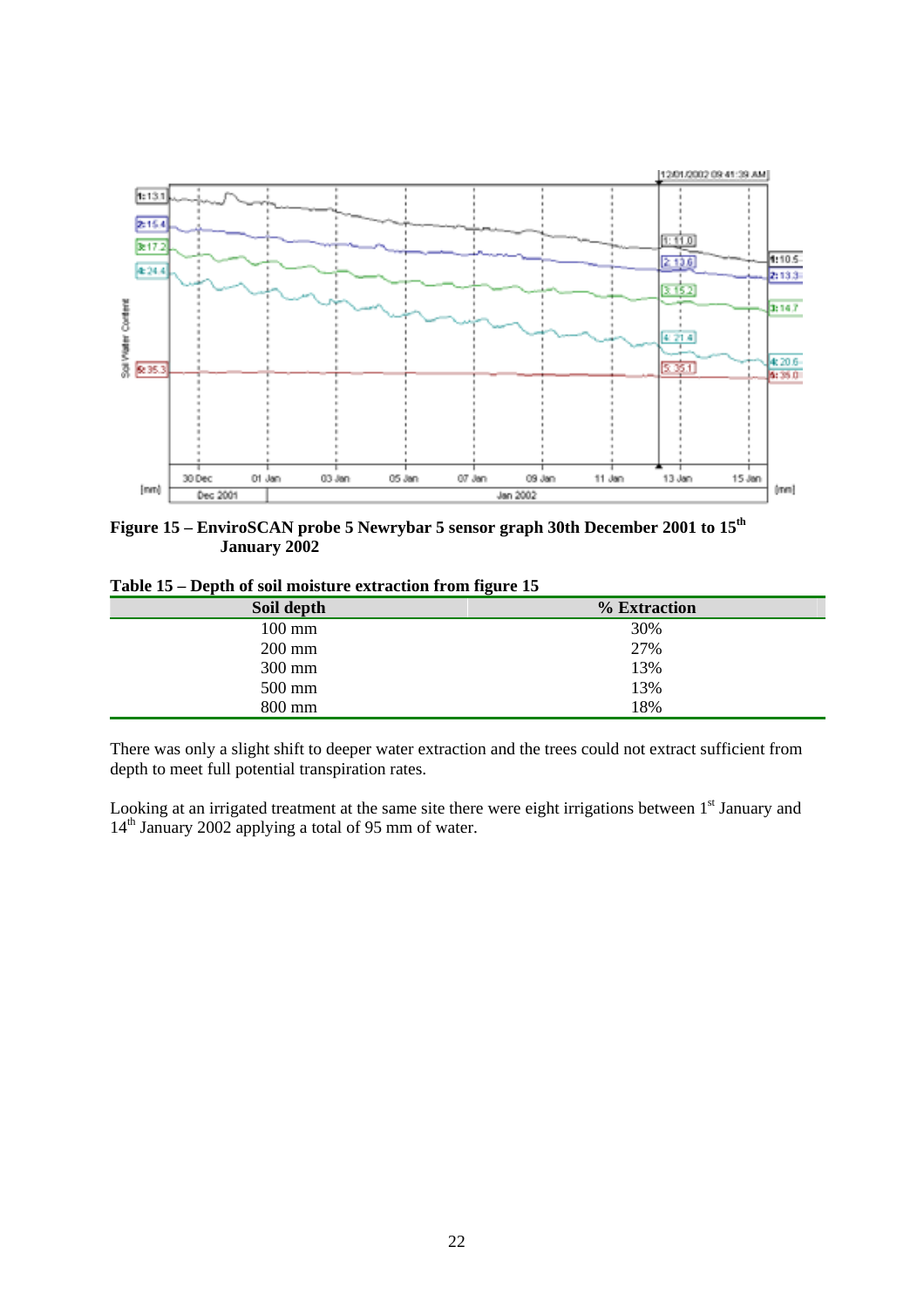**Figure 15 – EnviroSCAN probe 5 Newrybar 5 sensor graph 30th December 2001 to 15th January 2002**

**Table 15 – Depth of soil moisture extraction from figure 15**

| Soil depth | % Extraction |
|---|---|
| 100 mm | 30% |
| 200 mm | 27% |
| 300 mm | 13% |
| 500 mm | 13% |
| 800 mm | 18% |

There was only a slight shift to deeper water extraction and the trees could not extract sufficient from depth to meet full potential transpiration rates.

Looking at an irrigated treatment at the same site there were eight irrigations between 1st January and 14th January 2002 applying a total of 95 mm of water.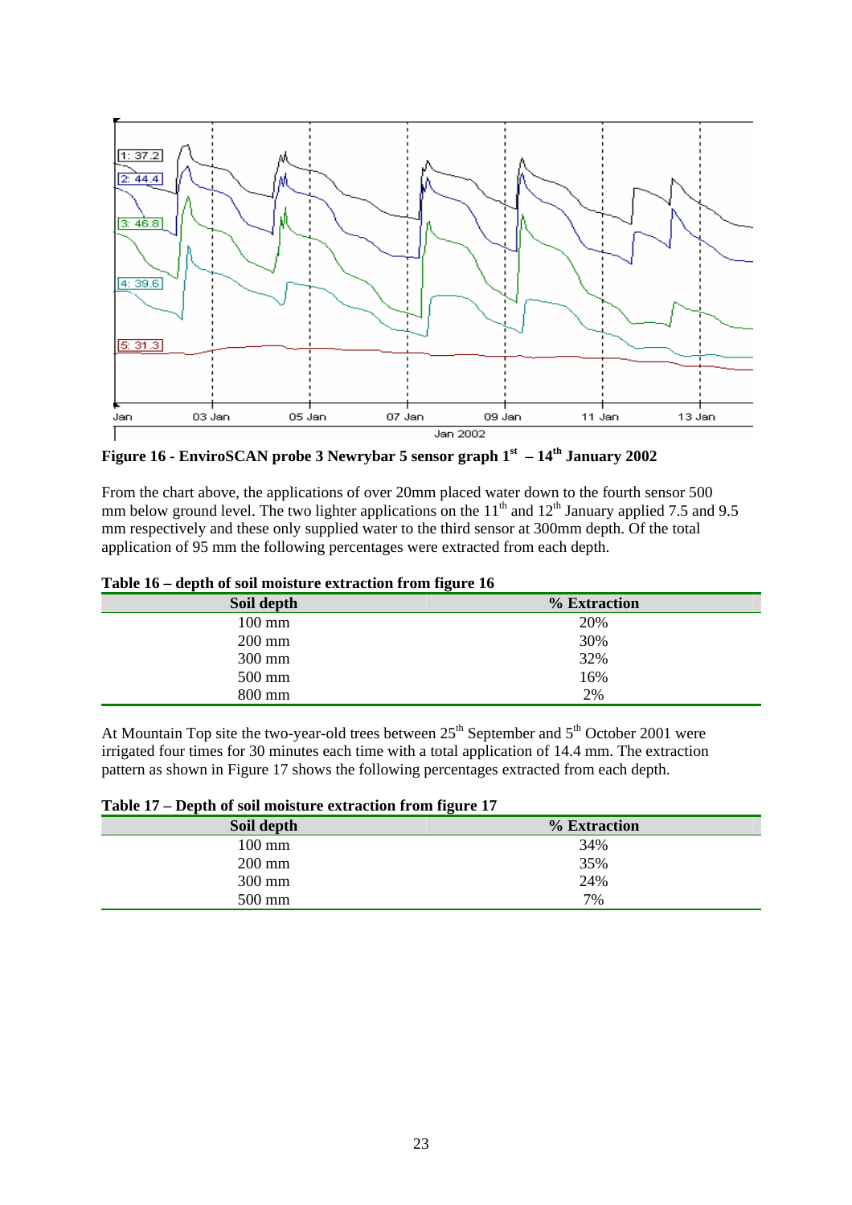**Figure 16 - EnviroSCAN probe 3 Newrybar 5 sensor graph 1st – 14th January 2002**

From the chart above, the applications of over 20mm placed water down to the fourth sensor 500 mm below ground level. The two lighter applications on the 11th and 12th January applied 7.5 and 9.5 mm respectively and these only supplied water to the third sensor at 300mm depth. Of the total application of 95 mm the following percentages were extracted from each depth.

**Table 16 – depth of soil moisture extraction from figure 16**

| Soil depth | % Extraction |
|---|---|
| 100 mm | 20% |
| 200 mm | 30% |
| 300 mm | 32% |
| 500 mm | 16% |
| 800 mm | 2% |

At Mountain Top site the two-year-old trees between 25th September and 5th October 2001 were irrigated four times for 30 minutes each time with a total application of 14.4 mm. The extraction pattern as shown in Figure 17 shows the following percentages extracted from each depth.

**Table 17 – Depth of soil moisture extraction from figure 17**

| Soil depth | % Extraction |
|---|---|
| 100 mm | 34% |
| 200 mm | 35% |
| 300 mm | 24% |
| 500 mm | 7% |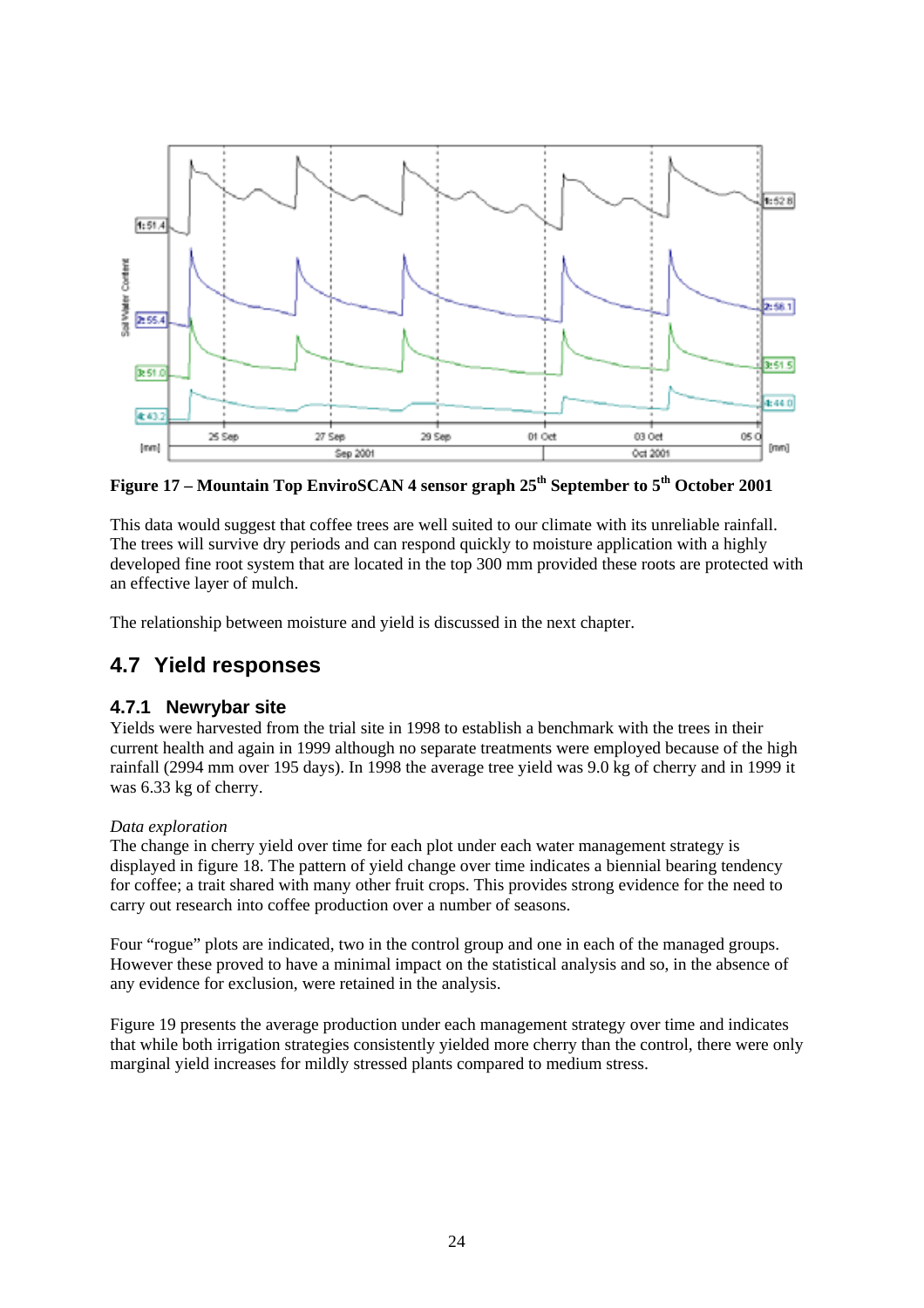**Figure 17 – Mountain Top EnviroSCAN 4 sensor graph 25th September to 5th October 2001**

This data would suggest that coffee trees are well suited to our climate with its unreliable rainfall. The trees will survive dry periods and can respond quickly to moisture application with a highly developed fine root system that are located in the top 300 mm provided these roots are protected with an effective layer of mulch.

The relationship between moisture and yield is discussed in the next chapter.

## 4.7 Yield responses

### 4.7.1 Newrybar site

Yields were harvested from the trial site in 1998 to establish a benchmark with the trees in their current health and again in 1999 although no separate treatments were employed because of the high rainfall (2994 mm over 195 days). In 1998 the average tree yield was 9.0 kg of cherry and in 1999 it was 6.33 kg of cherry.

*Data exploration*

The change in cherry yield over time for each plot under each water management strategy is displayed in figure 18. The pattern of yield change over time indicates a biennial bearing tendency for coffee; a trait shared with many other fruit crops. This provides strong evidence for the need to carry out research into coffee production over a number of seasons.

Four "rogue" plots are indicated, two in the control group and one in each of the managed groups. However these proved to have a minimal impact on the statistical analysis and so, in the absence of any evidence for exclusion, were retained in the analysis.

Figure 19 presents the average production under each management strategy over time and indicates that while both irrigation strategies consistently yielded more cherry than the control, there were only marginal yield increases for mildly stressed plants compared to medium stress.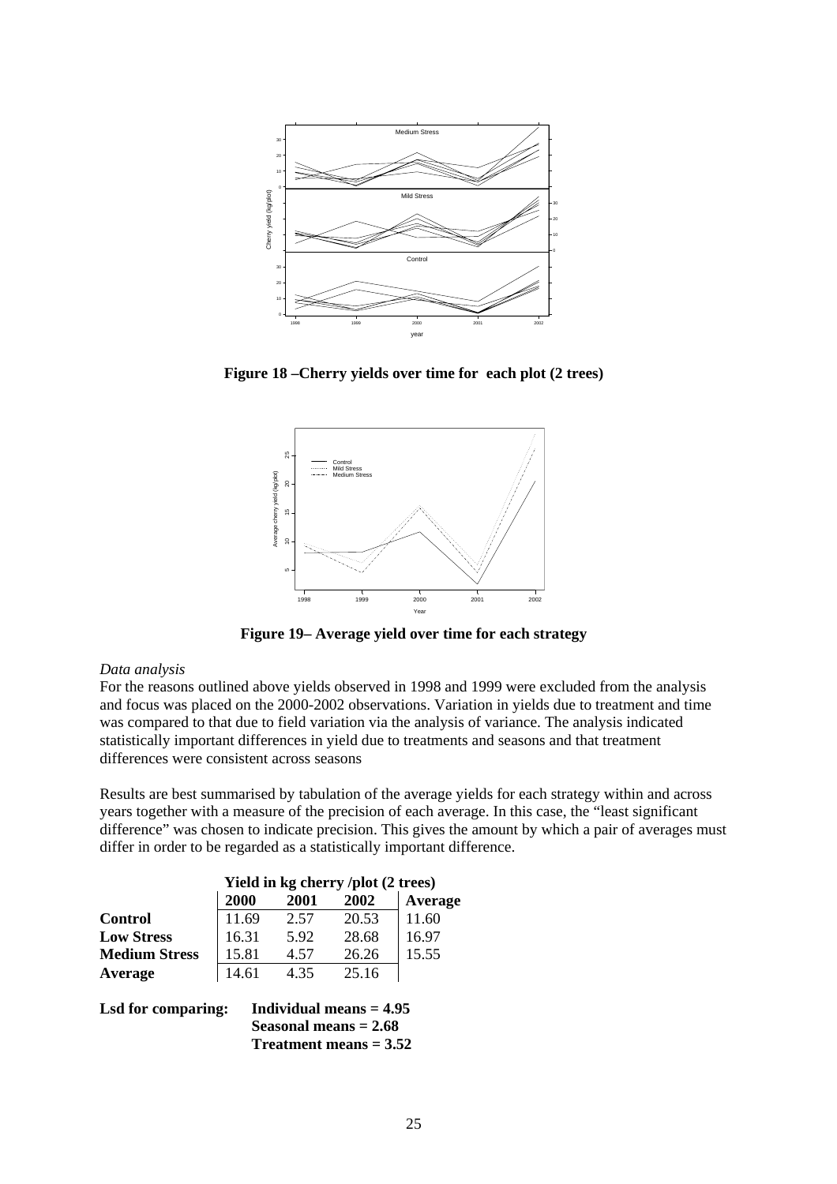**Figure 18 –Cherry yields over time for each plot (2 trees)**

**Figure 19– Average yield over time for each strategy**

*Data analysis*

For the reasons outlined above yields observed in 1998 and 1999 were excluded from the analysis and focus was placed on the 2000-2002 observations. Variation in yields due to treatment and time was compared to that due to field variation via the analysis of variance. The analysis indicated statistically important differences in yield due to treatments and seasons and that treatment differences were consistent across seasons

Results are best summarised by tabulation of the average yields for each strategy within and across years together with a measure of the precision of each average. In this case, the "least significant difference" was chosen to indicate precision. This gives the amount by which a pair of averages must differ in order to be regarded as a statistically important difference.

| | **Yield in kg cherry /plot (2 trees)** | | | |
|---|---|---|---|---|
| | **2000** | **2001** | **2002** | **Average** |
| **Control** | 11.69 | 2.57 | 20.53 | 11.60 |
| **Low Stress** | 16.31 | 5.92 | 28.68 | 16.97 |
| **Medium Stress** | 15.81 | 4.57 | 26.26 | 15.55 |
| **Average** | 14.61 | 4.35 | 25.16 | |

**Lsd for comparing:** **Individual means = 4.95**
**Seasonal means = 2.68**
**Treatment means = 3.52**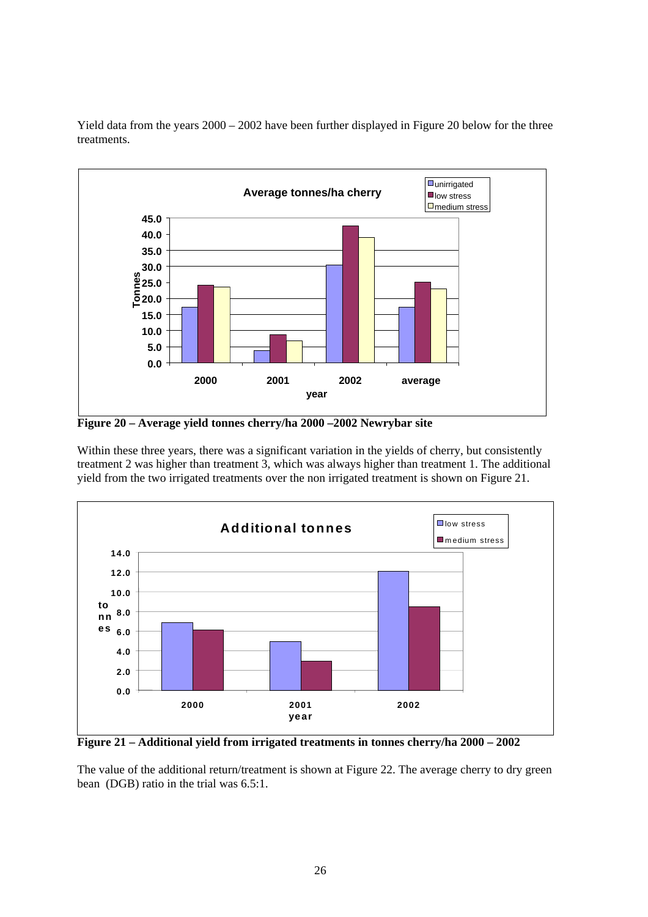Yield data from the years 2000 – 2002 have been further displayed in Figure 20 below for the three treatments.

**Figure 20 – Average yield tonnes cherry/ha 2000 –2002 Newrybar site**

Within these three years, there was a significant variation in the yields of cherry, but consistently treatment 2 was higher than treatment 3, which was always higher than treatment 1. The additional yield from the two irrigated treatments over the non irrigated treatment is shown on Figure 21.

**Figure 21 – Additional yield from irrigated treatments in tonnes cherry/ha 2000 – 2002**

The value of the additional return/treatment is shown at Figure 22. The average cherry to dry green bean (DGB) ratio in the trial was 6.5:1.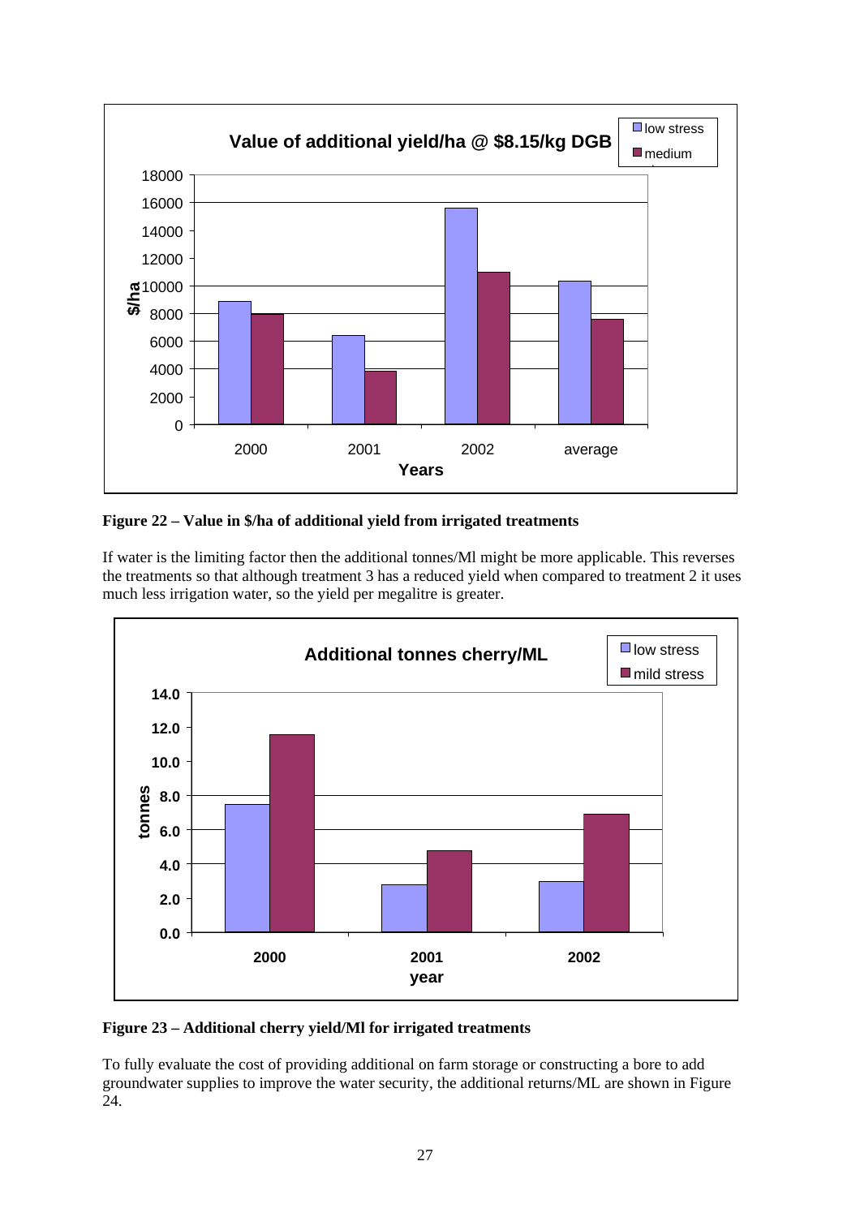**Figure 22 – Value in $/ha of additional yield from irrigated treatments**

If water is the limiting factor then the additional tonnes/Ml might be more applicable. This reverses the treatments so that although treatment 3 has a reduced yield when compared to treatment 2 it uses much less irrigation water, so the yield per megalitre is greater.

**Figure 23 – Additional cherry yield/Ml for irrigated treatments**

To fully evaluate the cost of providing additional on farm storage or constructing a bore to add groundwater supplies to improve the water security, the additional returns/ML are shown in Figure 24.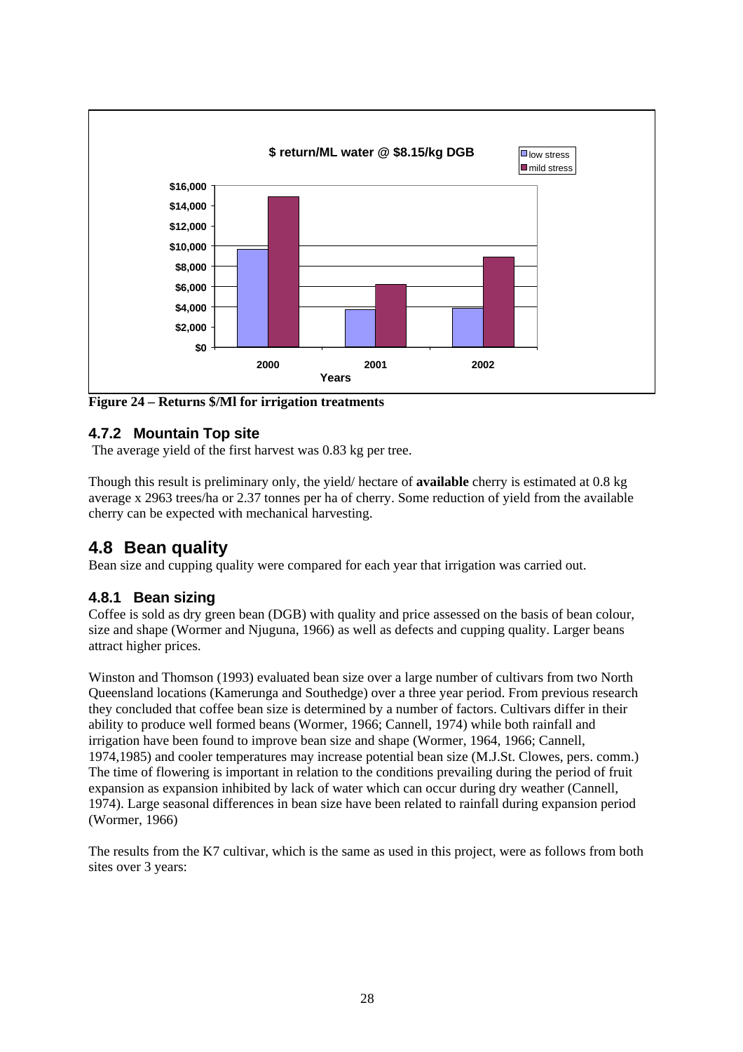**Figure 24 – Returns $/Ml for irrigation treatments**

### 4.7.2 Mountain Top site

The average yield of the first harvest was 0.83 kg per tree.

Though this result is preliminary only, the yield/ hectare of **available** cherry is estimated at 0.8 kg average x 2963 trees/ha or 2.37 tonnes per ha of cherry. Some reduction of yield from the available cherry can be expected with mechanical harvesting.

## 4.8 Bean quality

Bean size and cupping quality were compared for each year that irrigation was carried out.

### 4.8.1 Bean sizing

Coffee is sold as dry green bean (DGB) with quality and price assessed on the basis of bean colour, size and shape (Wormer and Njuguna, 1966) as well as defects and cupping quality. Larger beans attract higher prices.

Winston and Thomson (1993) evaluated bean size over a large number of cultivars from two North Queensland locations (Kamerunga and Southedge) over a three year period. From previous research they concluded that coffee bean size is determined by a number of factors. Cultivars differ in their ability to produce well formed beans (Wormer, 1966; Cannell, 1974) while both rainfall and irrigation have been found to improve bean size and shape (Wormer, 1964, 1966; Cannell, 1974,1985) and cooler temperatures may increase potential bean size (M.J.St. Clowes, pers. comm.) The time of flowering is important in relation to the conditions prevailing during the period of fruit expansion as expansion inhibited by lack of water which can occur during dry weather (Cannell, 1974). Large seasonal differences in bean size have been related to rainfall during expansion period (Wormer, 1966)

The results from the K7 cultivar, which is the same as used in this project, were as follows from both sites over 3 years: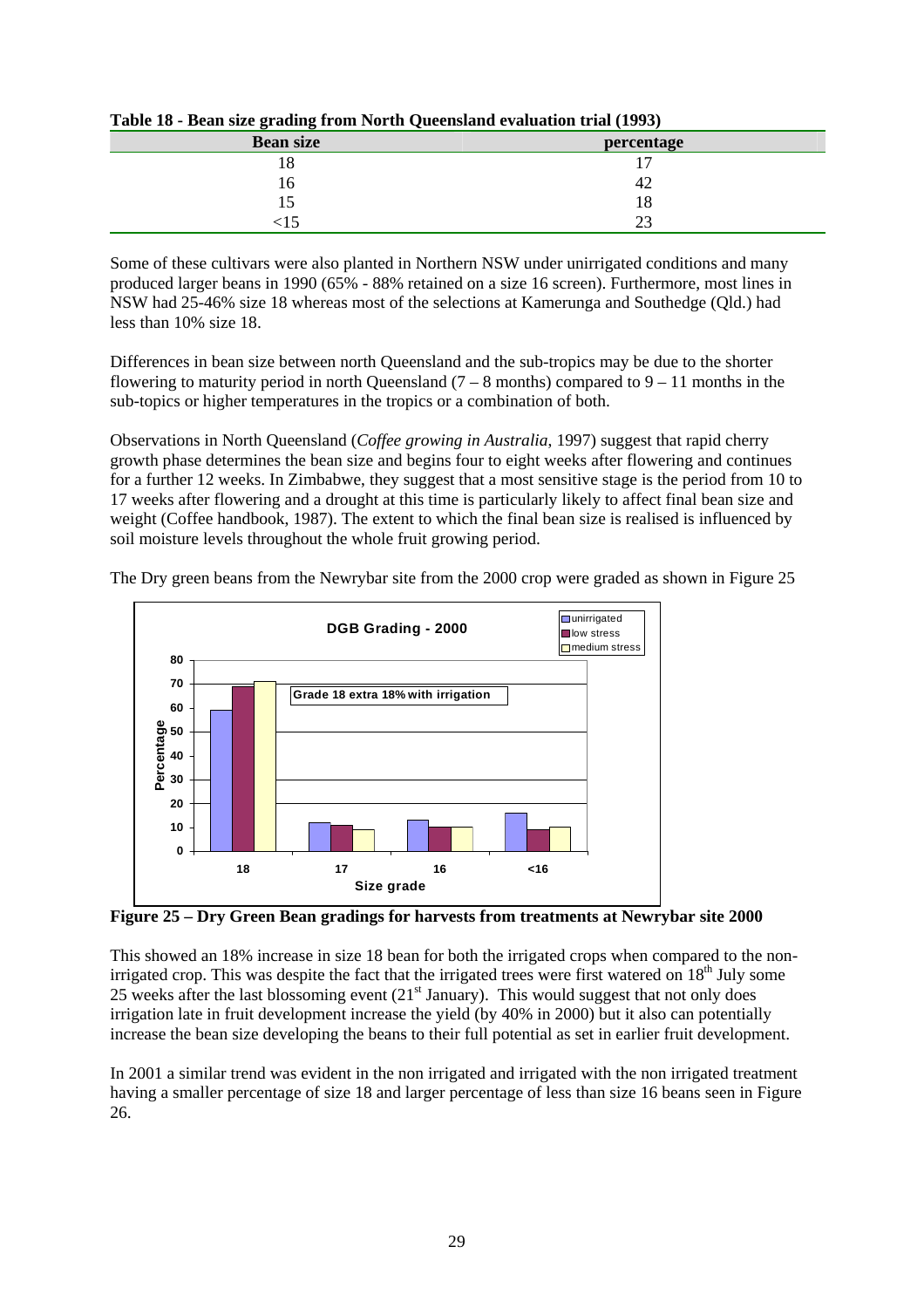**Table 18 - Bean size grading from North Queensland evaluation trial (1993)**

| Bean size | percentage |
|---|---|
| 18 | 17 |
| 16 | 42 |
| 15 | 18 |
| <15 | 23 |

Some of these cultivars were also planted in Northern NSW under unirrigated conditions and many produced larger beans in 1990 (65% - 88% retained on a size 16 screen). Furthermore, most lines in NSW had 25-46% size 18 whereas most of the selections at Kamerunga and Southedge (Qld.) had less than 10% size 18.

Differences in bean size between north Queensland and the sub-tropics may be due to the shorter flowering to maturity period in north Queensland (7 – 8 months) compared to 9 – 11 months in the sub-topics or higher temperatures in the tropics or a combination of both.

Observations in North Queensland (*Coffee growing in Australia*, 1997) suggest that rapid cherry growth phase determines the bean size and begins four to eight weeks after flowering and continues for a further 12 weeks. In Zimbabwe, they suggest that a most sensitive stage is the period from 10 to 17 weeks after flowering and a drought at this time is particularly likely to affect final bean size and weight (Coffee handbook, 1987). The extent to which the final bean size is realised is influenced by soil moisture levels throughout the whole fruit growing period.

The Dry green beans from the Newrybar site from the 2000 crop were graded as shown in Figure 25

**Figure 25 – Dry Green Bean gradings for harvests from treatments at Newrybar site 2000**

This showed an 18% increase in size 18 bean for both the irrigated crops when compared to the non-irrigated crop. This was despite the fact that the irrigated trees were first watered on 18th July some 25 weeks after the last blossoming event (21st January). This would suggest that not only does irrigation late in fruit development increase the yield (by 40% in 2000) but it also can potentially increase the bean size developing the beans to their full potential as set in earlier fruit development.

In 2001 a similar trend was evident in the non irrigated and irrigated with the non irrigated treatment having a smaller percentage of size 18 and larger percentage of less than size 16 beans seen in Figure 26.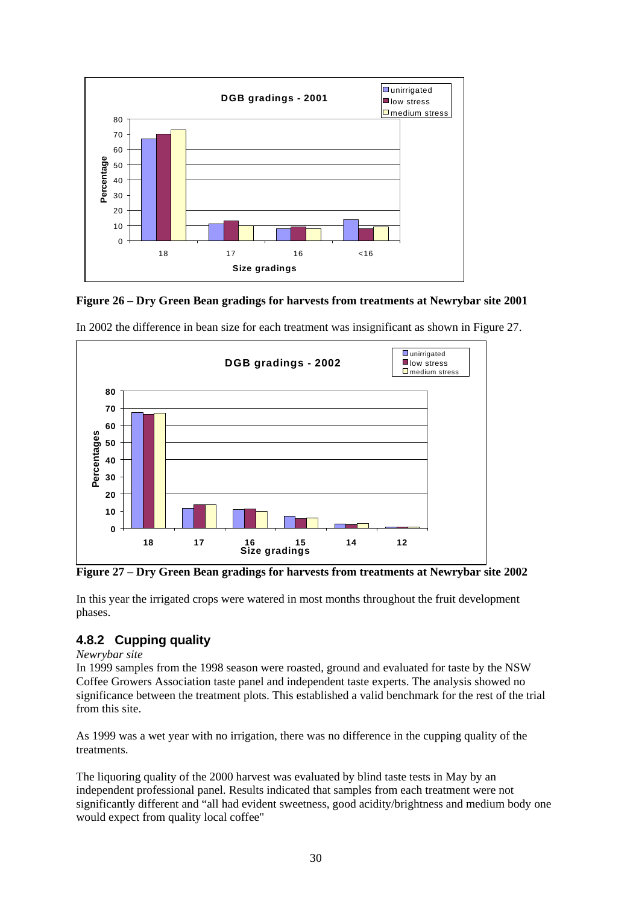Figure 26 – Dry Green Bean gradings for harvests from treatments at Newrybar site 2001

In 2002 the difference in bean size for each treatment was insignificant as shown in Figure 27.

Figure 27 – Dry Green Bean gradings for harvests from treatments at Newrybar site 2002

In this year the irrigated crops were watered in most months throughout the fruit development phases.

### 4.8.2 Cupping quality

*Newrybar site*

In 1999 samples from the 1998 season were roasted, ground and evaluated for taste by the NSW Coffee Growers Association taste panel and independent taste experts. The analysis showed no significance between the treatment plots. This established a valid benchmark for the rest of the trial from this site.

As 1999 was a wet year with no irrigation, there was no difference in the cupping quality of the treatments.

The liquoring quality of the 2000 harvest was evaluated by blind taste tests in May by an independent professional panel. Results indicated that samples from each treatment were not significantly different and "all had evident sweetness, good acidity/brightness and medium body one would expect from quality local coffee"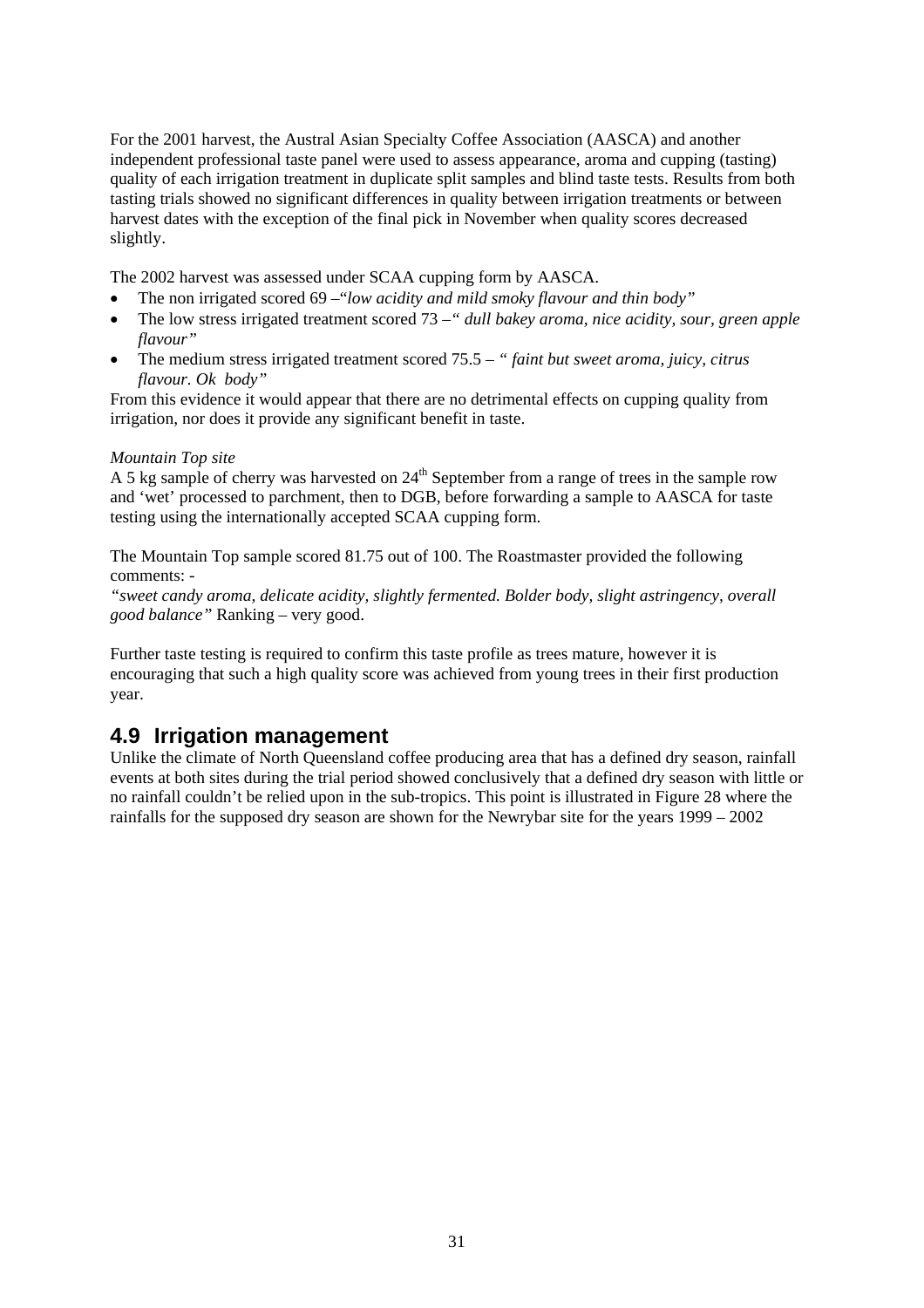For the 2001 harvest, the Austral Asian Specialty Coffee Association (AASCA) and another independent professional taste panel were used to assess appearance, aroma and cupping (tasting) quality of each irrigation treatment in duplicate split samples and blind taste tests. Results from both tasting trials showed no significant differences in quality between irrigation treatments or between harvest dates with the exception of the final pick in November when quality scores decreased slightly.

The 2002 harvest was assessed under SCAA cupping form by AASCA.

- The non irrigated scored 69 –"*low acidity and mild smoky flavour and thin body"*
- The low stress irrigated treatment scored 73 –*" dull bakey aroma, nice acidity, sour, green apple flavour"*
- The medium stress irrigated treatment scored 75.5 – *" faint but sweet aroma, juicy, citrus flavour. Ok body"*

From this evidence it would appear that there are no detrimental effects on cupping quality from irrigation, nor does it provide any significant benefit in taste.

*Mountain Top site*

A 5 kg sample of cherry was harvested on 24th September from a range of trees in the sample row and 'wet' processed to parchment, then to DGB, before forwarding a sample to AASCA for taste testing using the internationally accepted SCAA cupping form.

The Mountain Top sample scored 81.75 out of 100. The Roastmaster provided the following comments: -

*"sweet candy aroma, delicate acidity, slightly fermented. Bolder body, slight astringency, overall good balance"* Ranking – very good.

Further taste testing is required to confirm this taste profile as trees mature, however it is encouraging that such a high quality score was achieved from young trees in their first production year.

## 4.9 Irrigation management

Unlike the climate of North Queensland coffee producing area that has a defined dry season, rainfall events at both sites during the trial period showed conclusively that a defined dry season with little or no rainfall couldn't be relied upon in the sub-tropics. This point is illustrated in Figure 28 where the rainfalls for the supposed dry season are shown for the Newrybar site for the years 1999 – 2002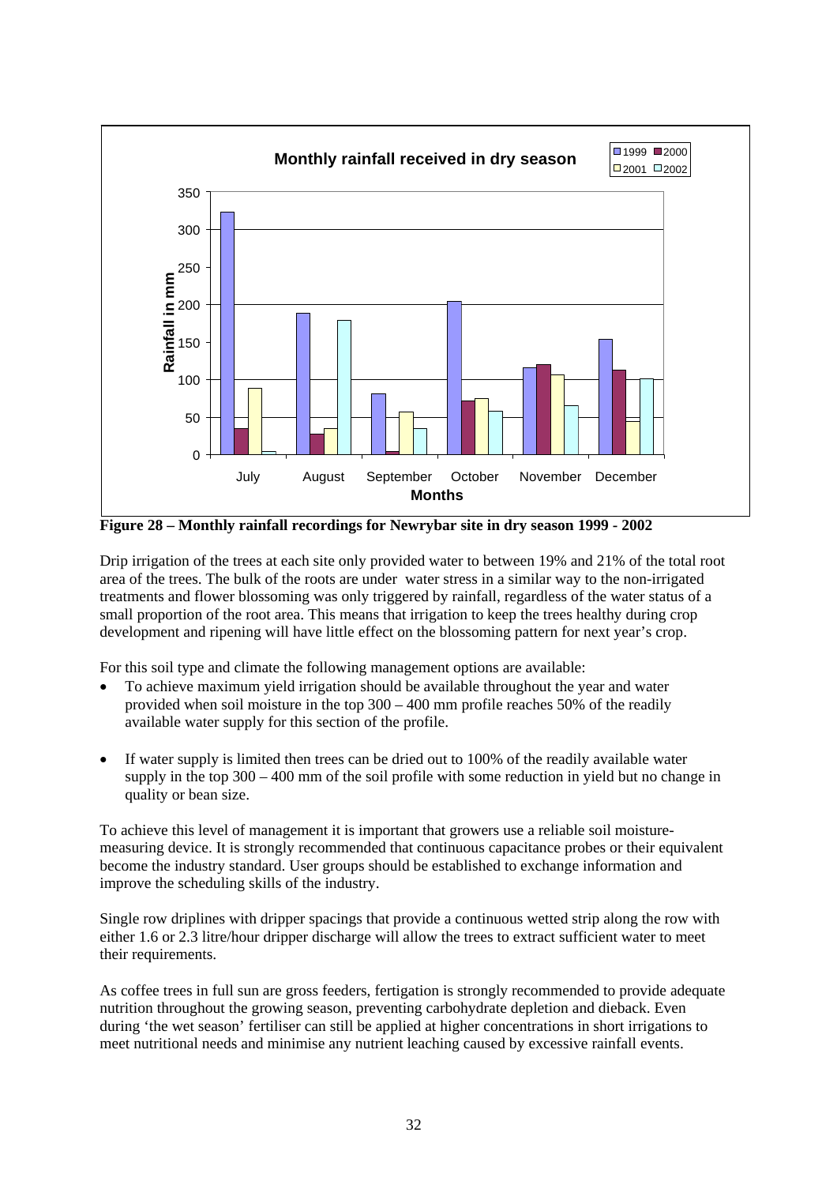**Figure 28 – Monthly rainfall recordings for Newrybar site in dry season 1999 - 2002**

Drip irrigation of the trees at each site only provided water to between 19% and 21% of the total root area of the trees. The bulk of the roots are under water stress in a similar way to the non-irrigated treatments and flower blossoming was only triggered by rainfall, regardless of the water status of a small proportion of the root area. This means that irrigation to keep the trees healthy during crop development and ripening will have little effect on the blossoming pattern for next year's crop.

For this soil type and climate the following management options are available:

- To achieve maximum yield irrigation should be available throughout the year and water provided when soil moisture in the top 300 – 400 mm profile reaches 50% of the readily available water supply for this section of the profile.

- If water supply is limited then trees can be dried out to 100% of the readily available water supply in the top 300 – 400 mm of the soil profile with some reduction in yield but no change in quality or bean size.

To achieve this level of management it is important that growers use a reliable soil moisture-measuring device. It is strongly recommended that continuous capacitance probes or their equivalent become the industry standard. User groups should be established to exchange information and improve the scheduling skills of the industry.

Single row driplines with dripper spacings that provide a continuous wetted strip along the row with either 1.6 or 2.3 litre/hour dripper discharge will allow the trees to extract sufficient water to meet their requirements.

As coffee trees in full sun are gross feeders, fertigation is strongly recommended to provide adequate nutrition throughout the growing season, preventing carbohydrate depletion and dieback. Even during 'the wet season' fertiliser can still be applied at higher concentrations in short irrigations to meet nutritional needs and minimise any nutrient leaching caused by excessive rainfall events.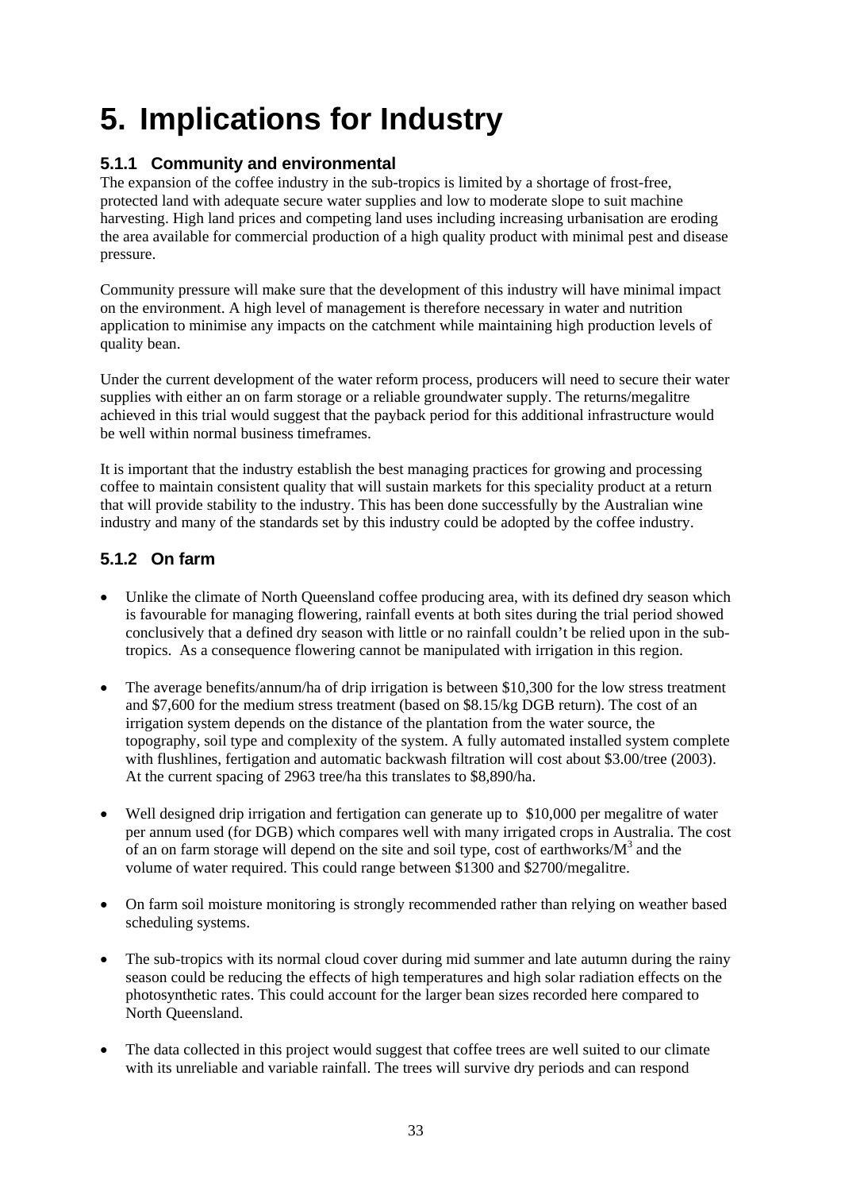# 5. Implications for Industry

### 5.1.1 Community and environmental

The expansion of the coffee industry in the sub-tropics is limited by a shortage of frost-free, protected land with adequate secure water supplies and low to moderate slope to suit machine harvesting. High land prices and competing land uses including increasing urbanisation are eroding the area available for commercial production of a high quality product with minimal pest and disease pressure.

Community pressure will make sure that the development of this industry will have minimal impact on the environment. A high level of management is therefore necessary in water and nutrition application to minimise any impacts on the catchment while maintaining high production levels of quality bean.

Under the current development of the water reform process, producers will need to secure their water supplies with either an on farm storage or a reliable groundwater supply. The returns/megalitre achieved in this trial would suggest that the payback period for this additional infrastructure would be well within normal business timeframes.

It is important that the industry establish the best managing practices for growing and processing coffee to maintain consistent quality that will sustain markets for this speciality product at a return that will provide stability to the industry. This has been done successfully by the Australian wine industry and many of the standards set by this industry could be adopted by the coffee industry.

### 5.1.2 On farm

- Unlike the climate of North Queensland coffee producing area, with its defined dry season which is favourable for managing flowering, rainfall events at both sites during the trial period showed conclusively that a defined dry season with little or no rainfall couldn't be relied upon in the sub-tropics. As a consequence flowering cannot be manipulated with irrigation in this region.

- The average benefits/annum/ha of drip irrigation is between $10,300 for the low stress treatment and $7,600 for the medium stress treatment (based on $8.15/kg DGB return). The cost of an irrigation system depends on the distance of the plantation from the water source, the topography, soil type and complexity of the system. A fully automated installed system complete with flushlines, fertigation and automatic backwash filtration will cost about $3.00/tree (2003). At the current spacing of 2963 tree/ha this translates to $8,890/ha.

- Well designed drip irrigation and fertigation can generate up to $10,000 per megalitre of water per annum used (for DGB) which compares well with many irrigated crops in Australia. The cost of an on farm storage will depend on the site and soil type, cost of earthworks/$M^3$ and the volume of water required. This could range between $1300 and $2700/megalitre.

- On farm soil moisture monitoring is strongly recommended rather than relying on weather based scheduling systems.

- The sub-tropics with its normal cloud cover during mid summer and late autumn during the rainy season could be reducing the effects of high temperatures and high solar radiation effects on the photosynthetic rates. This could account for the larger bean sizes recorded here compared to North Queensland.

- The data collected in this project would suggest that coffee trees are well suited to our climate with its unreliable and variable rainfall. The trees will survive dry periods and can respond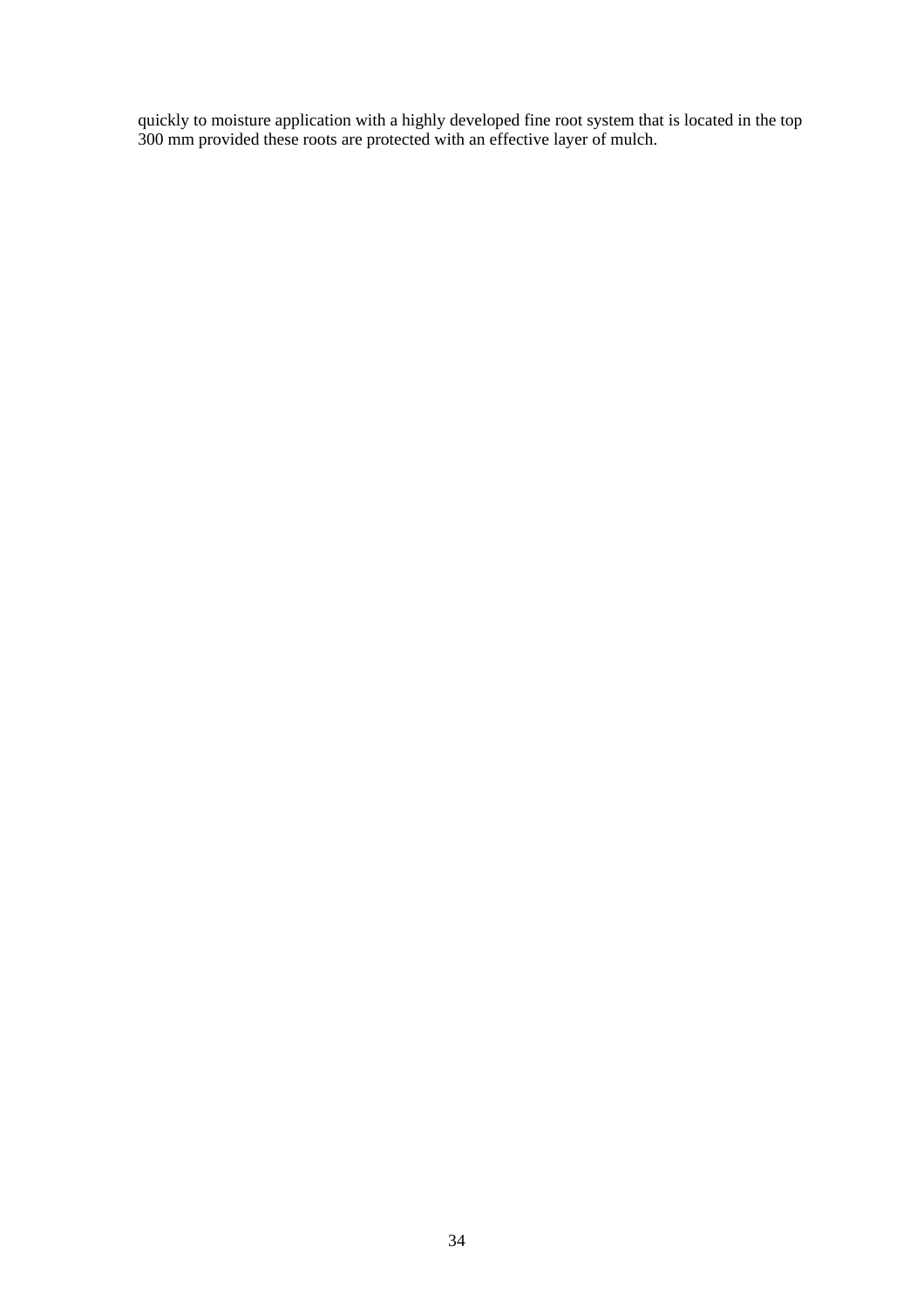quickly to moisture application with a highly developed fine root system that is located in the top 300 mm provided these roots are protected with an effective layer of mulch.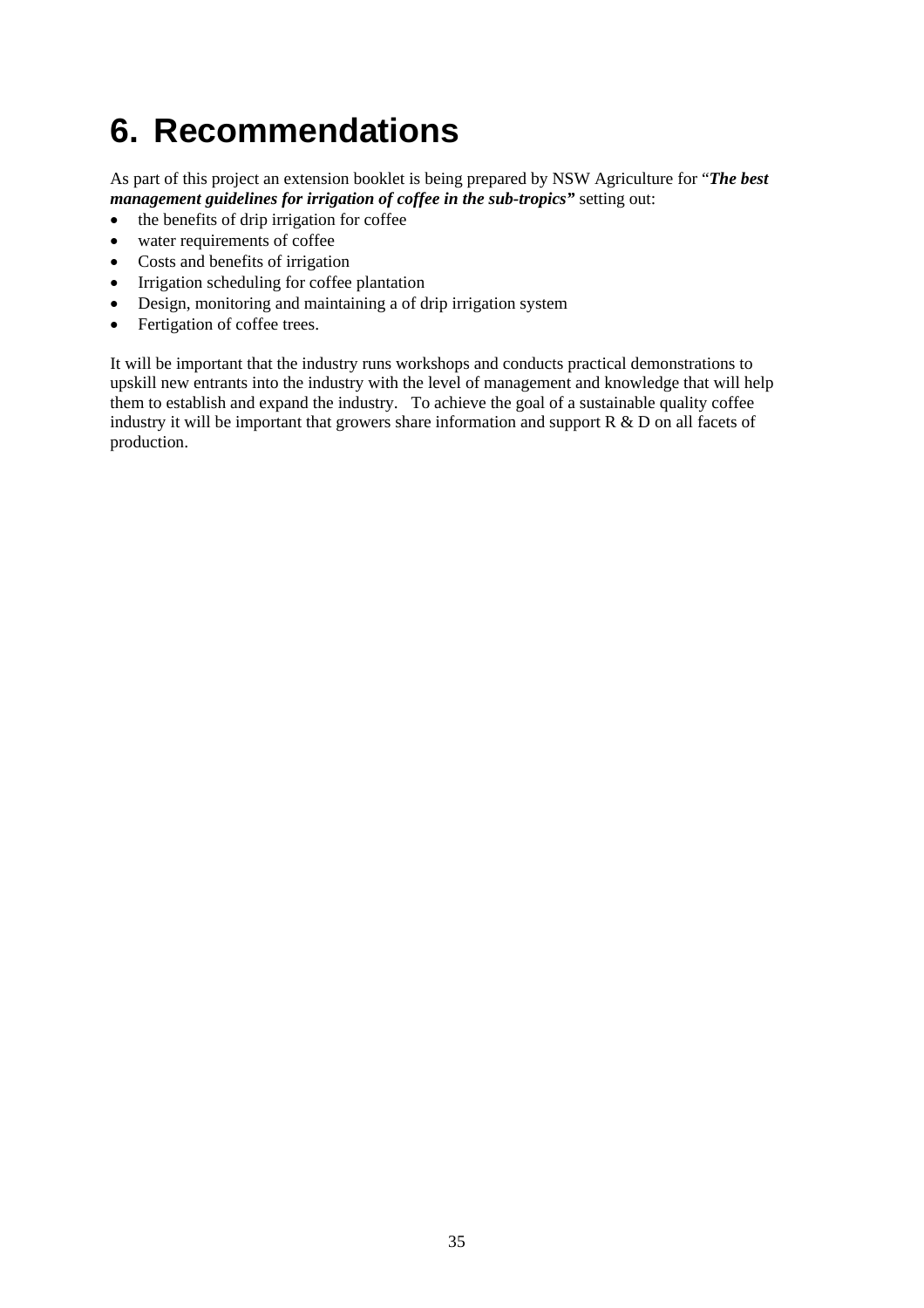# 6. Recommendations

As part of this project an extension booklet is being prepared by NSW Agriculture for "***The best management guidelines for irrigation of coffee in the sub-tropics"*** setting out:

- the benefits of drip irrigation for coffee
- water requirements of coffee
- Costs and benefits of irrigation
- Irrigation scheduling for coffee plantation
- Design, monitoring and maintaining a of drip irrigation system
- Fertigation of coffee trees.

It will be important that the industry runs workshops and conducts practical demonstrations to upskill new entrants into the industry with the level of management and knowledge that will help them to establish and expand the industry. To achieve the goal of a sustainable quality coffee industry it will be important that growers share information and support R & D on all facets of production.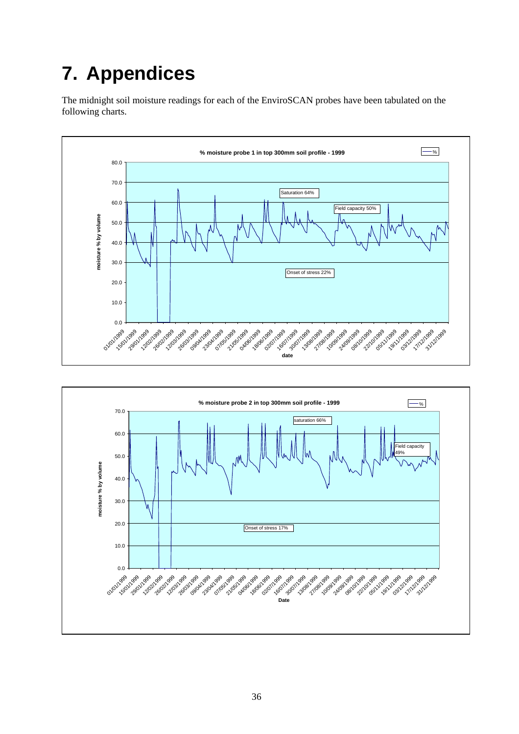# 7. Appendices

The midnight soil moisture readings for each of the EnviroSCAN probes have been tabulated on the following charts.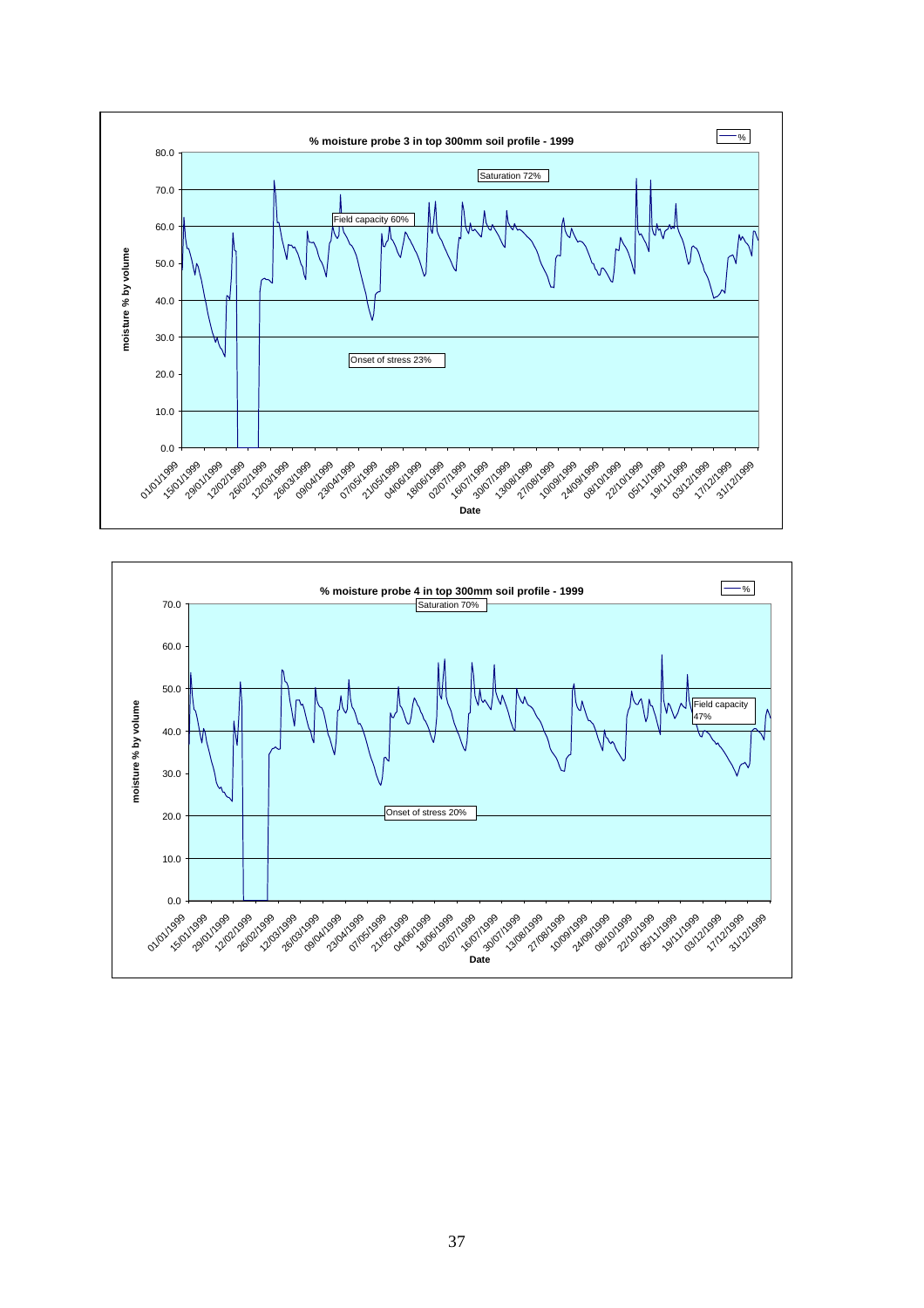**% moisture probe 3 in top 300mm soil profile - 1999**

moisture % by volume

Saturation 72%

Field capacity 60%

Onset of stress 23%

Date

**% moisture probe 4 in top 300mm soil profile - 1999**

moisture % by volume

Saturation 70%

Field capacity 47%

Onset of stress 20%

Date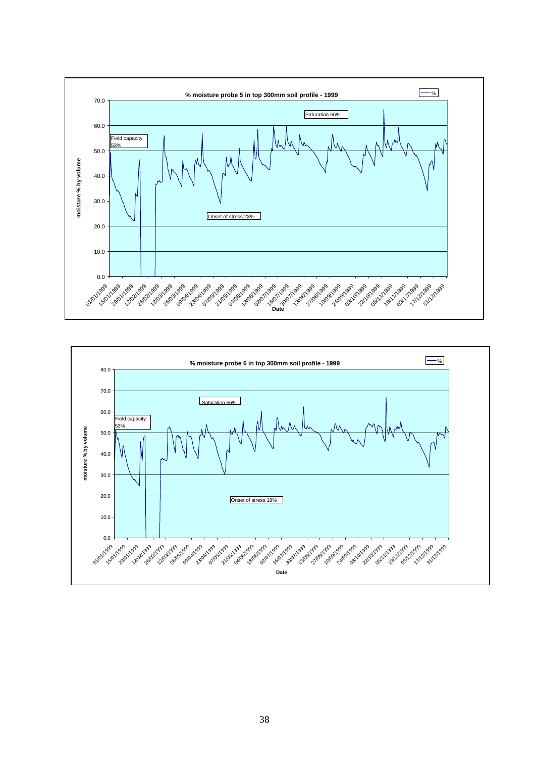**% moisture probe 5 in top 300mm soil profile - 1999**

Legend: %

Y-axis: moisture % by volume (0.0 – 70.0)

X-axis: Date (01/01/1999 – 31/12/1999)

Labels: Saturation 66%; Field capacity 53%; Onset of stress 23%

**% moisture probe 6 in top 300mm soil profile - 1999**

Legend: %

Y-axis: moisture % by volume (0.0 – 80.0)

X-axis: Date (01/01/1999 – 31/12/1999)

Labels: Saturation 66%; Field capacity 53%; Onset of stress 19%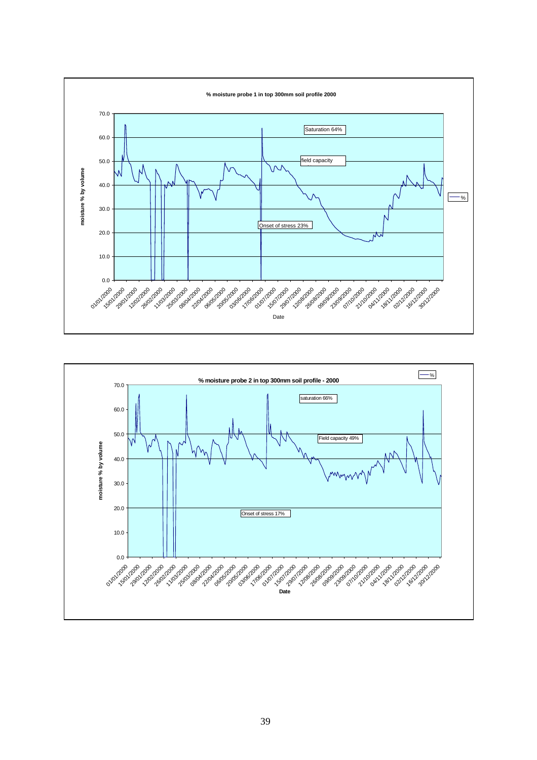**% moisture probe 1 in top 300mm soil profile 2000**

Saturation 64%

field capacity

Onset of stress 23%

moisture % by volume

Date

**% moisture probe 2 in top 300mm soil profile - 2000**

saturation 66%

Field capacity 49%

Onset of stress 17%

moisture % by volume

**Date**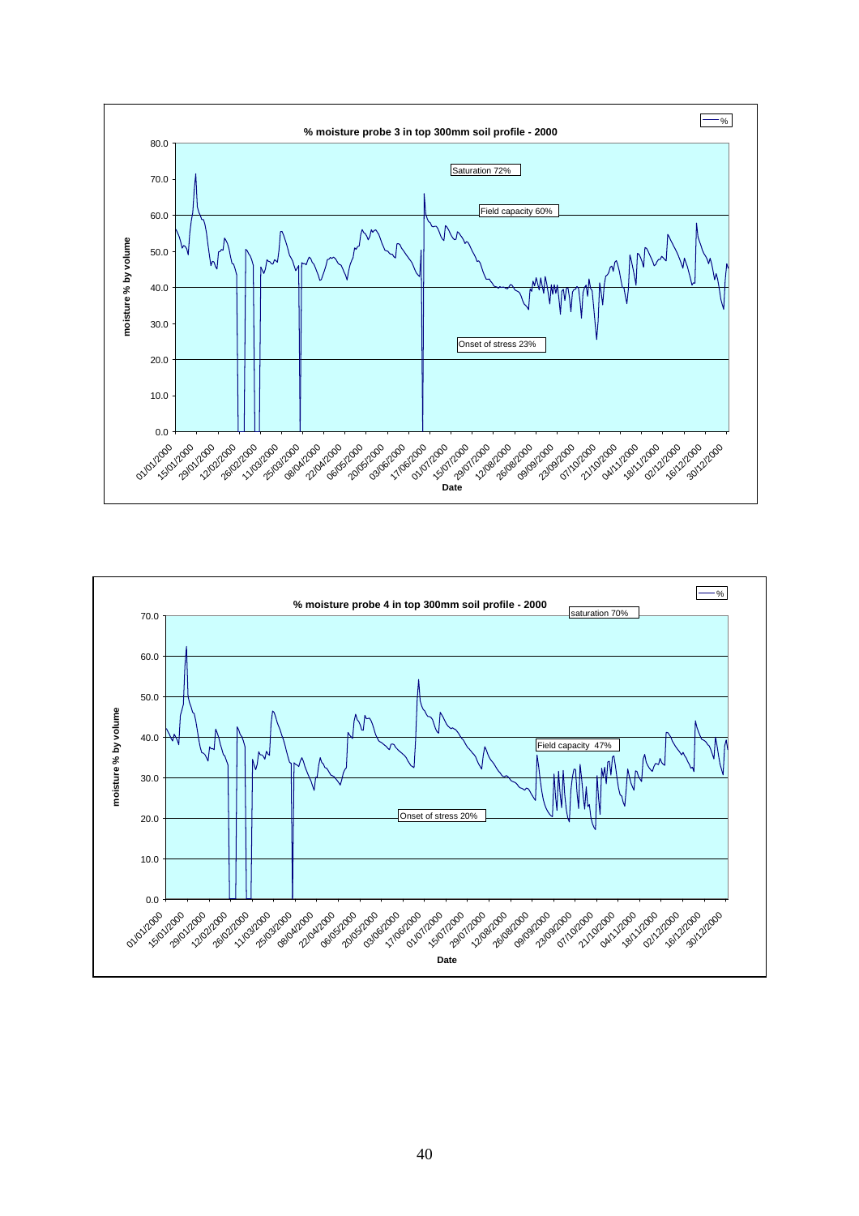% moisture probe 3 in top 300mm soil profile - 2000

Saturation 72%

Field capacity 60%

Onset of stress 23%

moisture % by volume

Date

% moisture probe 4 in top 300mm soil profile - 2000

saturation 70%

Field capacity 47%

Onset of stress 20%

moisture % by volume

Date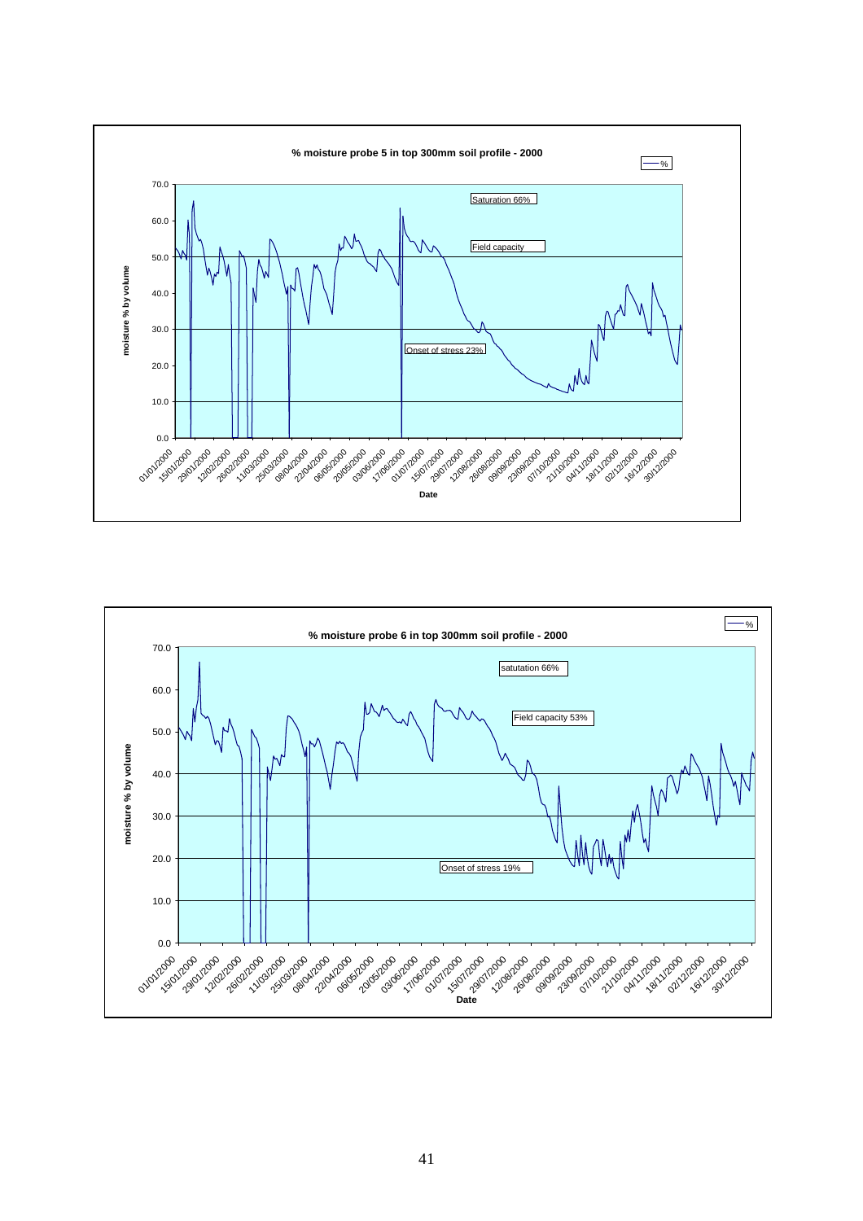**% moisture probe 5 in top 300mm soil profile - 2000**

Saturation 66%

Field capacity

Onset of stress 23%

**% moisture probe 6 in top 300mm soil profile - 2000**

satutation 66%

Field capacity 53%

Onset of stress 19%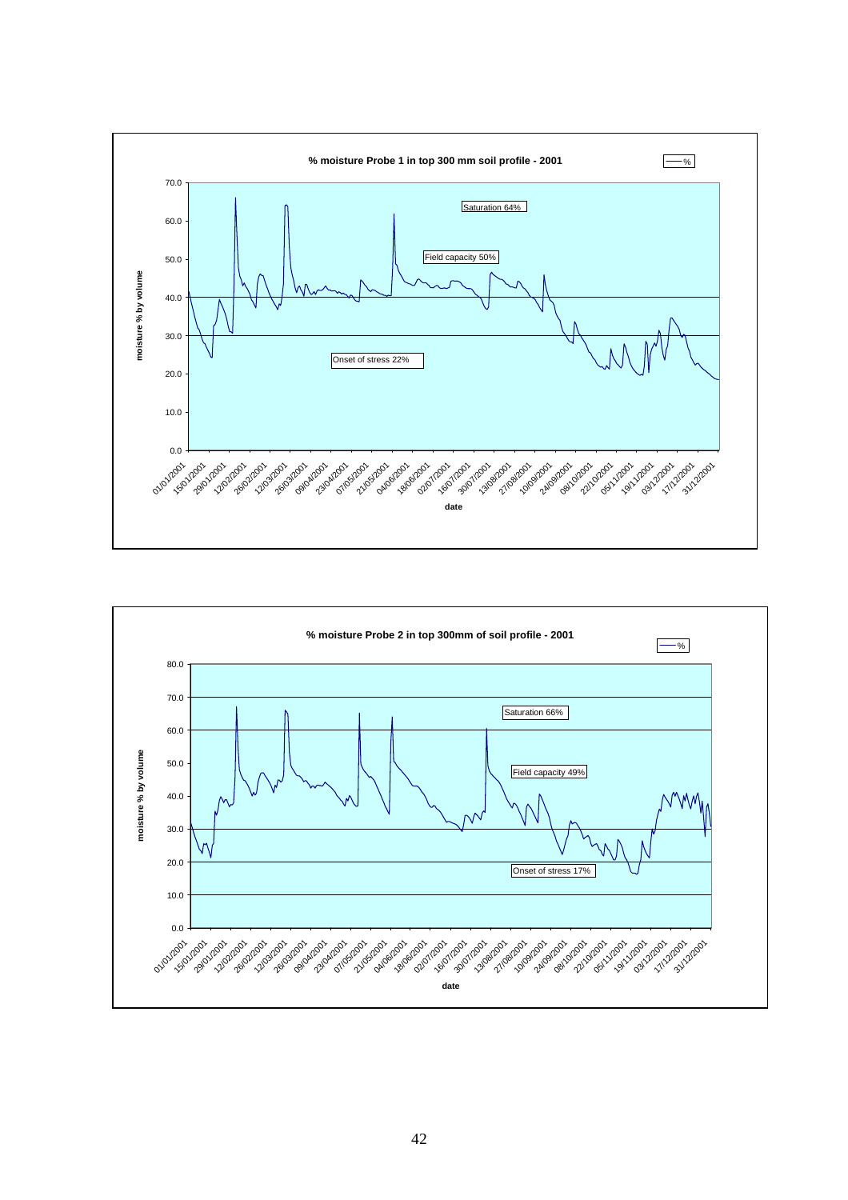**% moisture Probe 1 in top 300 mm soil profile - 2001**

Saturation 64%

Field capacity 50%

Onset of stress 22%

moisture % by volume

date

**% moisture Probe 2 in top 300mm of soil profile - 2001**

Saturation 66%

Field capacity 49%

Onset of stress 17%

moisture % by volume

date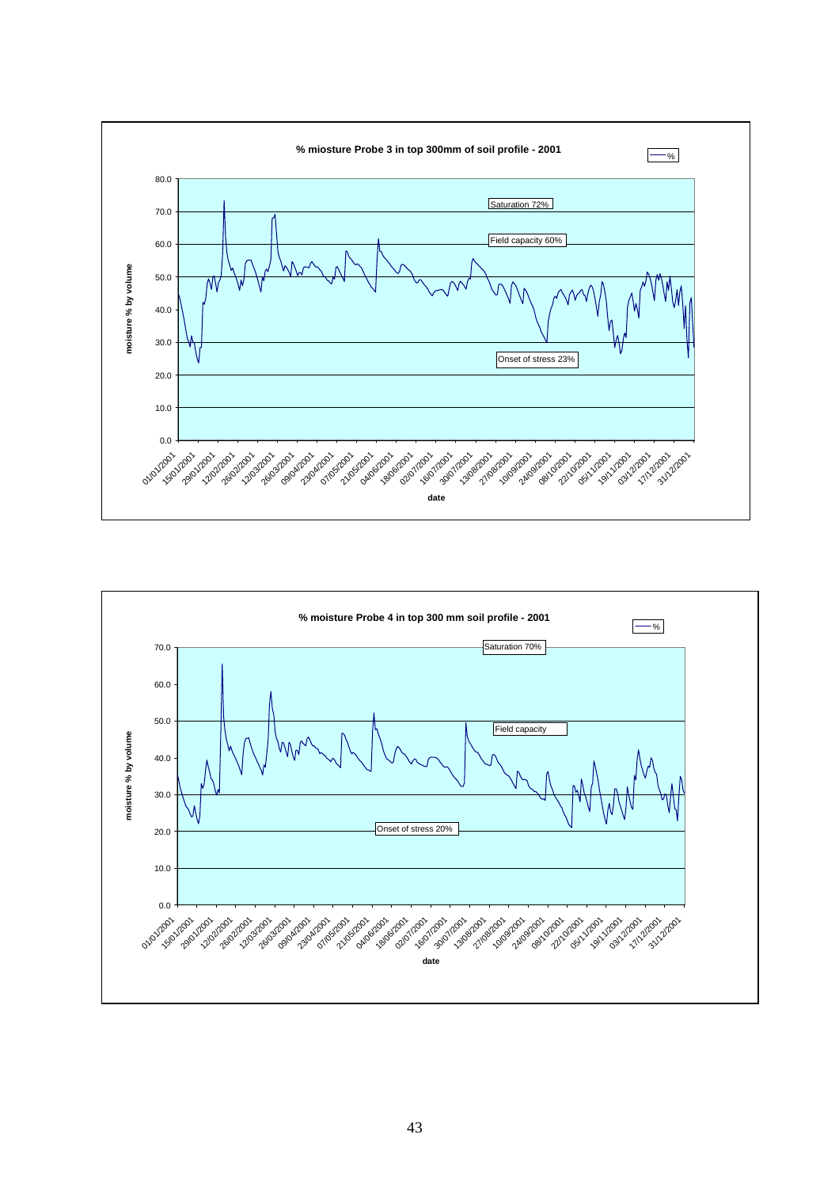**% miosture Probe 3 in top 300mm of soil profile - 2001**

— %

Saturation 72%

Field capacity 60%

Onset of stress 23%

moisture % by volume

80.0
70.0
60.0
50.0
40.0
30.0
20.0
10.0
0.0

01/01/2001 15/01/2001 29/01/2001 12/02/2001 26/02/2001 12/03/2001 26/03/2001 09/04/2001 23/04/2001 07/05/2001 21/05/2001 04/06/2001 18/06/2001 02/07/2001 16/07/2001 30/07/2001 13/08/2001 27/08/2001 10/09/2001 24/09/2001 08/10/2001 22/10/2001 05/11/2001 19/11/2001 03/12/2001 17/12/2001 31/12/2001

date

**% moisture Probe 4 in top 300 mm soil profile - 2001**

— %

Saturation 70%

Field capacity

Onset of stress 20%

moisture % by volume

70.0
60.0
50.0
40.0
30.0
20.0
10.0
0.0

01/01/2001 15/01/2001 29/01/2001 12/02/2001 26/02/2001 12/03/2001 26/03/2001 09/04/2001 23/04/2001 07/05/2001 21/05/2001 04/06/2001 18/06/2001 02/07/2001 16/07/2001 30/07/2001 13/08/2001 27/08/2001 10/09/2001 24/09/2001 08/10/2001 22/10/2001 05/11/2001 19/11/2001 03/12/2001 17/12/2001 31/12/2001

date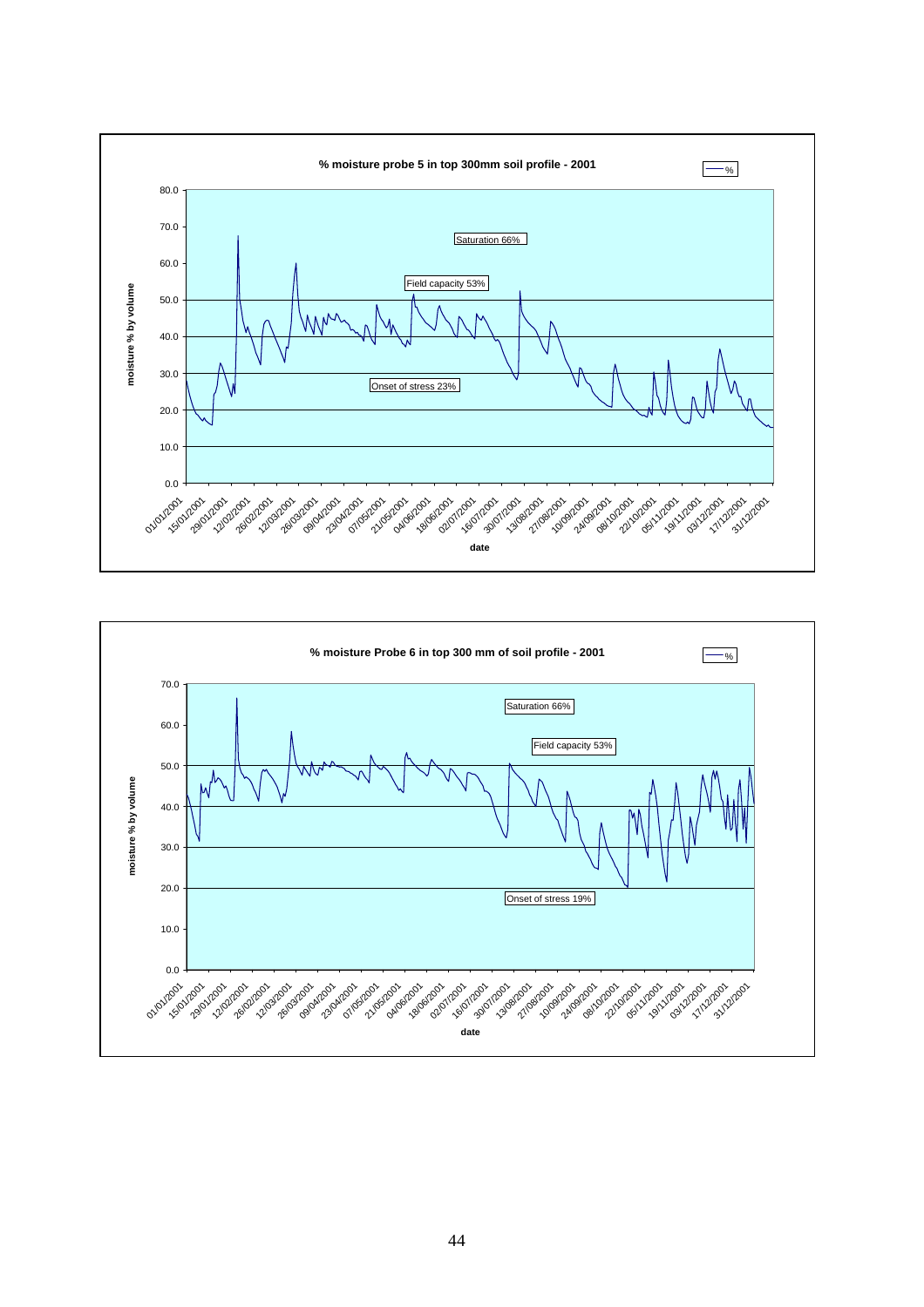**% moisture probe 5 in top 300mm soil profile - 2001**

% 

moisture % by volume

Saturation 66%

Field capacity 53%

Onset of stress 23%

date

**% moisture Probe 6 in top 300 mm of soil profile - 2001**

% 

moisture % by volume

Saturation 66%

Field capacity 53%

Onset of stress 19%

date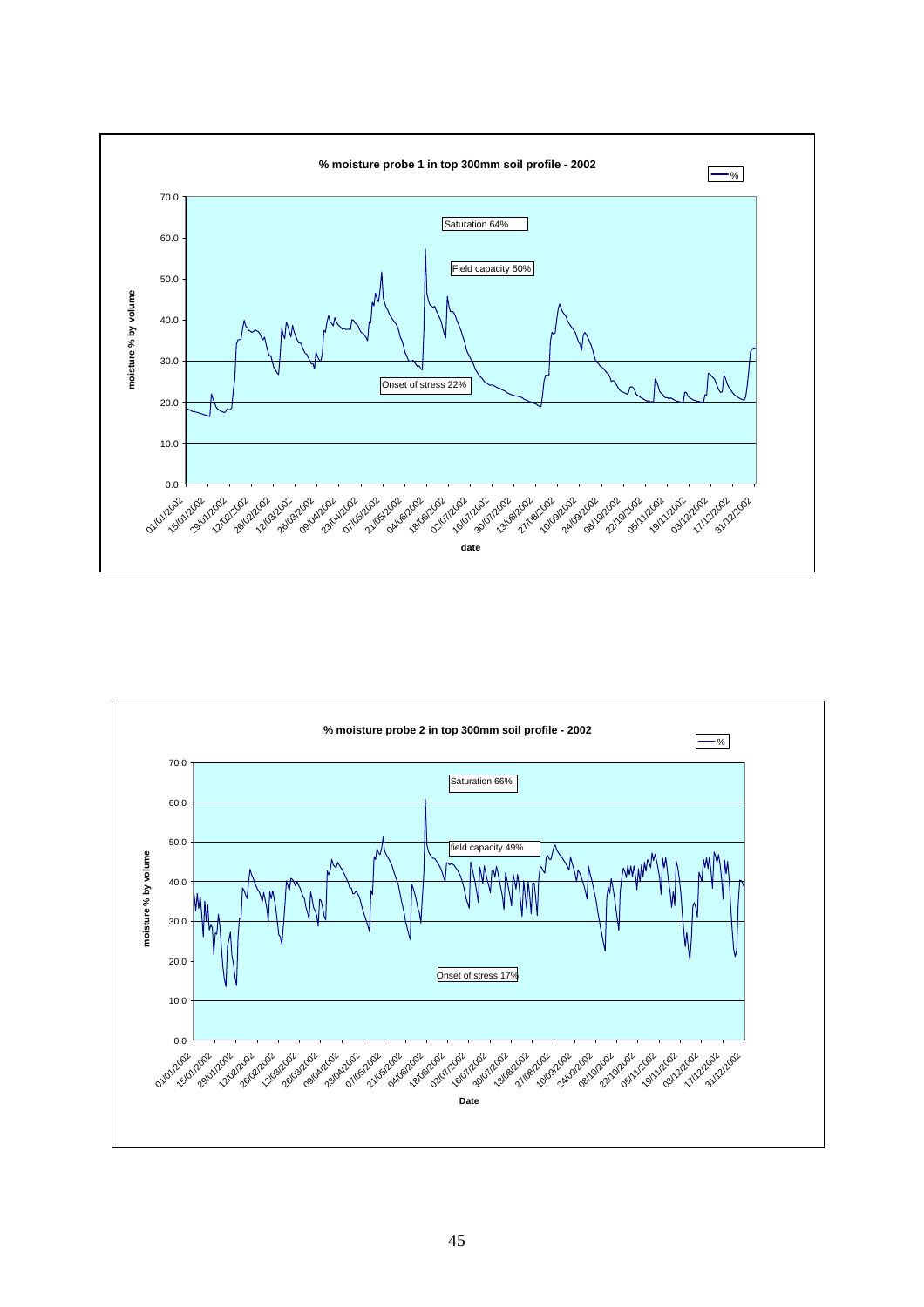**% moisture probe 1 in top 300mm soil profile - 2002**

Legend: %

Y-axis: moisture % by volume (0.0 – 70.0)

X-axis: date (01/01/2002 – 31/12/2002)

Annotations: Saturation 64%; Field capacity 50%; Onset of stress 22%

**% moisture probe 2 in top 300mm soil profile - 2002**

Legend: %

Y-axis: moisture % by volume (0.0 – 70.0)

X-axis: Date (01/01/2002 – 31/12/2002)

Annotations: Saturation 66%; field capacity 49%; Onset of stress 17%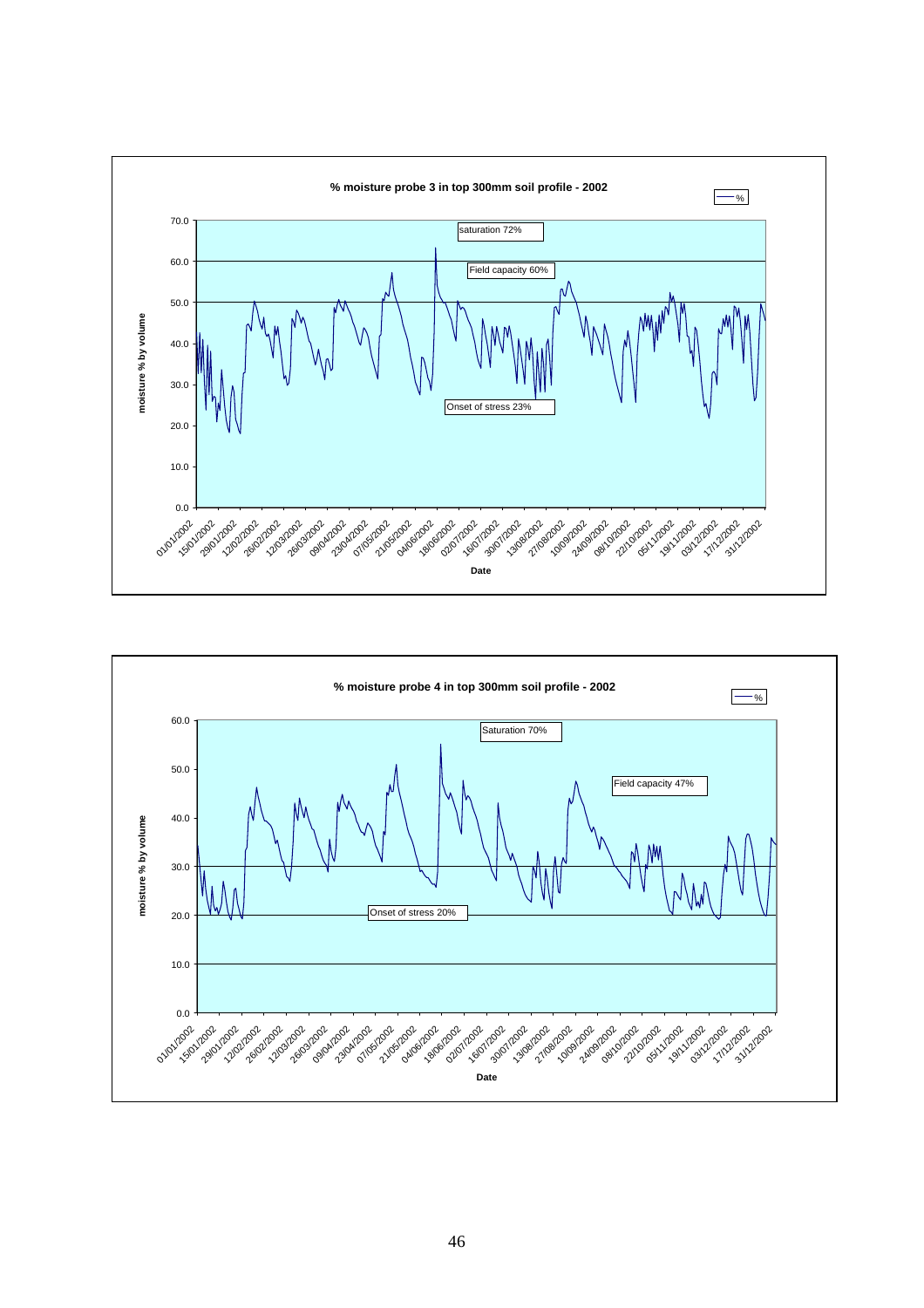**% moisture probe 3 in top 300mm soil profile - 2002**

— %

moisture % by volume

70.0
60.0
50.0
40.0
30.0
20.0
10.0
0.0

saturation 72%

Field capacity 60%

Onset of stress 23%

01/01/2002 15/01/2002 29/01/2002 12/02/2002 26/02/2002 12/03/2002 26/03/2002 09/04/2002 23/04/2002 07/05/2002 21/05/2002 04/06/2002 18/06/2002 02/07/2002 16/07/2002 30/07/2002 13/08/2002 27/08/2002 10/09/2002 24/09/2002 08/10/2002 22/10/2002 05/11/2002 19/11/2002 03/12/2002 17/12/2002 31/12/2002

Date

**% moisture probe 4 in top 300mm soil profile - 2002**

— %

moisture % by volume

60.0
50.0
40.0
30.0
20.0
10.0
0.0

Saturation 70%

Field capacity 47%

Onset of stress 20%

01/01/2002 15/01/2002 29/01/2002 12/02/2002 26/02/2002 12/03/2002 26/03/2002 09/04/2002 23/04/2002 07/05/2002 21/05/2002 04/06/2002 18/06/2002 02/07/2002 16/07/2002 30/07/2002 13/08/2002 27/08/2002 10/09/2002 24/09/2002 08/10/2002 22/10/2002 05/11/2002 19/11/2002 03/12/2002 17/12/2002 31/12/2002

Date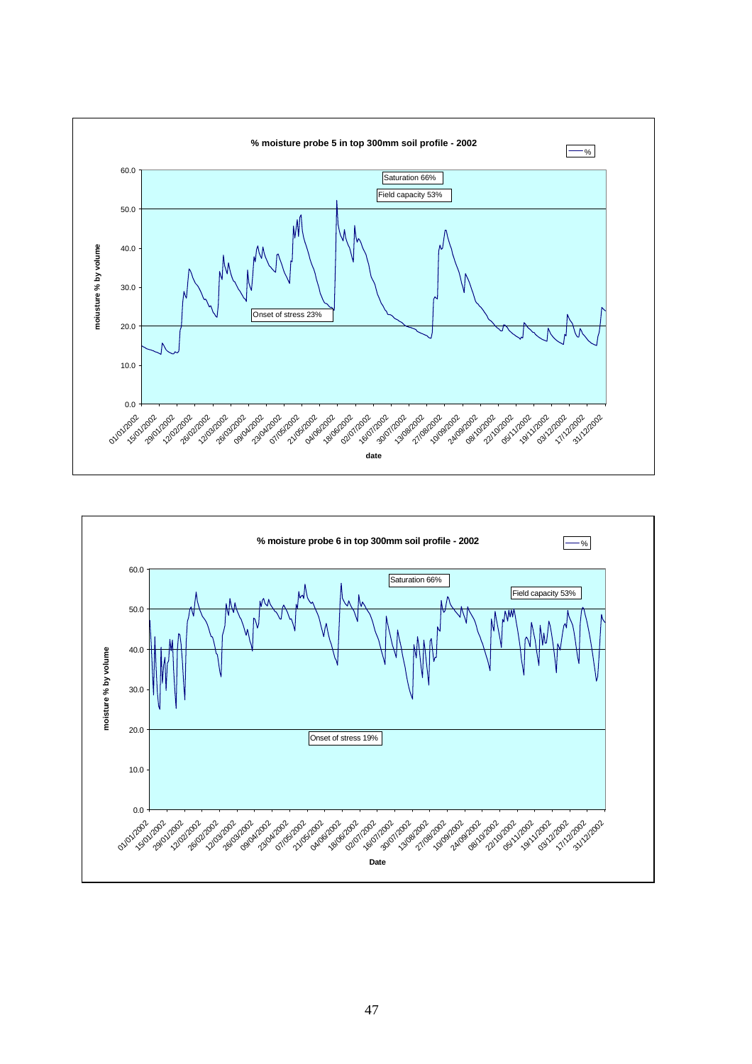**% moisture probe 5 in top 300mm soil profile - 2002**

moiusture % by volume

Saturation 66%

Field capacity 53%

Onset of stress 23%

date

**% moisture probe 6 in top 300mm soil profile - 2002**

moisture % by volume

Saturation 66%

Field capacity 53%

Onset of stress 19%

Date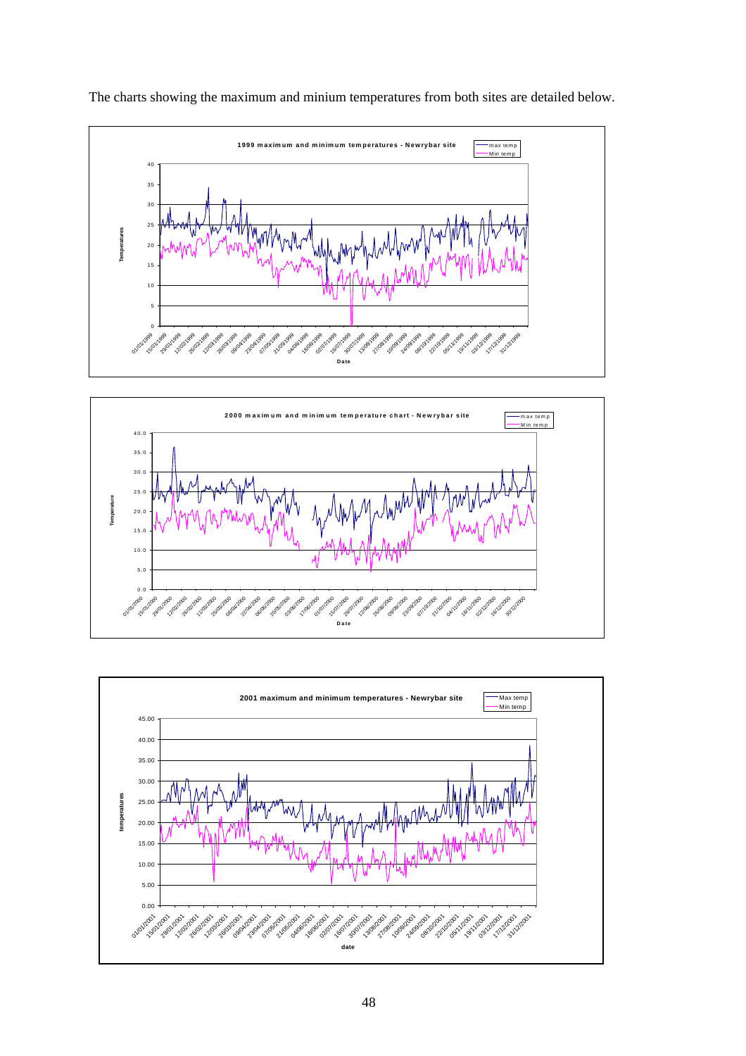The charts showing the maximum and minium temperatures from both sites are detailed below.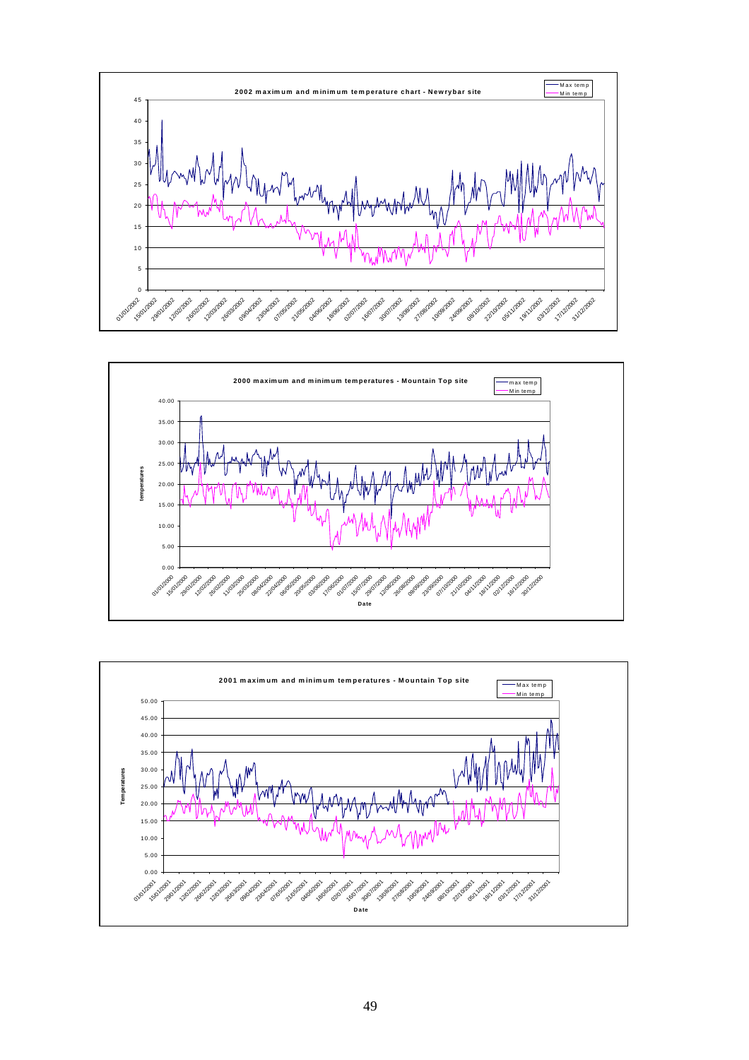**2002 maximum and minimum temperature chart - Newrybar site**

**2000 maximum and minimum temperatures - Mountain Top site**

**2001 maximum and minimum temperatures - Mountain Top site**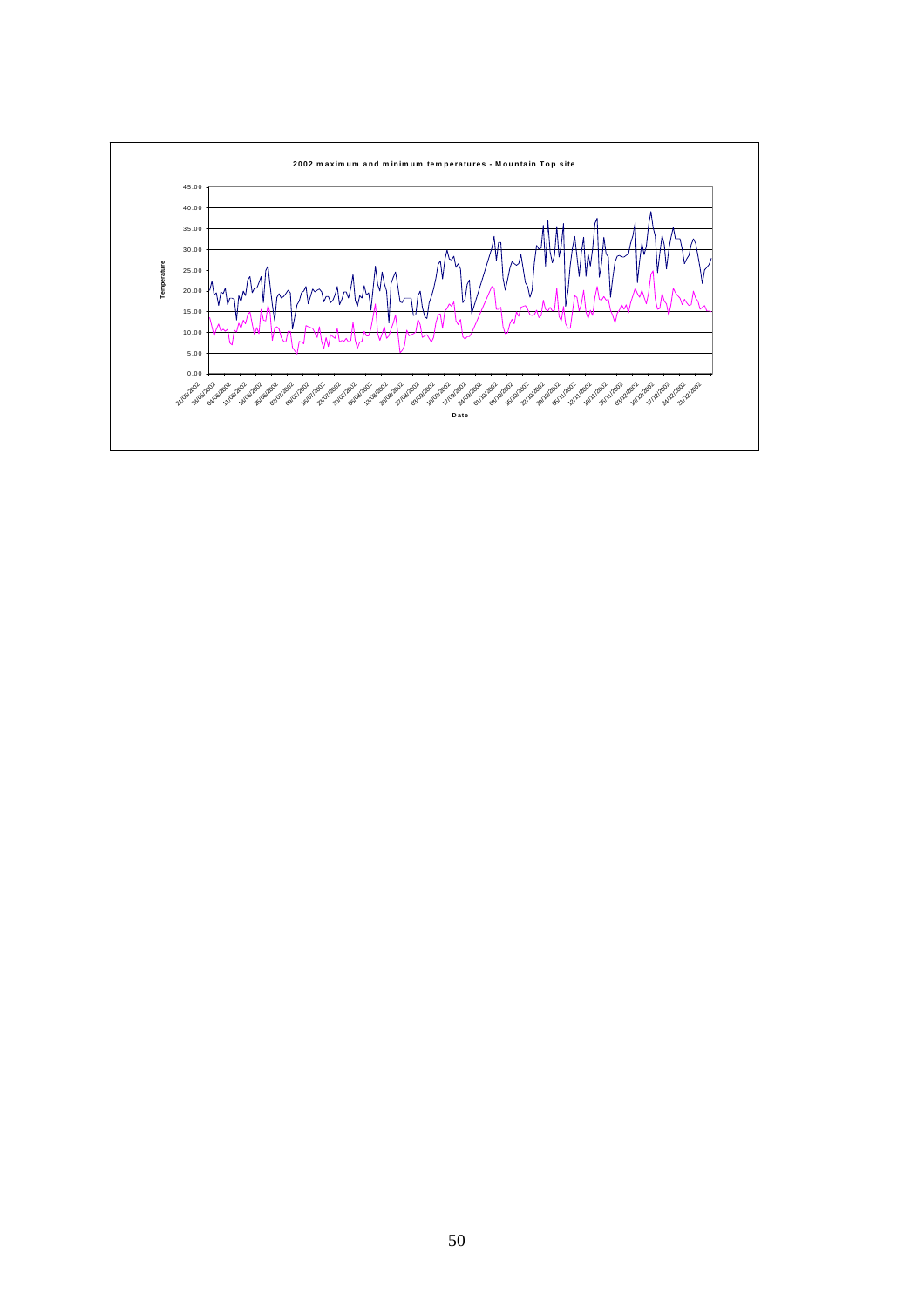**2002 maximum and minimum temperatures - Mountain Top site**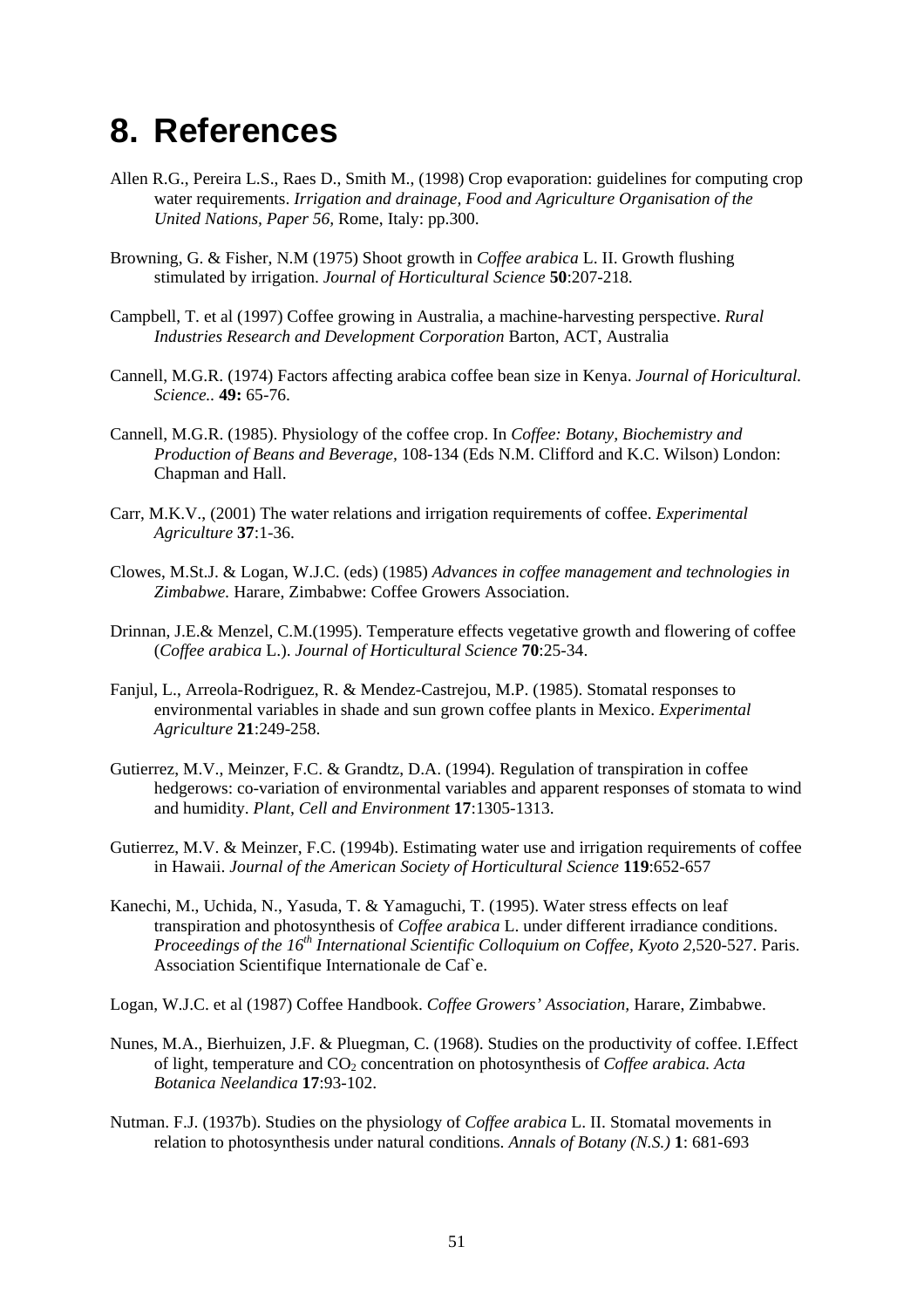# 8. References

Allen R.G., Pereira L.S., Raes D., Smith M., (1998) Crop evaporation: guidelines for computing crop water requirements. *Irrigation and drainage, Food and Agriculture Organisation of the United Nations, Paper 56,* Rome, Italy: pp.300.

Browning, G. & Fisher, N.M (1975) Shoot growth in *Coffee arabica* L. II. Growth flushing stimulated by irrigation. *Journal of Horticultural Science* **50**:207-218.

Campbell, T. et al (1997) Coffee growing in Australia, a machine-harvesting perspective. *Rural Industries Research and Development Corporation* Barton, ACT, Australia

Cannell, M.G.R. (1974) Factors affecting arabica coffee bean size in Kenya. *Journal of Horicultural. Science..* **49:** 65-76.

Cannell, M.G.R. (1985). Physiology of the coffee crop. In *Coffee: Botany, Biochemistry and Production of Beans and Beverage,* 108-134 (Eds N.M. Clifford and K.C. Wilson) London: Chapman and Hall.

Carr, M.K.V., (2001) The water relations and irrigation requirements of coffee. *Experimental Agriculture* **37**:1-36.

Clowes, M.St.J. & Logan, W.J.C. (eds) (1985) *Advances in coffee management and technologies in Zimbabwe.* Harare, Zimbabwe: Coffee Growers Association.

Drinnan, J.E.& Menzel, C.M.(1995). Temperature effects vegetative growth and flowering of coffee (*Coffee arabica* L.). *Journal of Horticultural Science* **70**:25-34.

Fanjul, L., Arreola-Rodriguez, R. & Mendez-Castrejou, M.P. (1985). Stomatal responses to environmental variables in shade and sun grown coffee plants in Mexico. *Experimental Agriculture* **21**:249-258.

Gutierrez, M.V., Meinzer, F.C. & Grandtz, D.A. (1994). Regulation of transpiration in coffee hedgerows: co-variation of environmental variables and apparent responses of stomata to wind and humidity. *Plant, Cell and Environment* **17**:1305-1313.

Gutierrez, M.V. & Meinzer, F.C. (1994b). Estimating water use and irrigation requirements of coffee in Hawaii. *Journal of the American Society of Horticultural Science* **119**:652-657

Kanechi, M., Uchida, N., Yasuda, T. & Yamaguchi, T. (1995). Water stress effects on leaf transpiration and photosynthesis of *Coffea arabica* L. under different irradiance conditions. *Proceedings of the 16th International Scientific Colloquium on Coffee, Kyoto 2,*520-527. Paris. Association Scientifique Internationale de Caf`e.

Logan, W.J.C. et al (1987) Coffee Handbook. *Coffee Growers' Association,* Harare, Zimbabwe.

Nunes, M.A., Bierhuizen, J.F. & Pluegman, C. (1968). Studies on the productivity of coffee. I.Effect of light, temperature and $CO_2$ concentration on photosynthesis of *Coffee arabica. Acta Botanica Neelandica* **17**:93-102.

Nutman. F.J. (1937b). Studies on the physiology of *Coffee arabica* L. II. Stomatal movements in relation to photosynthesis under natural conditions. *Annals of Botany (N.S.)* **1**: 681-693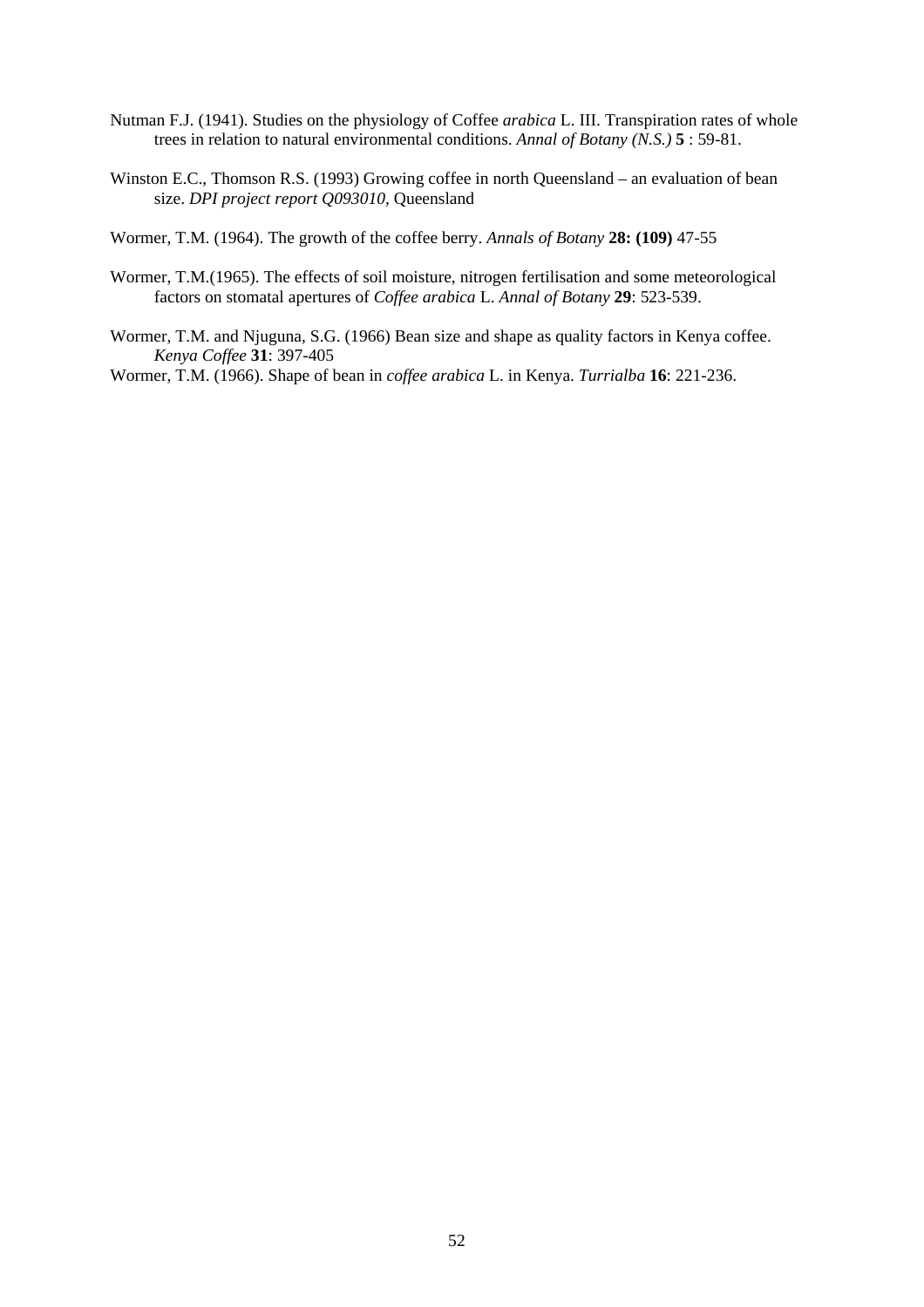Nutman F.J. (1941). Studies on the physiology of Coffee *arabica* L. III. Transpiration rates of whole trees in relation to natural environmental conditions. *Annal of Botany (N.S.)* **5** : 59-81.

Winston E.C., Thomson R.S. (1993) Growing coffee in north Queensland – an evaluation of bean size. *DPI project report Q093010*, Queensland

Wormer, T.M. (1964). The growth of the coffee berry. *Annals of Botany* **28: (109)** 47-55

Wormer, T.M.(1965). The effects of soil moisture, nitrogen fertilisation and some meteorological factors on stomatal apertures of *Coffee arabica* L. *Annal of Botany* **29**: 523-539.

Wormer, T.M. and Njuguna, S.G. (1966) Bean size and shape as quality factors in Kenya coffee. *Kenya Coffee* **31**: 397-405

Wormer, T.M. (1966). Shape of bean in *coffee arabica* L. in Kenya. *Turrialba* **16**: 221-236.